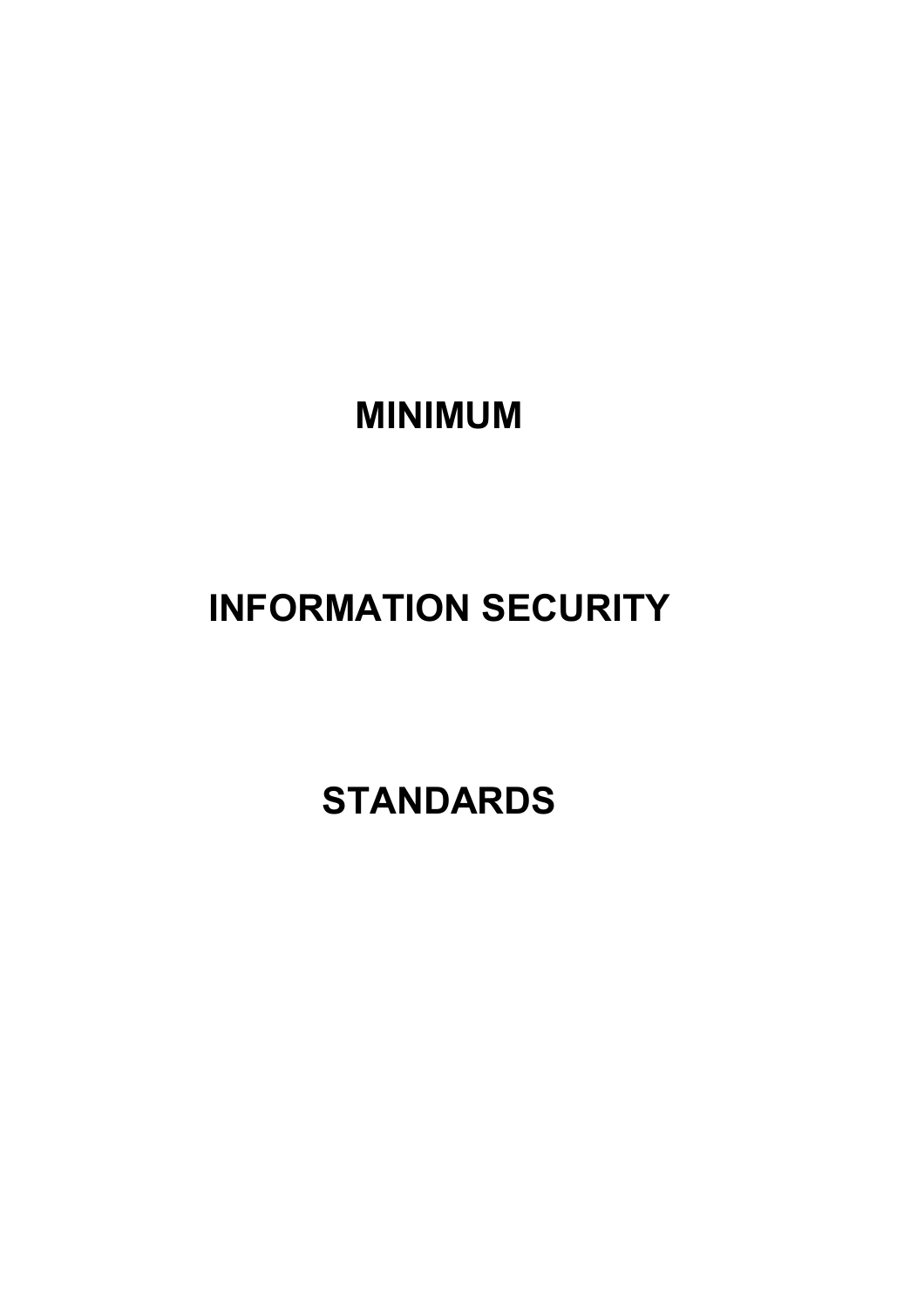# MINIMUM

# INFORMATION SECURITY

# STANDARDS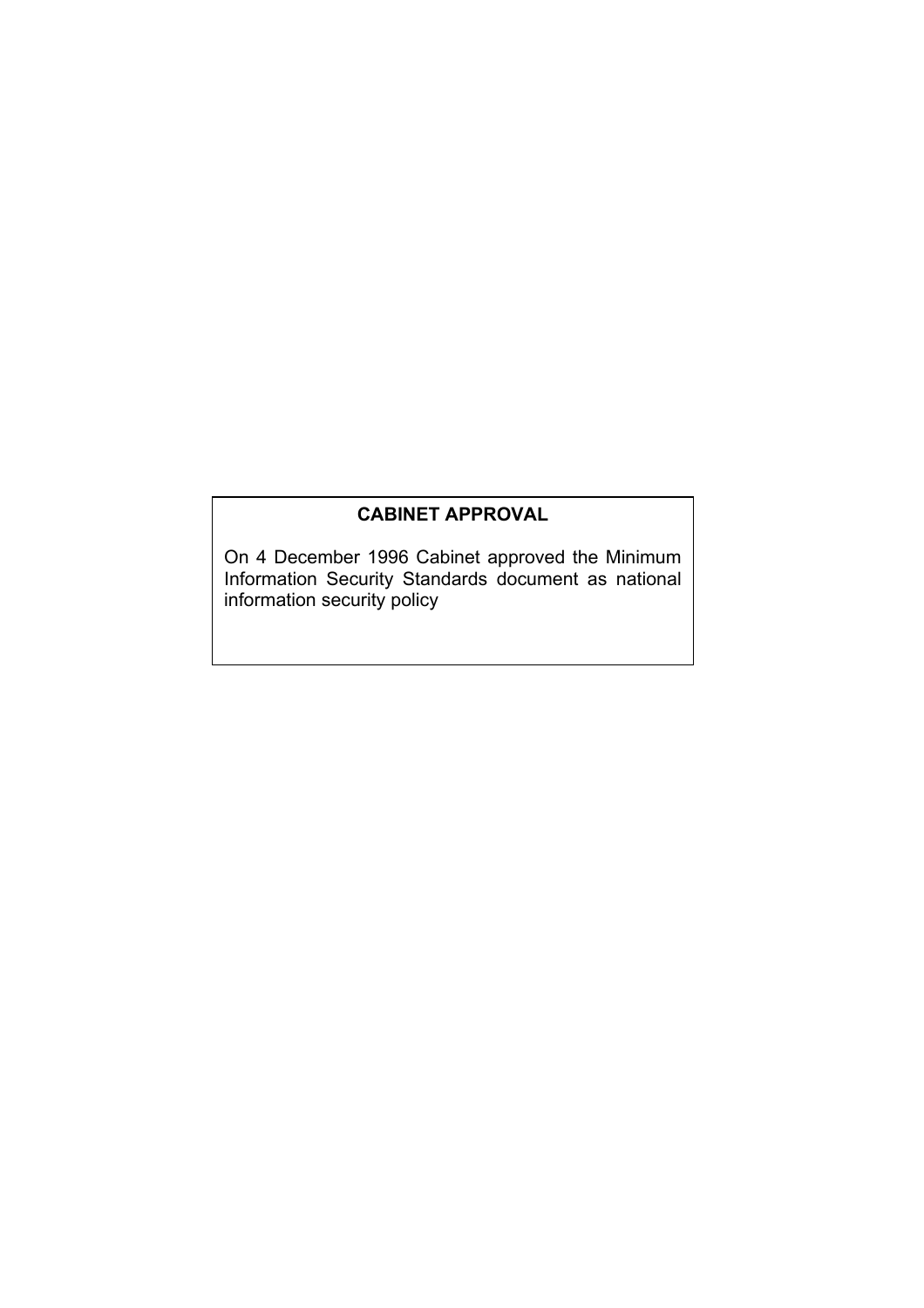**CABINET APPROVAL**

On 4 December 1996 Cabinet approved the Minimum Information Security Standards document as national information security policy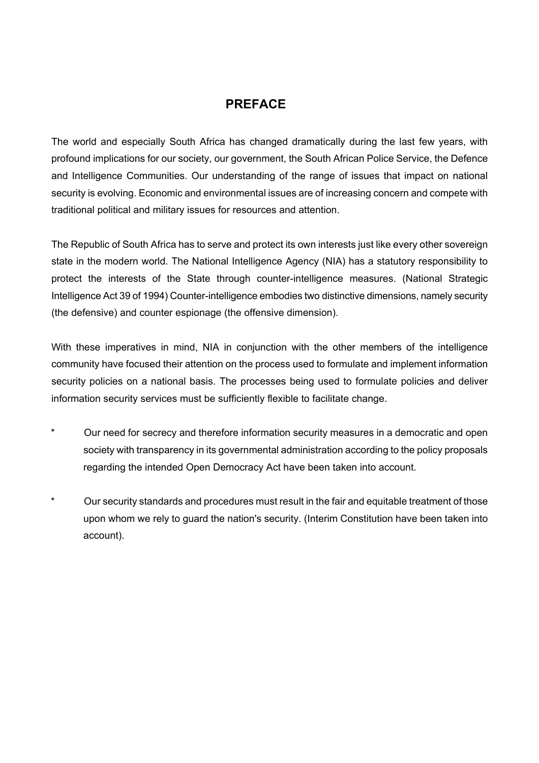# PREFACE

The world and especially South Africa has changed dramatically during the last few years, with profound implications for our society, our government, the South African Police Service, the Defence and Intelligence Communities. Our understanding of the range of issues that impact on national security is evolving. Economic and environmental issues are of increasing concern and compete with traditional political and military issues for resources and attention.

The Republic of South Africa has to serve and protect its own interests just like every other sovereign state in the modern world. The National Intelligence Agency (NIA) has a statutory responsibility to protect the interests of the State through counter-intelligence measures. (National Strategic Intelligence Act 39 of 1994) Counter-intelligence embodies two distinctive dimensions, namely security (the defensive) and counter espionage (the offensive dimension).

With these imperatives in mind, NIA in conjunction with the other members of the intelligence community have focused their attention on the process used to formulate and implement information security policies on a national basis. The processes being used to formulate policies and deliver information security services must be sufficiently flexible to facilitate change.

* Our need for secrecy and therefore information security measures in a democratic and open society with transparency in its governmental administration according to the policy proposals regarding the intended Open Democracy Act have been taken into account.

* Our security standards and procedures must result in the fair and equitable treatment of those upon whom we rely to guard the nation's security. (Interim Constitution have been taken into account).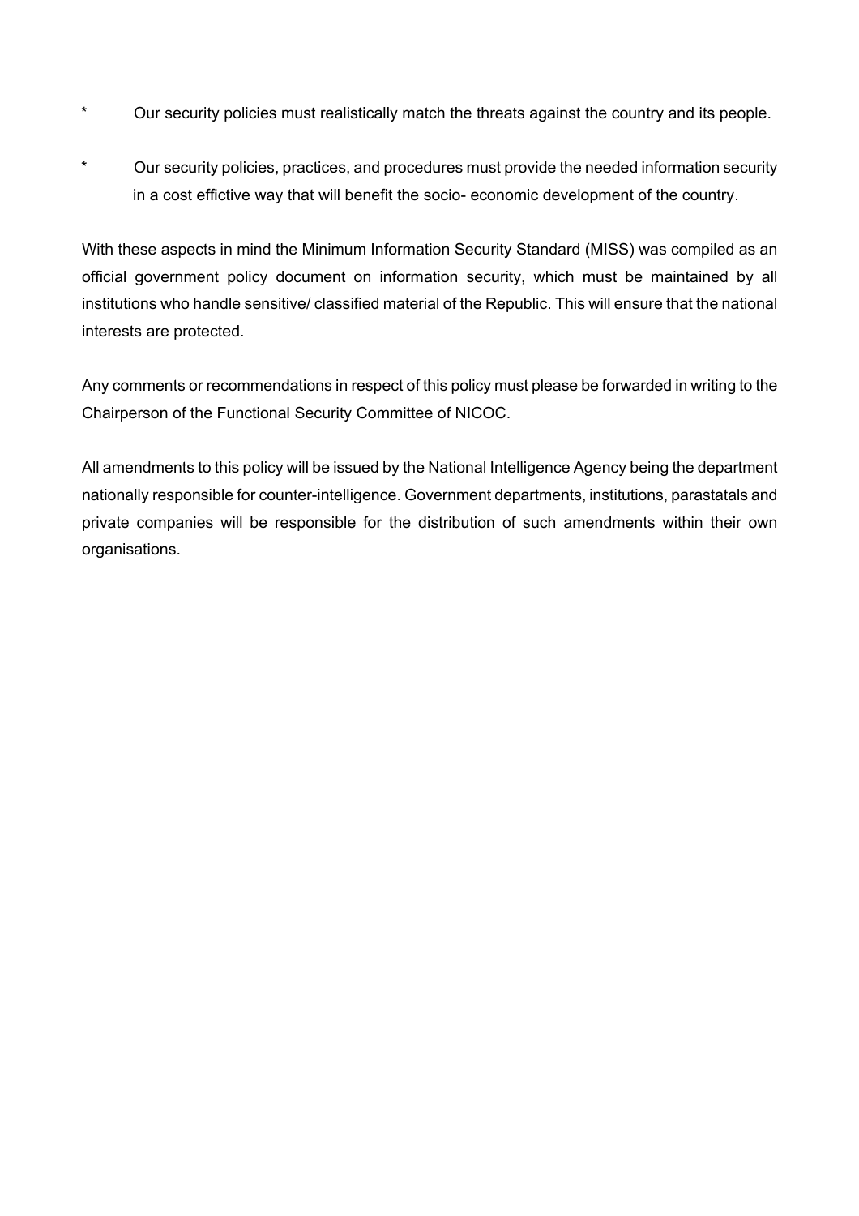* Our security policies must realistically match the threats against the country and its people.

* Our security policies, practices, and procedures must provide the needed information security in a cost effictive way that will benefit the socio- economic development of the country.

With these aspects in mind the Minimum Information Security Standard (MISS) was compiled as an official government policy document on information security, which must be maintained by all institutions who handle sensitive/ classified material of the Republic. This will ensure that the national interests are protected.

Any comments or recommendations in respect of this policy must please be forwarded in writing to the Chairperson of the Functional Security Committee of NICOC.

All amendments to this policy will be issued by the National Intelligence Agency being the department nationally responsible for counter-intelligence. Government departments, institutions, parastatals and private companies will be responsible for the distribution of such amendments within their own organisations.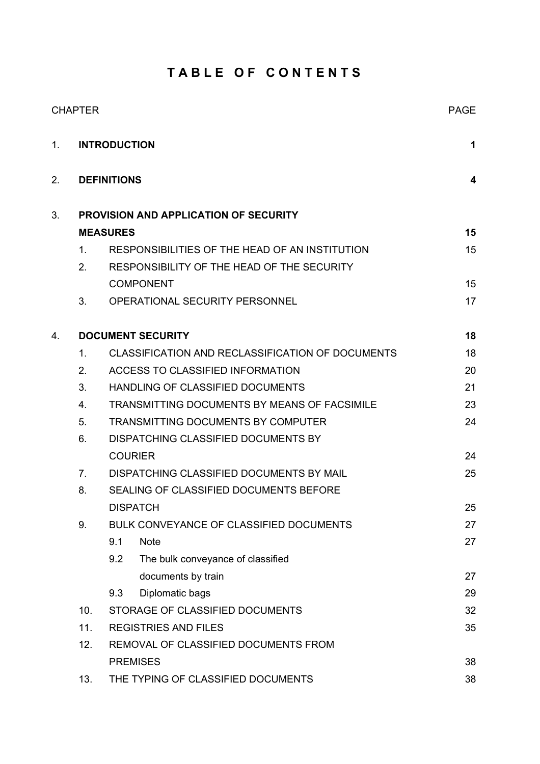# T A B L E   O F   C O N T E N T S

| CHAPTER | | | PAGE |
|---|---|---|---|
| 1. | **INTRODUCTION** | | **1** |
| 2. | **DEFINITIONS** | | **4** |
| 3. | **PROVISION AND APPLICATION OF SECURITY MEASURES** | | **15** |
| | 1. | RESPONSIBILITIES OF THE HEAD OF AN INSTITUTION | 15 |
| | 2. | RESPONSIBILITY OF THE HEAD OF THE SECURITY COMPONENT | 15 |
| | 3. | OPERATIONAL SECURITY PERSONNEL | 17 |
| 4. | **DOCUMENT SECURITY** | | **18** |
| | 1. | CLASSIFICATION AND RECLASSIFICATION OF DOCUMENTS | 18 |
| | 2. | ACCESS TO CLASSIFIED INFORMATION | 20 |
| | 3. | HANDLING OF CLASSIFIED DOCUMENTS | 21 |
| | 4. | TRANSMITTING DOCUMENTS BY MEANS OF FACSIMILE | 23 |
| | 5. | TRANSMITTING DOCUMENTS BY COMPUTER | 24 |
| | 6. | DISPATCHING CLASSIFIED DOCUMENTS BY COURIER | 24 |
| | 7. | DISPATCHING CLASSIFIED DOCUMENTS BY MAIL | 25 |
| | 8. | SEALING OF CLASSIFIED DOCUMENTS BEFORE DISPATCH | 25 |
| | 9. | BULK CONVEYANCE OF CLASSIFIED DOCUMENTS | 27 |
| | | 9.1 Note | 27 |
| | | 9.2 The bulk conveyance of classified documents by train | 27 |
| | | 9.3 Diplomatic bags | 29 |
| | 10. | STORAGE OF CLASSIFIED DOCUMENTS | 32 |
| | 11. | REGISTRIES AND FILES | 35 |
| | 12. | REMOVAL OF CLASSIFIED DOCUMENTS FROM PREMISES | 38 |
| | 13. | THE TYPING OF CLASSIFIED DOCUMENTS | 38 |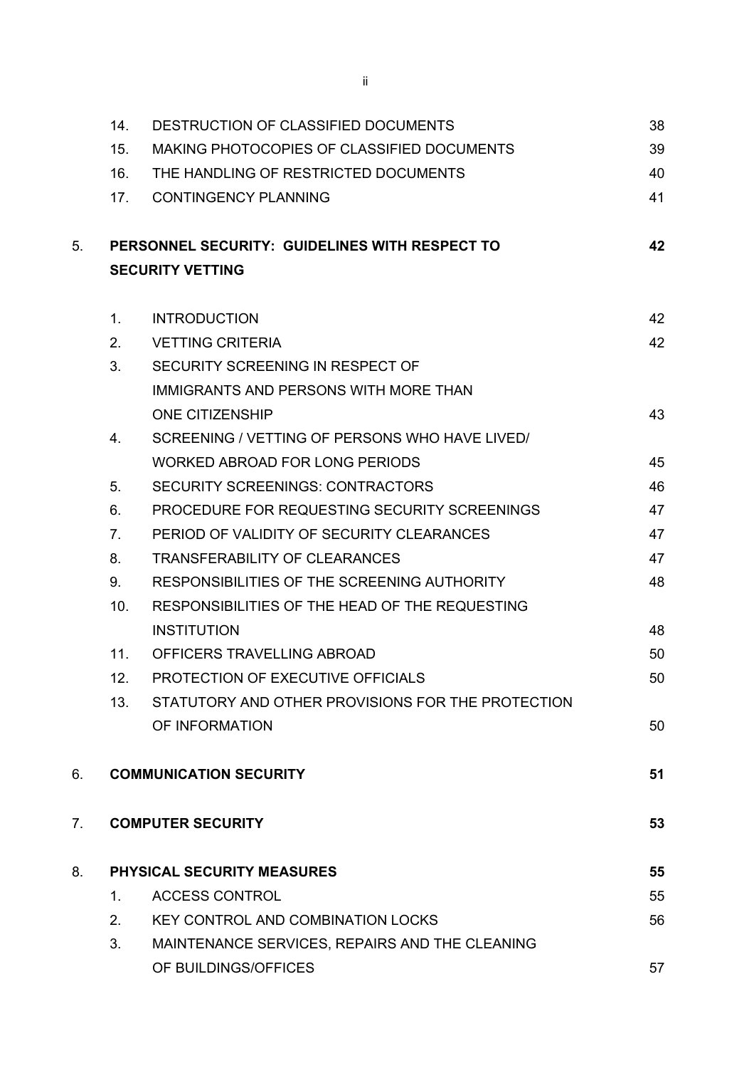| | | | |
|---|---|---|---|
| | 14. | DESTRUCTION OF CLASSIFIED DOCUMENTS | 38 |
| | 15. | MAKING PHOTOCOPIES OF CLASSIFIED DOCUMENTS | 39 |
| | 16. | THE HANDLING OF RESTRICTED DOCUMENTS | 40 |
| | 17. | CONTINGENCY PLANNING | 41 |
| 5. | **PERSONNEL SECURITY: GUIDELINES WITH RESPECT TO SECURITY VETTING** | | **42** |
| | 1. | INTRODUCTION | 42 |
| | 2. | VETTING CRITERIA | 42 |
| | 3. | SECURITY SCREENING IN RESPECT OF IMMIGRANTS AND PERSONS WITH MORE THAN ONE CITIZENSHIP | 43 |
| | 4. | SCREENING / VETTING OF PERSONS WHO HAVE LIVED/ WORKED ABROAD FOR LONG PERIODS | 45 |
| | 5. | SECURITY SCREENINGS: CONTRACTORS | 46 |
| | 6. | PROCEDURE FOR REQUESTING SECURITY SCREENINGS | 47 |
| | 7. | PERIOD OF VALIDITY OF SECURITY CLEARANCES | 47 |
| | 8. | TRANSFERABILITY OF CLEARANCES | 47 |
| | 9. | RESPONSIBILITIES OF THE SCREENING AUTHORITY | 48 |
| | 10. | RESPONSIBILITIES OF THE HEAD OF THE REQUESTING INSTITUTION | 48 |
| | 11. | OFFICERS TRAVELLING ABROAD | 50 |
| | 12. | PROTECTION OF EXECUTIVE OFFICIALS | 50 |
| | 13. | STATUTORY AND OTHER PROVISIONS FOR THE PROTECTION OF INFORMATION | 50 |
| 6. | **COMMUNICATION SECURITY** | | **51** |
| 7. | **COMPUTER SECURITY** | | **53** |
| 8. | **PHYSICAL SECURITY MEASURES** | | **55** |
| | 1. | ACCESS CONTROL | 55 |
| | 2. | KEY CONTROL AND COMBINATION LOCKS | 56 |
| | 3. | MAINTENANCE SERVICES, REPAIRS AND THE CLEANING OF BUILDINGS/OFFICES | 57 |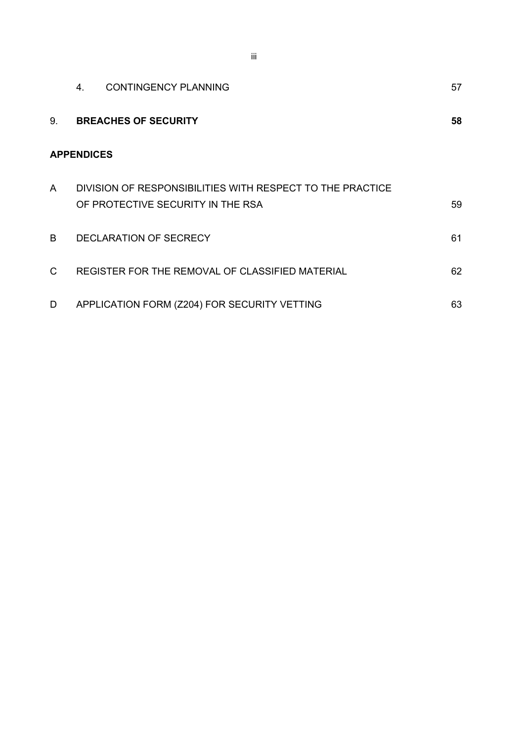| | | |
|---|---|---|
| | 4. CONTINGENCY PLANNING | 57 |
| 9. | **BREACHES OF SECURITY** | **58** |
| **APPENDICES** | | |
| A | DIVISION OF RESPONSIBILITIES WITH RESPECT TO THE PRACTICE OF PROTECTIVE SECURITY IN THE RSA | 59 |
| B | DECLARATION OF SECRECY | 61 |
| C | REGISTER FOR THE REMOVAL OF CLASSIFIED MATERIAL | 62 |
| D | APPLICATION FORM (Z204) FOR SECURITY VETTING | 63 |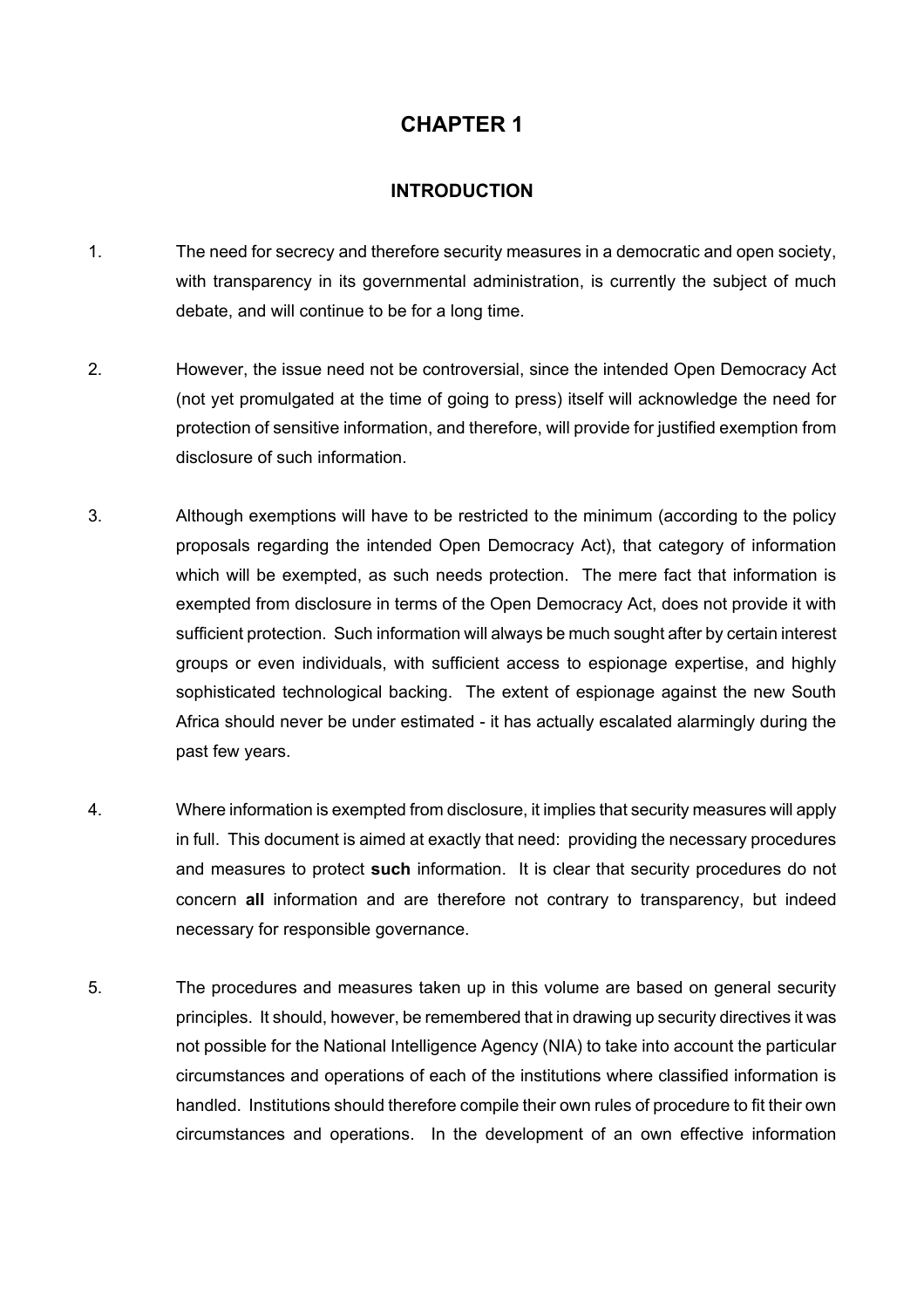# CHAPTER 1

## INTRODUCTION

1. The need for secrecy and therefore security measures in a democratic and open society, with transparency in its governmental administration, is currently the subject of much debate, and will continue to be for a long time.

2. However, the issue need not be controversial, since the intended Open Democracy Act (not yet promulgated at the time of going to press) itself will acknowledge the need for protection of sensitive information, and therefore, will provide for justified exemption from disclosure of such information.

3. Although exemptions will have to be restricted to the minimum (according to the policy proposals regarding the intended Open Democracy Act), that category of information which will be exempted, as such needs protection. The mere fact that information is exempted from disclosure in terms of the Open Democracy Act, does not provide it with sufficient protection. Such information will always be much sought after by certain interest groups or even individuals, with sufficient access to espionage expertise, and highly sophisticated technological backing. The extent of espionage against the new South Africa should never be under estimated - it has actually escalated alarmingly during the past few years.

4. Where information is exempted from disclosure, it implies that security measures will apply in full. This document is aimed at exactly that need: providing the necessary procedures and measures to protect **such** information. It is clear that security procedures do not concern **all** information and are therefore not contrary to transparency, but indeed necessary for responsible governance.

5. The procedures and measures taken up in this volume are based on general security principles. It should, however, be remembered that in drawing up security directives it was not possible for the National Intelligence Agency (NIA) to take into account the particular circumstances and operations of each of the institutions where classified information is handled. Institutions should therefore compile their own rules of procedure to fit their own circumstances and operations. In the development of an own effective information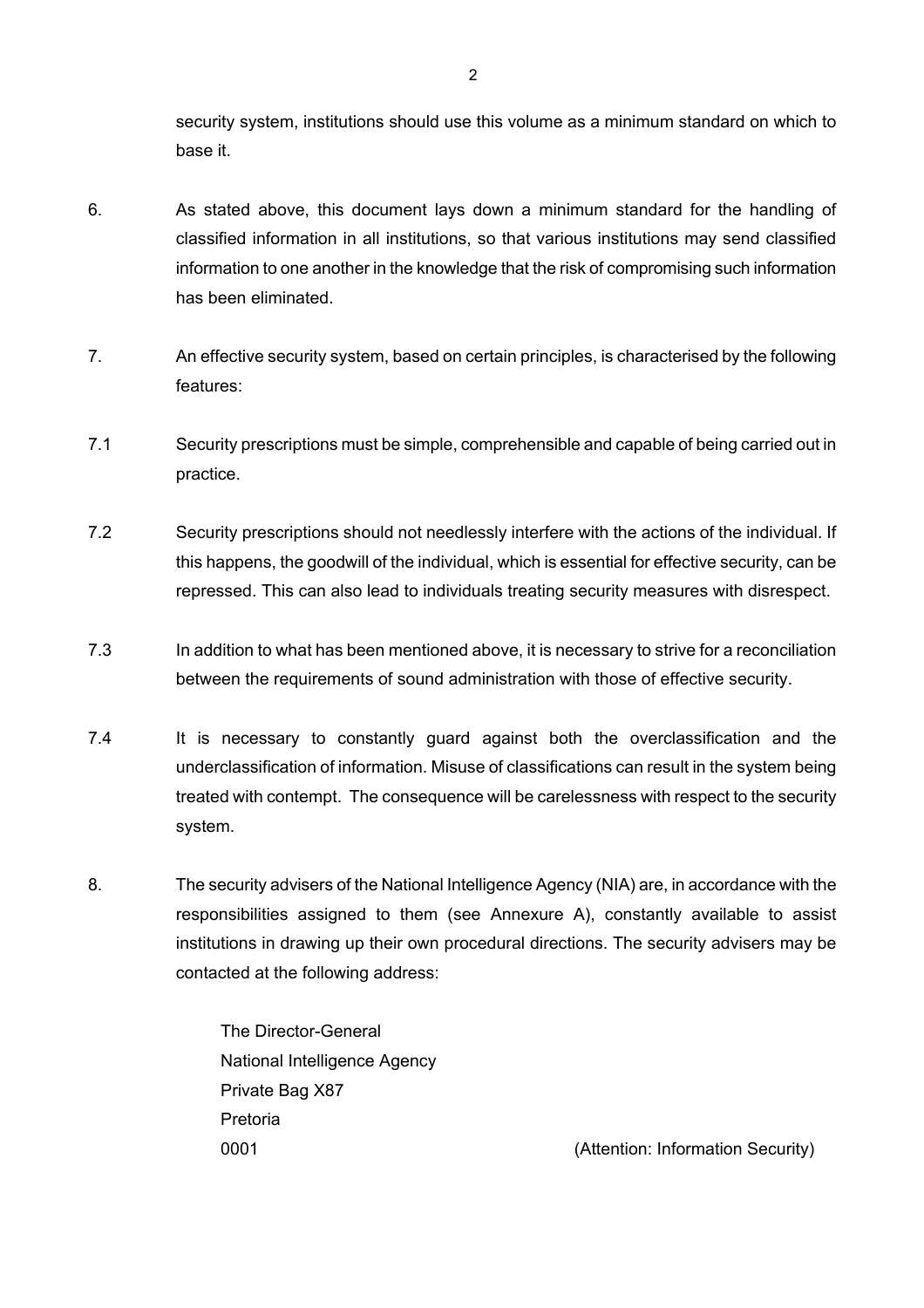security system, institutions should use this volume as a minimum standard on which to base it.

6. As stated above, this document lays down a minimum standard for the handling of classified information in all institutions, so that various institutions may send classified information to one another in the knowledge that the risk of compromising such information has been eliminated.

7. An effective security system, based on certain principles, is characterised by the following features:

7.1 Security prescriptions must be simple, comprehensible and capable of being carried out in practice.

7.2 Security prescriptions should not needlessly interfere with the actions of the individual. If this happens, the goodwill of the individual, which is essential for effective security, can be repressed. This can also lead to individuals treating security measures with disrespect.

7.3 In addition to what has been mentioned above, it is necessary to strive for a reconciliation between the requirements of sound administration with those of effective security.

7.4 It is necessary to constantly guard against both the overclassification and the underclassification of information. Misuse of classifications can result in the system being treated with contempt. The consequence will be carelessness with respect to the security system.

8. The security advisers of the National Intelligence Agency (NIA) are, in accordance with the responsibilities assigned to them (see Annexure A), constantly available to assist institutions in drawing up their own procedural directions. The security advisers may be contacted at the following address:

The Director-General
National Intelligence Agency
Private Bag X87
Pretoria
0001 (Attention: Information Security)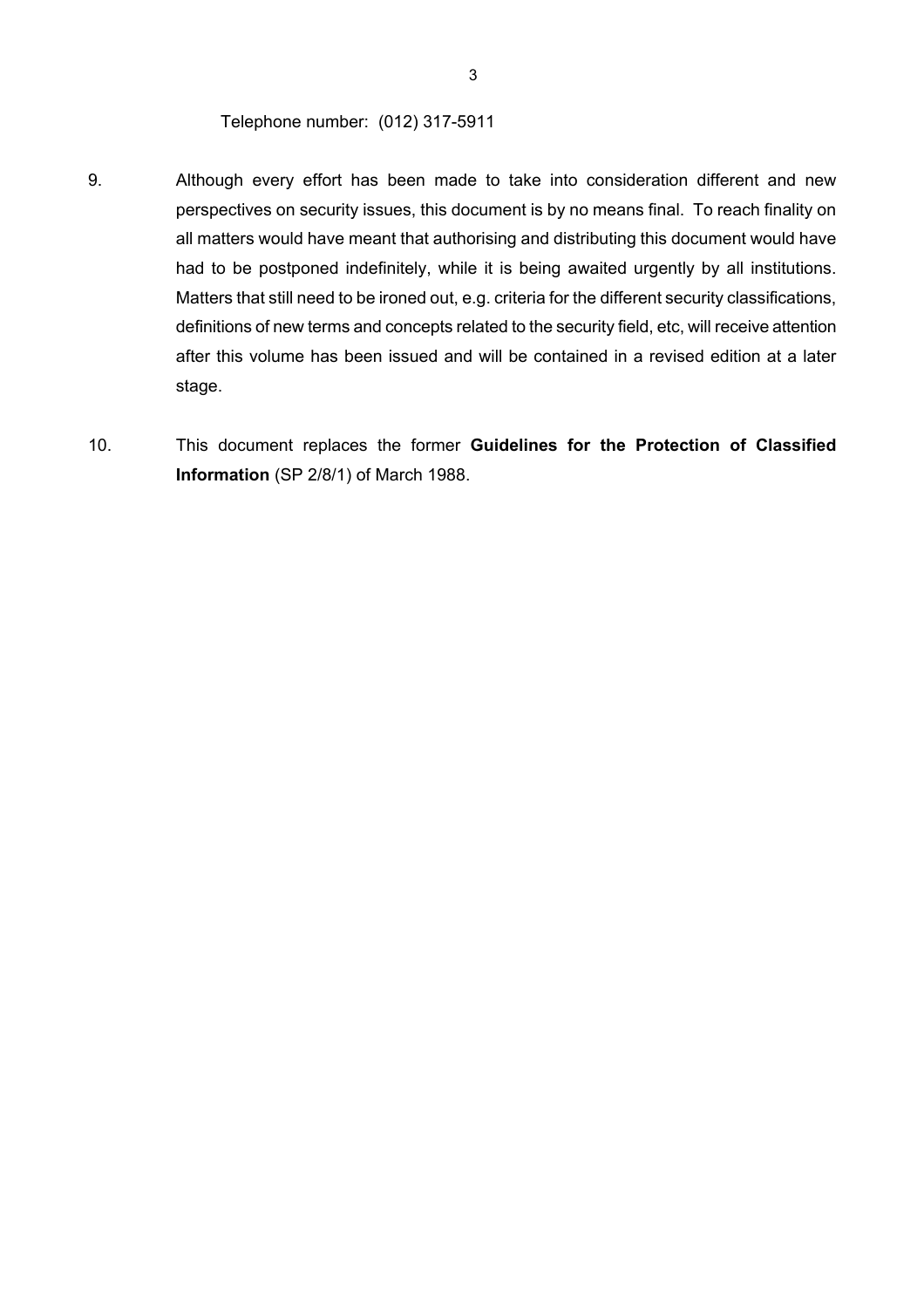Telephone number: (012) 317-5911

9. Although every effort has been made to take into consideration different and new perspectives on security issues, this document is by no means final. To reach finality on all matters would have meant that authorising and distributing this document would have had to be postponed indefinitely, while it is being awaited urgently by all institutions. Matters that still need to be ironed out, e.g. criteria for the different security classifications, definitions of new terms and concepts related to the security field, etc, will receive attention after this volume has been issued and will be contained in a revised edition at a later stage.

10. This document replaces the former **Guidelines for the Protection of Classified Information** (SP 2/8/1) of March 1988.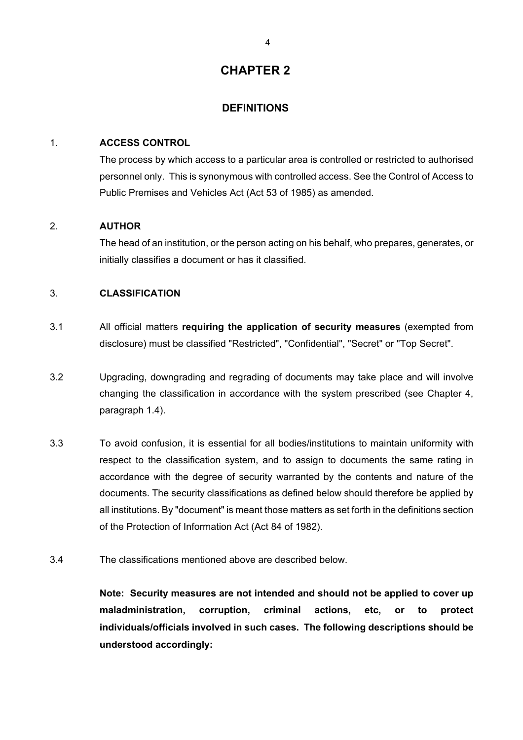# CHAPTER 2

## DEFINITIONS

1. **ACCESS CONTROL**

   The process by which access to a particular area is controlled or restricted to authorised personnel only. This is synonymous with controlled access. See the Control of Access to Public Premises and Vehicles Act (Act 53 of 1985) as amended.

2. **AUTHOR**

   The head of an institution, or the person acting on his behalf, who prepares, generates, or initially classifies a document or has it classified.

3. **CLASSIFICATION**

3.1 All official matters **requiring the application of security measures** (exempted from disclosure) must be classified "Restricted", "Confidential", "Secret" or "Top Secret".

3.2 Upgrading, downgrading and regrading of documents may take place and will involve changing the classification in accordance with the system prescribed (see Chapter 4, paragraph 1.4).

3.3 To avoid confusion, it is essential for all bodies/institutions to maintain uniformity with respect to the classification system, and to assign to documents the same rating in accordance with the degree of security warranted by the contents and nature of the documents. The security classifications as defined below should therefore be applied by all institutions. By "document" is meant those matters as set forth in the definitions section of the Protection of Information Act (Act 84 of 1982).

3.4 The classifications mentioned above are described below.

**Note: Security measures are not intended and should not be applied to cover up maladministration, corruption, criminal actions, etc, or to protect individuals/officials involved in such cases. The following descriptions should be understood accordingly:**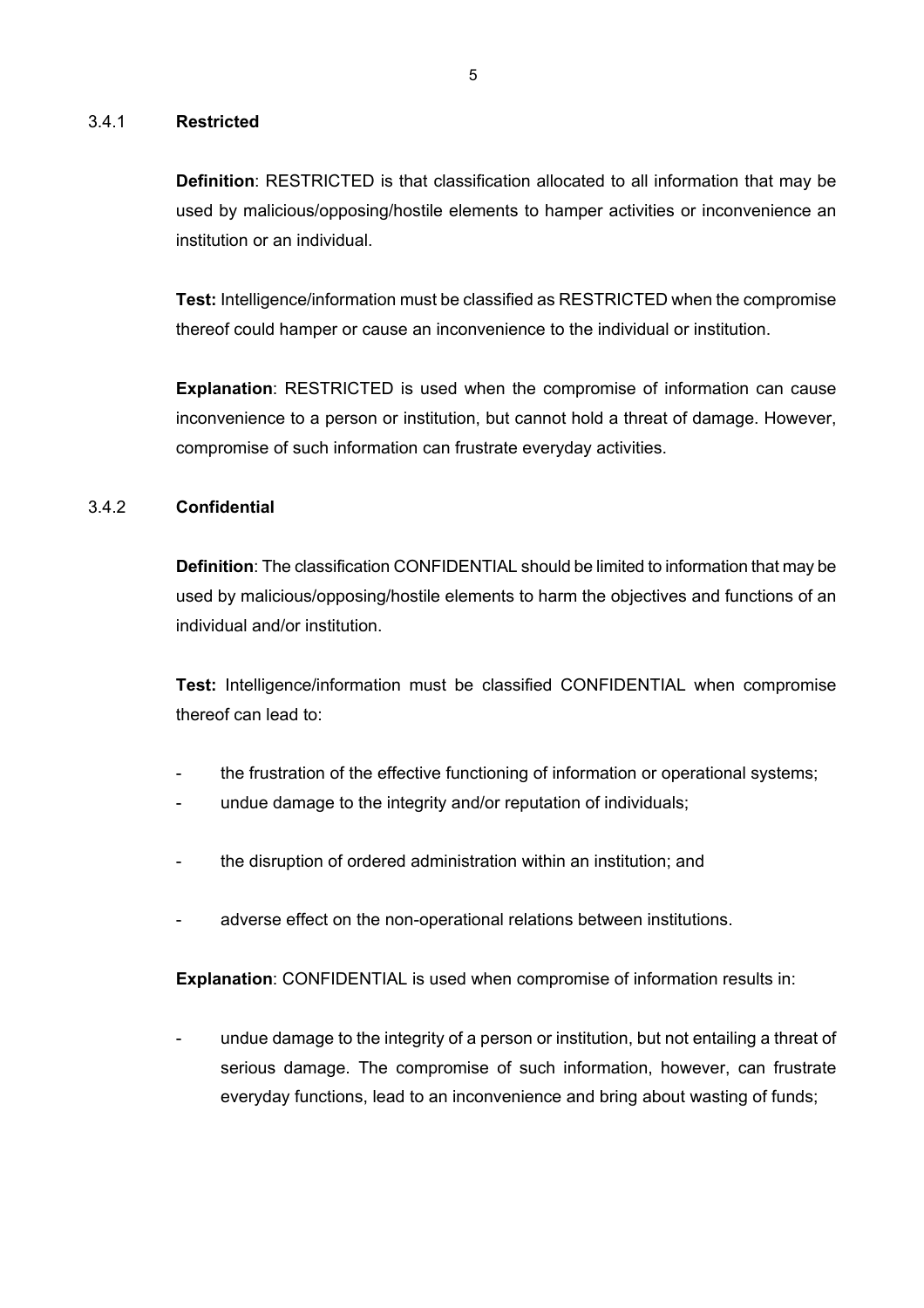#### 3.4.1 Restricted

**Definition**: RESTRICTED is that classification allocated to all information that may be used by malicious/opposing/hostile elements to hamper activities or inconvenience an institution or an individual.

**Test:** Intelligence/information must be classified as RESTRICTED when the compromise thereof could hamper or cause an inconvenience to the individual or institution.

**Explanation**: RESTRICTED is used when the compromise of information can cause inconvenience to a person or institution, but cannot hold a threat of damage. However, compromise of such information can frustrate everyday activities.

#### 3.4.2 Confidential

**Definition**: The classification CONFIDENTIAL should be limited to information that may be used by malicious/opposing/hostile elements to harm the objectives and functions of an individual and/or institution.

**Test:** Intelligence/information must be classified CONFIDENTIAL when compromise thereof can lead to:

- the frustration of the effective functioning of information or operational systems;
- undue damage to the integrity and/or reputation of individuals;
- the disruption of ordered administration within an institution; and
- adverse effect on the non-operational relations between institutions.

**Explanation**: CONFIDENTIAL is used when compromise of information results in:

- undue damage to the integrity of a person or institution, but not entailing a threat of serious damage. The compromise of such information, however, can frustrate everyday functions, lead to an inconvenience and bring about wasting of funds;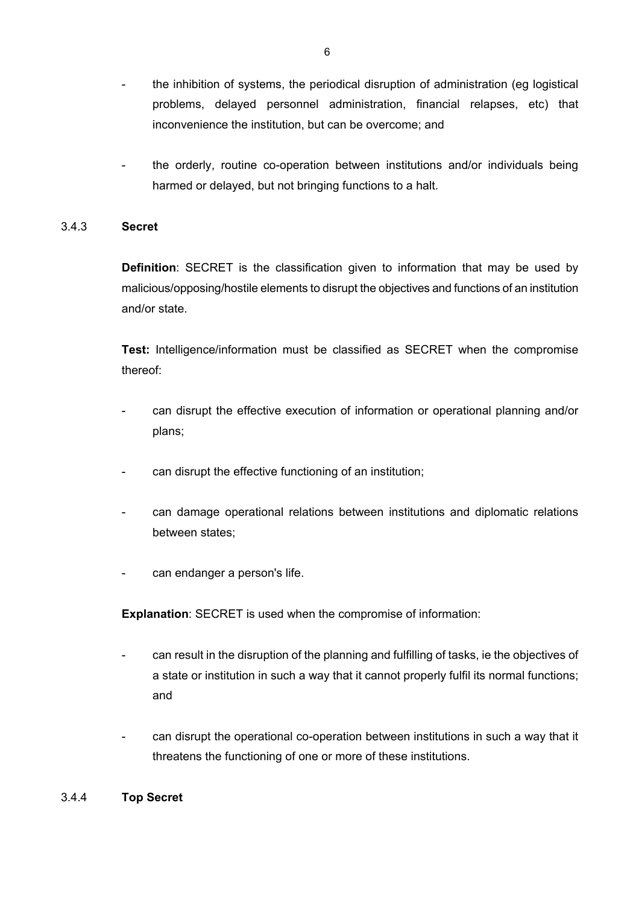- the inhibition of systems, the periodical disruption of administration (eg logistical problems, delayed personnel administration, financial relapses, etc) that inconvenience the institution, but can be overcome; and

- the orderly, routine co-operation between institutions and/or individuals being harmed or delayed, but not bringing functions to a halt.

### 3.4.3 Secret

**Definition**: SECRET is the classification given to information that may be used by malicious/opposing/hostile elements to disrupt the objectives and functions of an institution and/or state.

**Test:** Intelligence/information must be classified as SECRET when the compromise thereof:

- can disrupt the effective execution of information or operational planning and/or plans;

- can disrupt the effective functioning of an institution;

- can damage operational relations between institutions and diplomatic relations between states;

- can endanger a person's life.

**Explanation**: SECRET is used when the compromise of information:

- can result in the disruption of the planning and fulfilling of tasks, ie the objectives of a state or institution in such a way that it cannot properly fulfil its normal functions; and

- can disrupt the operational co-operation between institutions in such a way that it threatens the functioning of one or more of these institutions.

### 3.4.4 Top Secret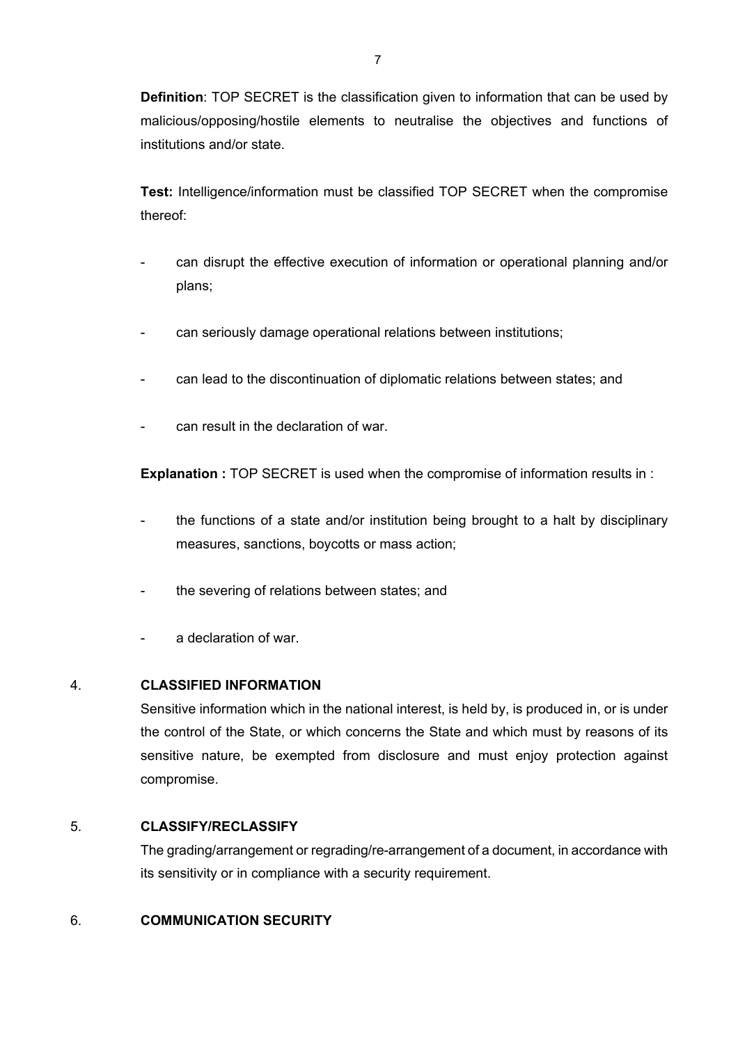**Definition**: TOP SECRET is the classification given to information that can be used by malicious/opposing/hostile elements to neutralise the objectives and functions of institutions and/or state.

**Test:** Intelligence/information must be classified TOP SECRET when the compromise thereof:

- can disrupt the effective execution of information or operational planning and/or plans;
- can seriously damage operational relations between institutions;
- can lead to the discontinuation of diplomatic relations between states; and
- can result in the declaration of war.

**Explanation :** TOP SECRET is used when the compromise of information results in :

- the functions of a state and/or institution being brought to a halt by disciplinary measures, sanctions, boycotts or mass action;
- the severing of relations between states; and
- a declaration of war.

4. **CLASSIFIED INFORMATION**

Sensitive information which in the national interest, is held by, is produced in, or is under the control of the State, or which concerns the State and which must by reasons of its sensitive nature, be exempted from disclosure and must enjoy protection against compromise.

5. **CLASSIFY/RECLASSIFY**

The grading/arrangement or regrading/re-arrangement of a document, in accordance with its sensitivity or in compliance with a security requirement.

6. **COMMUNICATION SECURITY**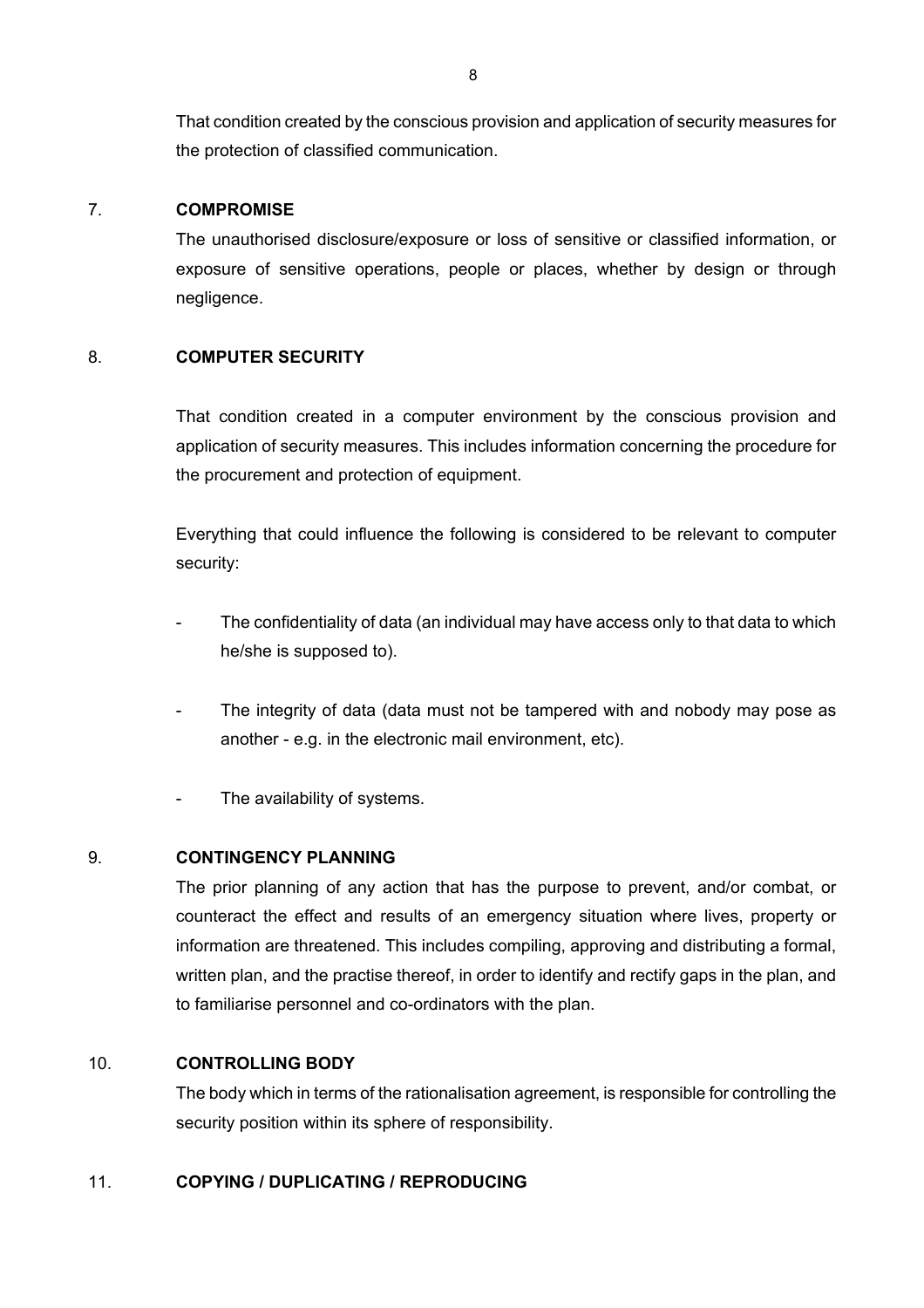That condition created by the conscious provision and application of security measures for the protection of classified communication.

7. **COMPROMISE**

The unauthorised disclosure/exposure or loss of sensitive or classified information, or exposure of sensitive operations, people or places, whether by design or through negligence.

8. **COMPUTER SECURITY**

That condition created in a computer environment by the conscious provision and application of security measures. This includes information concerning the procedure for the procurement and protection of equipment.

Everything that could influence the following is considered to be relevant to computer security:

- The confidentiality of data (an individual may have access only to that data to which he/she is supposed to).
- The integrity of data (data must not be tampered with and nobody may pose as another - e.g. in the electronic mail environment, etc).
- The availability of systems.

9. **CONTINGENCY PLANNING**

The prior planning of any action that has the purpose to prevent, and/or combat, or counteract the effect and results of an emergency situation where lives, property or information are threatened. This includes compiling, approving and distributing a formal, written plan, and the practise thereof, in order to identify and rectify gaps in the plan, and to familiarise personnel and co-ordinators with the plan.

10. **CONTROLLING BODY**

The body which in terms of the rationalisation agreement, is responsible for controlling the security position within its sphere of responsibility.

11. **COPYING / DUPLICATING / REPRODUCING**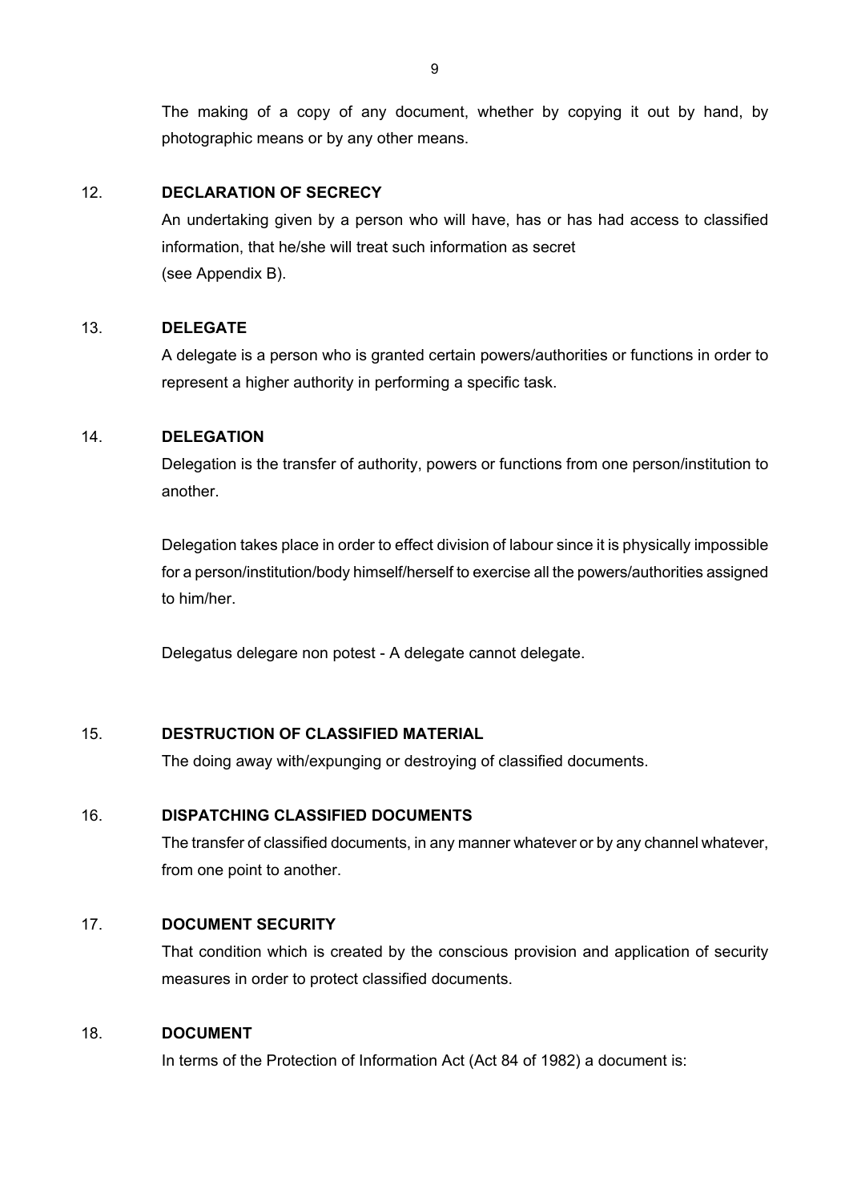The making of a copy of any document, whether by copying it out by hand, by photographic means or by any other means.

12. **DECLARATION OF SECRECY**

An undertaking given by a person who will have, has or has had access to classified information, that he/she will treat such information as secret (see Appendix B).

13. **DELEGATE**

A delegate is a person who is granted certain powers/authorities or functions in order to represent a higher authority in performing a specific task.

14. **DELEGATION**

Delegation is the transfer of authority, powers or functions from one person/institution to another.

Delegation takes place in order to effect division of labour since it is physically impossible for a person/institution/body himself/herself to exercise all the powers/authorities assigned to him/her.

Delegatus delegare non potest - A delegate cannot delegate.

15. **DESTRUCTION OF CLASSIFIED MATERIAL**

The doing away with/expunging or destroying of classified documents.

16. **DISPATCHING CLASSIFIED DOCUMENTS**

The transfer of classified documents, in any manner whatever or by any channel whatever, from one point to another.

17. **DOCUMENT SECURITY**

That condition which is created by the conscious provision and application of security measures in order to protect classified documents.

18. **DOCUMENT**

In terms of the Protection of Information Act (Act 84 of 1982) a document is: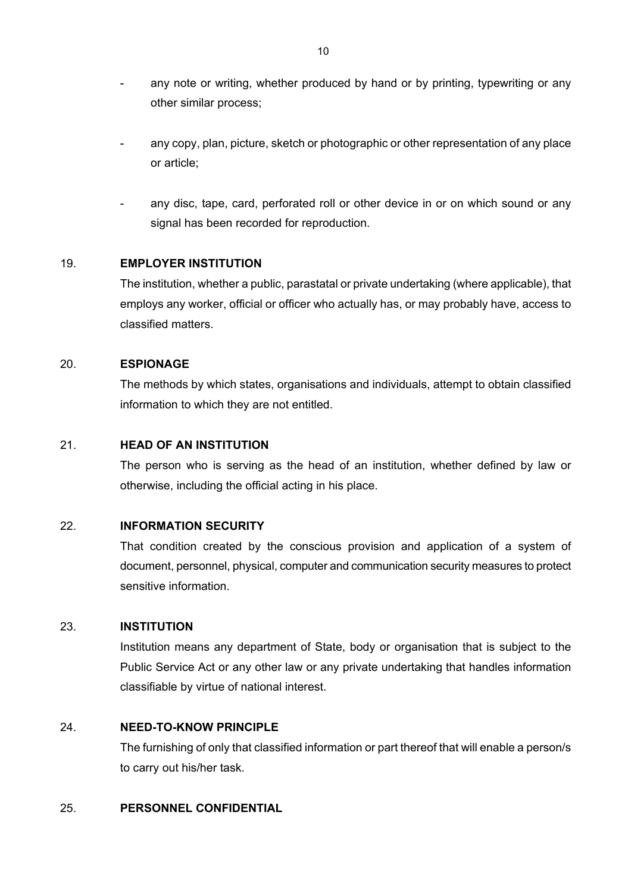- any note or writing, whether produced by hand or by printing, typewriting or any other similar process;

- any copy, plan, picture, sketch or photographic or other representation of any place or article;

- any disc, tape, card, perforated roll or other device in or on which sound or any signal has been recorded for reproduction.

19. **EMPLOYER INSTITUTION**

The institution, whether a public, parastatal or private undertaking (where applicable), that employs any worker, official or officer who actually has, or may probably have, access to classified matters.

20. **ESPIONAGE**

The methods by which states, organisations and individuals, attempt to obtain classified information to which they are not entitled.

21. **HEAD OF AN INSTITUTION**

The person who is serving as the head of an institution, whether defined by law or otherwise, including the official acting in his place.

22. **INFORMATION SECURITY**

That condition created by the conscious provision and application of a system of document, personnel, physical, computer and communication security measures to protect sensitive information.

23. **INSTITUTION**

Institution means any department of State, body or organisation that is subject to the Public Service Act or any other law or any private undertaking that handles information classifiable by virtue of national interest.

24. **NEED-TO-KNOW PRINCIPLE**

The furnishing of only that classified information or part thereof that will enable a person/s to carry out his/her task.

25. **PERSONNEL CONFIDENTIAL**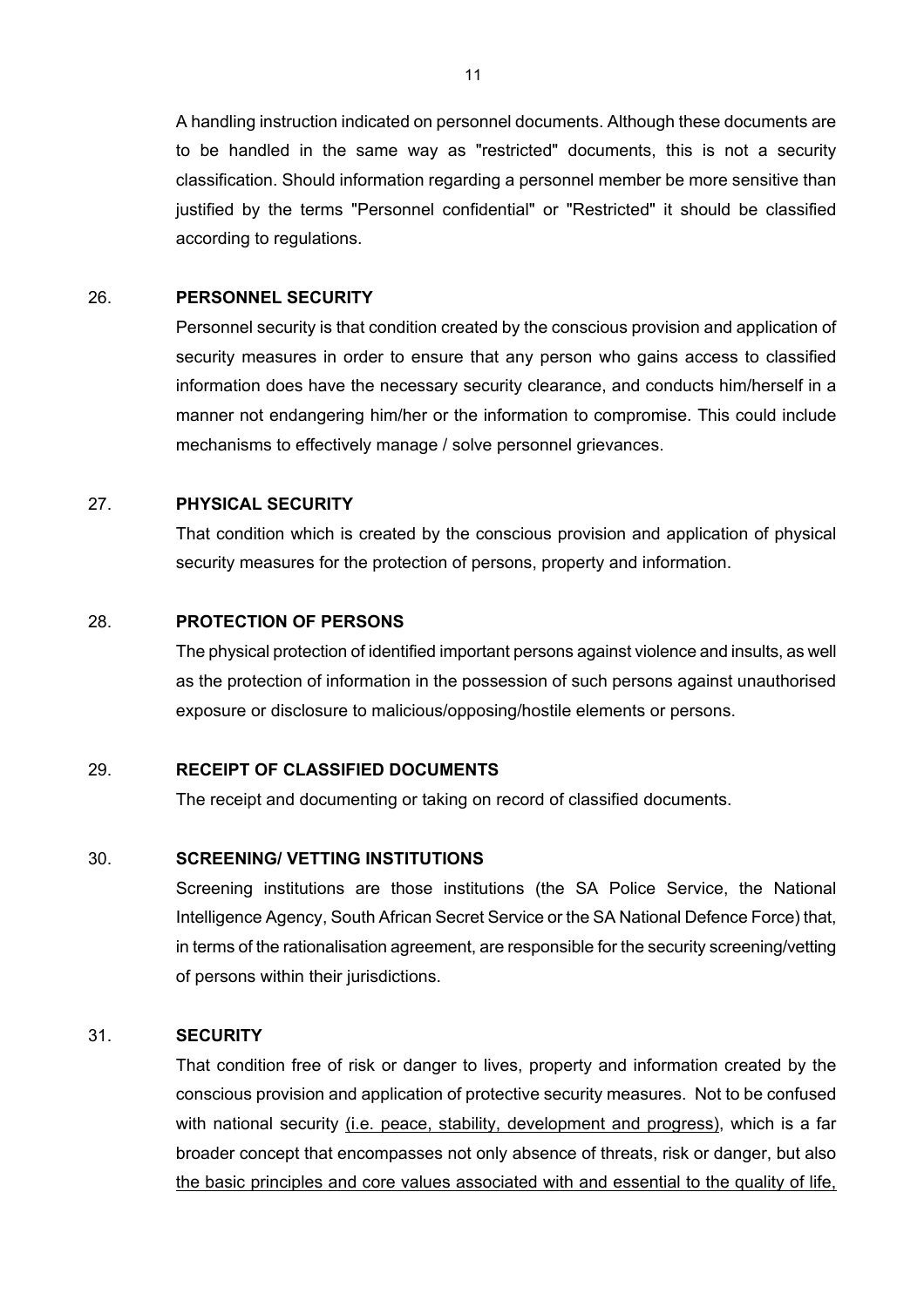A handling instruction indicated on personnel documents. Although these documents are to be handled in the same way as "restricted" documents, this is not a security classification. Should information regarding a personnel member be more sensitive than justified by the terms "Personnel confidential" or "Restricted" it should be classified according to regulations.

26. **PERSONNEL SECURITY**

Personnel security is that condition created by the conscious provision and application of security measures in order to ensure that any person who gains access to classified information does have the necessary security clearance, and conducts him/herself in a manner not endangering him/her or the information to compromise. This could include mechanisms to effectively manage / solve personnel grievances.

27. **PHYSICAL SECURITY**

That condition which is created by the conscious provision and application of physical security measures for the protection of persons, property and information.

28. **PROTECTION OF PERSONS**

The physical protection of identified important persons against violence and insults, as well as the protection of information in the possession of such persons against unauthorised exposure or disclosure to malicious/opposing/hostile elements or persons.

29. **RECEIPT OF CLASSIFIED DOCUMENTS**

The receipt and documenting or taking on record of classified documents.

30. **SCREENING/ VETTING INSTITUTIONS**

Screening institutions are those institutions (the SA Police Service, the National Intelligence Agency, South African Secret Service or the SA National Defence Force) that, in terms of the rationalisation agreement, are responsible for the security screening/vetting of persons within their jurisdictions.

31. **SECURITY**

That condition free of risk or danger to lives, property and information created by the conscious provision and application of protective security measures. Not to be confused with national security <u>(i.e. peace, stability, development and progress)</u>, which is a far broader concept that encompasses not only absence of threats, risk or danger, but also <u>the basic principles and core values associated with and essential to the quality of life,</u>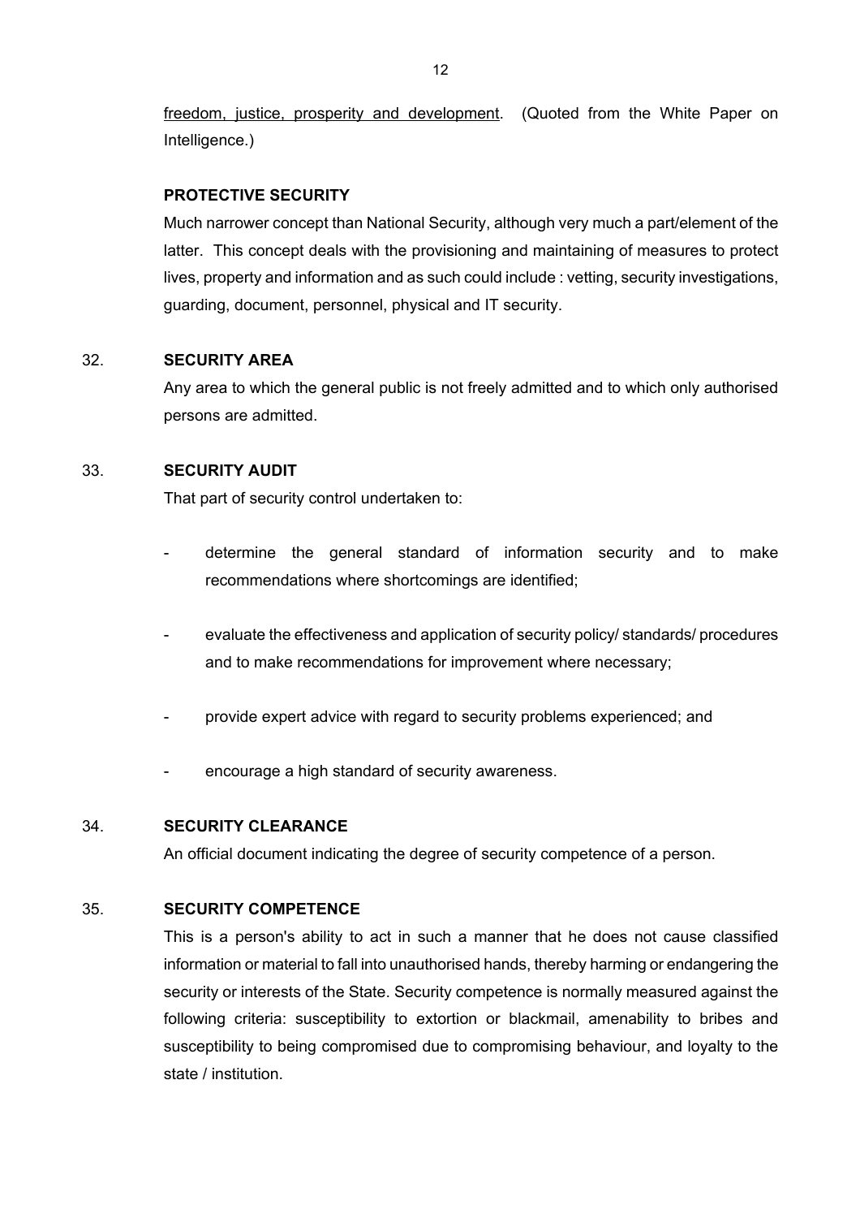<u>freedom, justice, prosperity and development</u>. (Quoted from the White Paper on Intelligence.)

**PROTECTIVE SECURITY**

Much narrower concept than National Security, although very much a part/element of the latter. This concept deals with the provisioning and maintaining of measures to protect lives, property and information and as such could include : vetting, security investigations, guarding, document, personnel, physical and IT security.

32. **SECURITY AREA**

Any area to which the general public is not freely admitted and to which only authorised persons are admitted.

33. **SECURITY AUDIT**

That part of security control undertaken to:

- determine the general standard of information security and to make recommendations where shortcomings are identified;
- evaluate the effectiveness and application of security policy/ standards/ procedures and to make recommendations for improvement where necessary;
- provide expert advice with regard to security problems experienced; and
- encourage a high standard of security awareness.

34. **SECURITY CLEARANCE**

An official document indicating the degree of security competence of a person.

35. **SECURITY COMPETENCE**

This is a person's ability to act in such a manner that he does not cause classified information or material to fall into unauthorised hands, thereby harming or endangering the security or interests of the State. Security competence is normally measured against the following criteria: susceptibility to extortion or blackmail, amenability to bribes and susceptibility to being compromised due to compromising behaviour, and loyalty to the state / institution.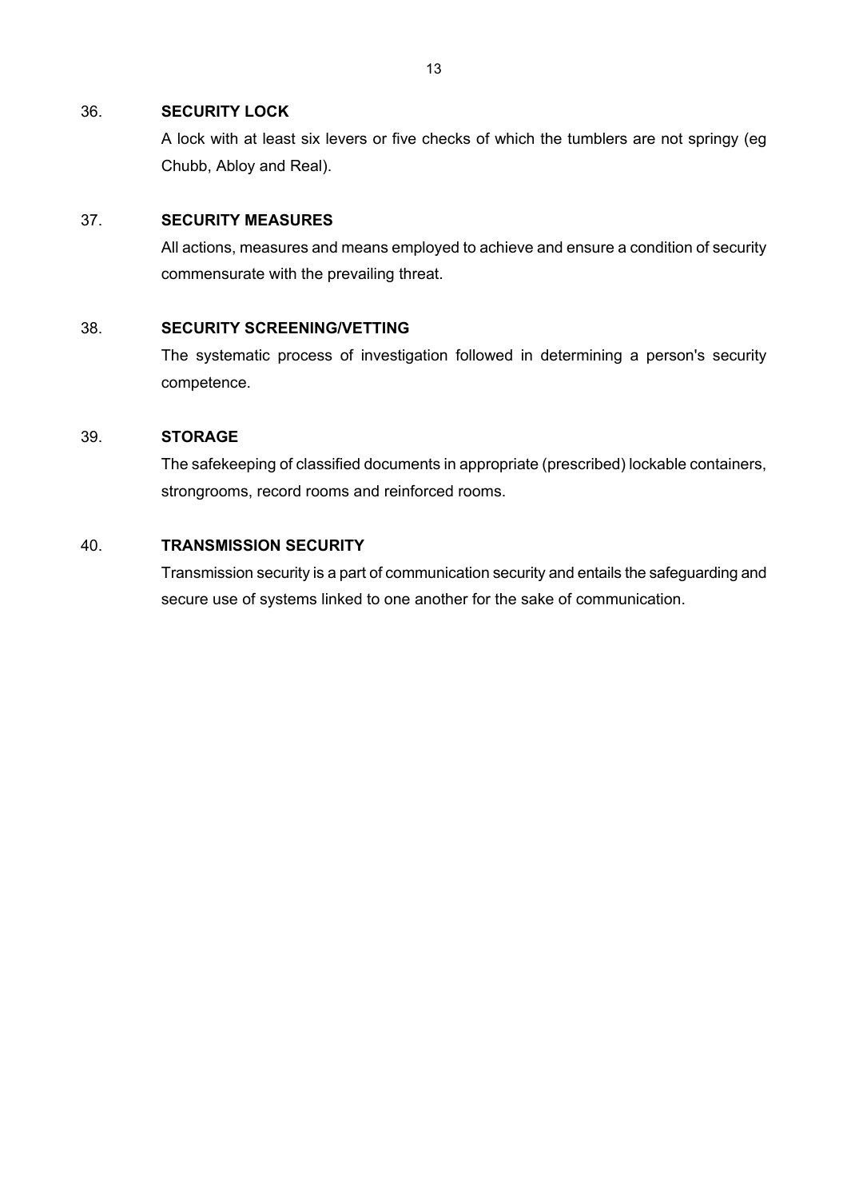36. **SECURITY LOCK**

A lock with at least six levers or five checks of which the tumblers are not springy (eg Chubb, Abloy and Real).

37. **SECURITY MEASURES**

All actions, measures and means employed to achieve and ensure a condition of security commensurate with the prevailing threat.

38. **SECURITY SCREENING/VETTING**

The systematic process of investigation followed in determining a person's security competence.

39. **STORAGE**

The safekeeping of classified documents in appropriate (prescribed) lockable containers, strongrooms, record rooms and reinforced rooms.

40. **TRANSMISSION SECURITY**

Transmission security is a part of communication security and entails the safeguarding and secure use of systems linked to one another for the sake of communication.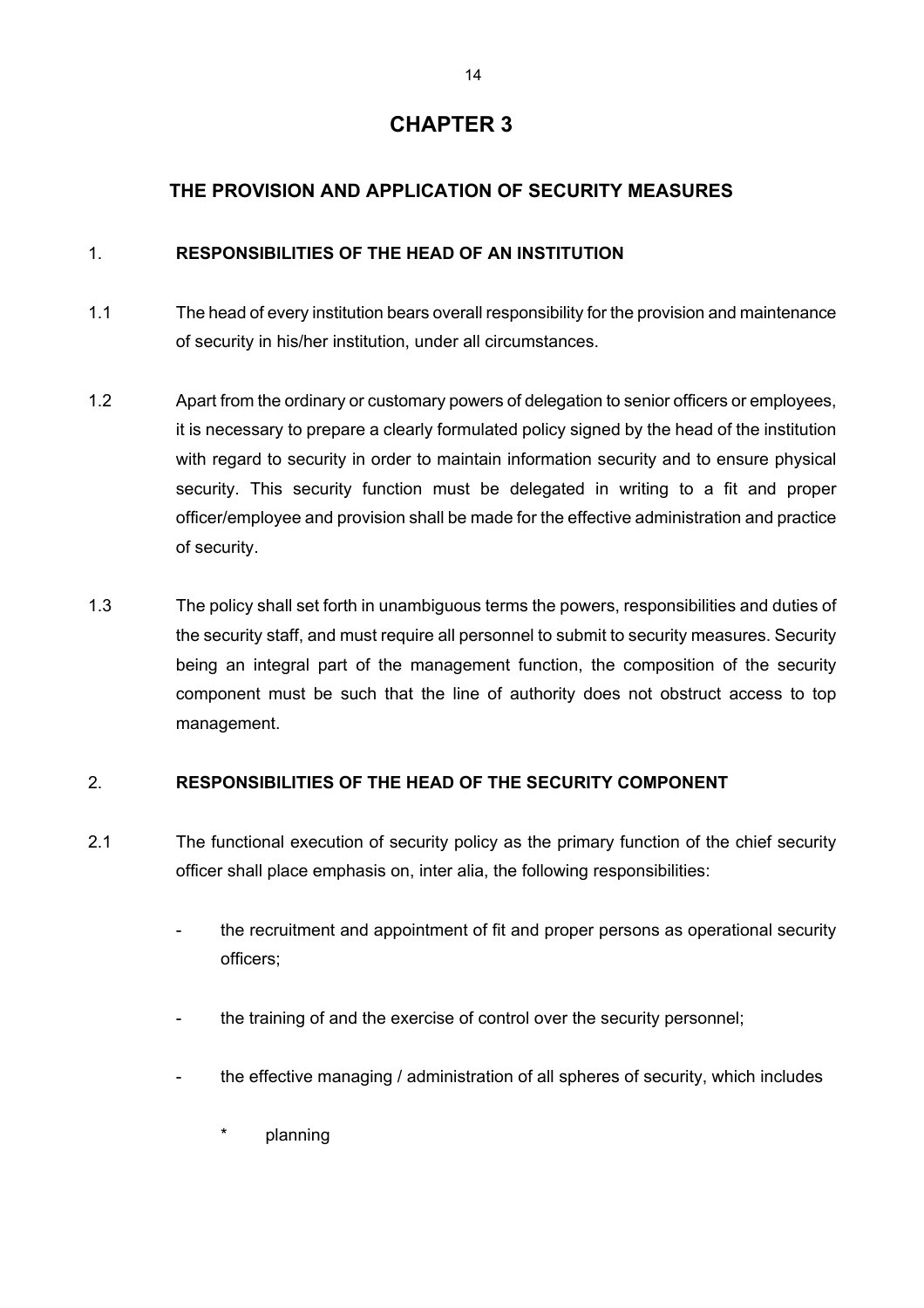# CHAPTER 3

## THE PROVISION AND APPLICATION OF SECURITY MEASURES

### 1. RESPONSIBILITIES OF THE HEAD OF AN INSTITUTION

1.1 The head of every institution bears overall responsibility for the provision and maintenance of security in his/her institution, under all circumstances.

1.2 Apart from the ordinary or customary powers of delegation to senior officers or employees, it is necessary to prepare a clearly formulated policy signed by the head of the institution with regard to security in order to maintain information security and to ensure physical security. This security function must be delegated in writing to a fit and proper officer/employee and provision shall be made for the effective administration and practice of security.

1.3 The policy shall set forth in unambiguous terms the powers, responsibilities and duties of the security staff, and must require all personnel to submit to security measures. Security being an integral part of the management function, the composition of the security component must be such that the line of authority does not obstruct access to top management.

### 2. RESPONSIBILITIES OF THE HEAD OF THE SECURITY COMPONENT

2.1 The functional execution of security policy as the primary function of the chief security officer shall place emphasis on, inter alia, the following responsibilities:

- the recruitment and appointment of fit and proper persons as operational security officers;
- the training of and the exercise of control over the security personnel;
- the effective managing / administration of all spheres of security, which includes
    * planning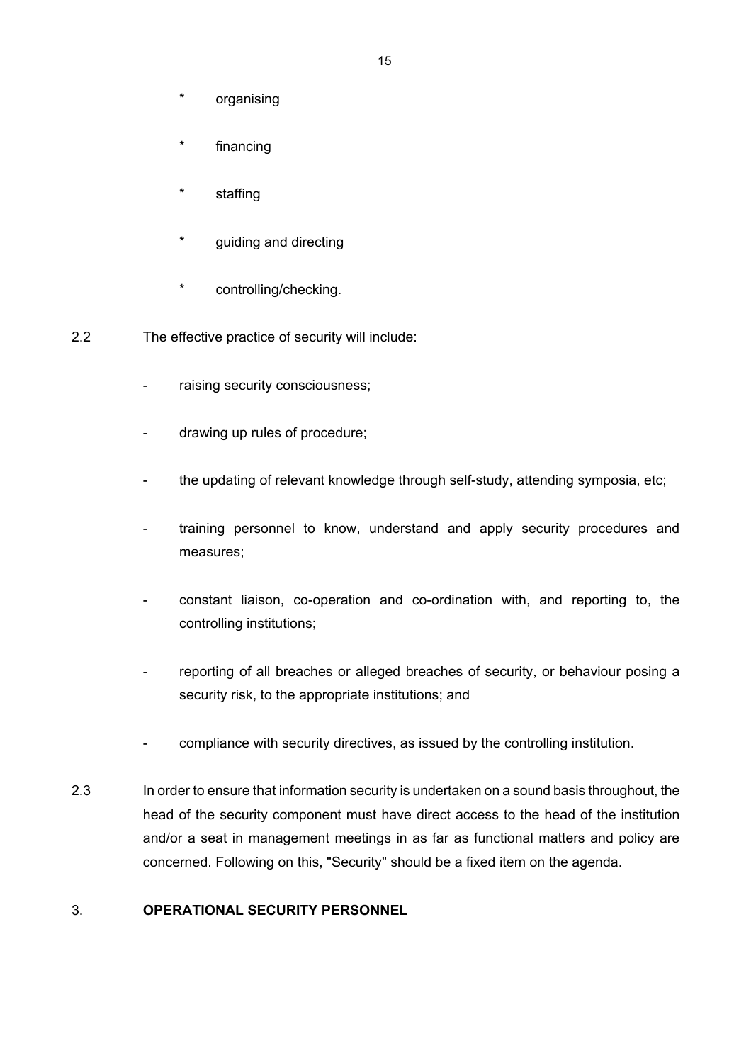* organising

* financing

* staffing

* guiding and directing

* controlling/checking.

2.2 The effective practice of security will include:

- raising security consciousness;

- drawing up rules of procedure;

- the updating of relevant knowledge through self-study, attending symposia, etc;

- training personnel to know, understand and apply security procedures and measures;

- constant liaison, co-operation and co-ordination with, and reporting to, the controlling institutions;

- reporting of all breaches or alleged breaches of security, or behaviour posing a security risk, to the appropriate institutions; and

- compliance with security directives, as issued by the controlling institution.

2.3 In order to ensure that information security is undertaken on a sound basis throughout, the head of the security component must have direct access to the head of the institution and/or a seat in management meetings in as far as functional matters and policy are concerned. Following on this, "Security" should be a fixed item on the agenda.

## 3. OPERATIONAL SECURITY PERSONNEL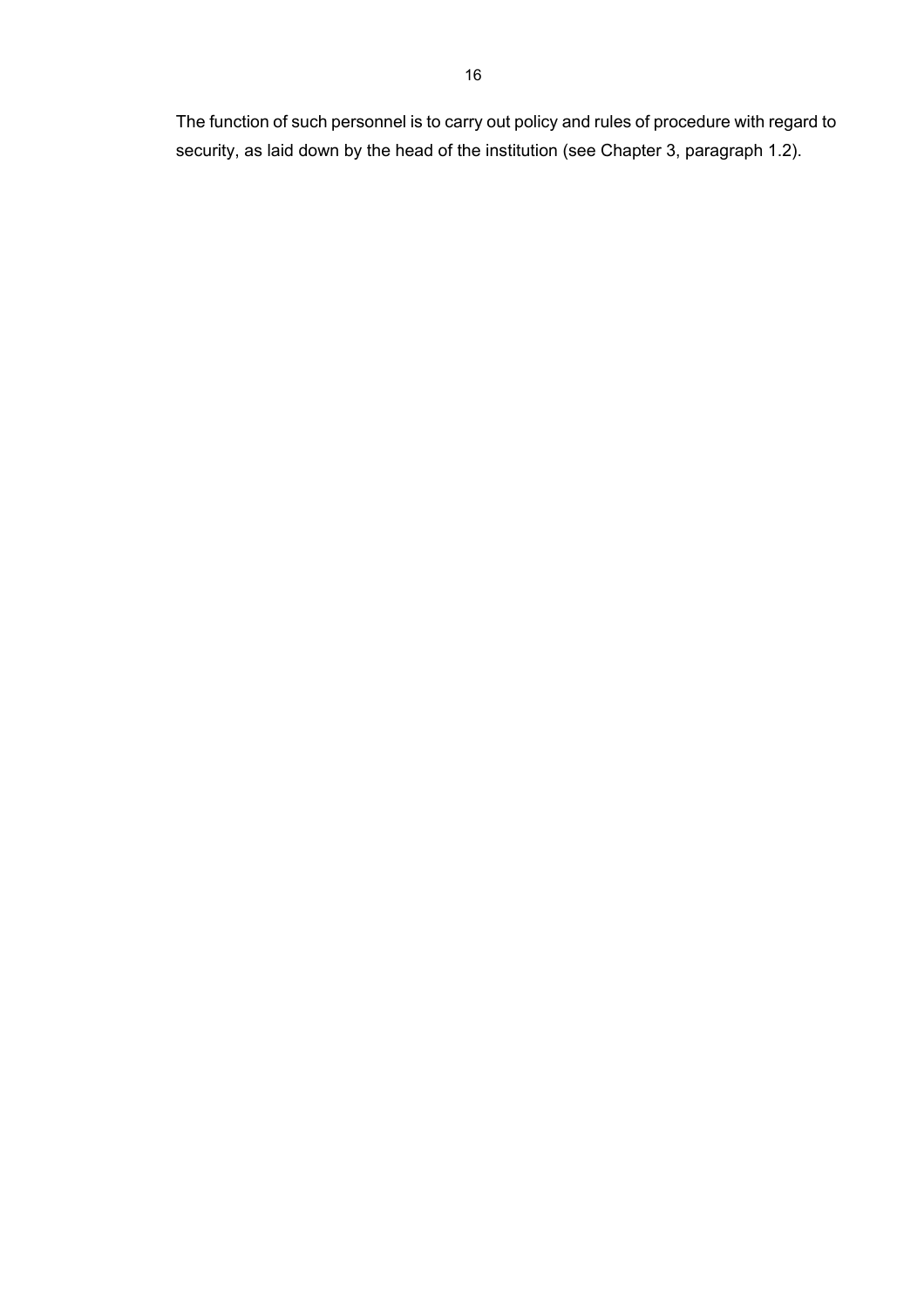The function of such personnel is to carry out policy and rules of procedure with regard to security, as laid down by the head of the institution (see Chapter 3, paragraph 1.2).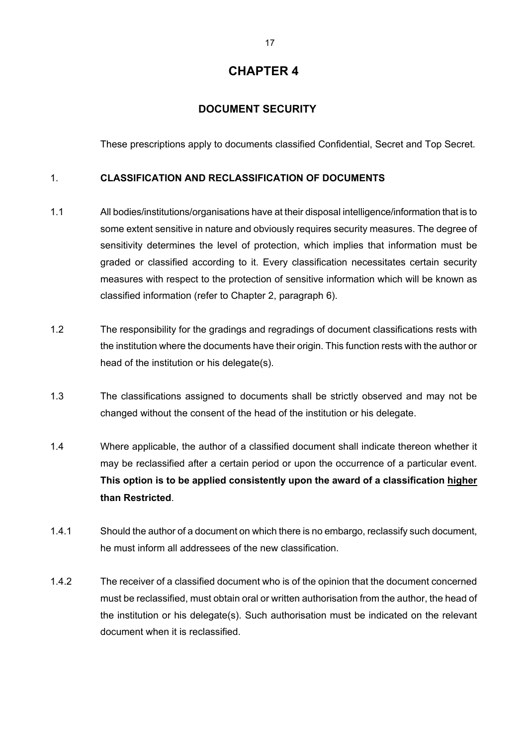# CHAPTER 4

## DOCUMENT SECURITY

These prescriptions apply to documents classified Confidential, Secret and Top Secret.

### 1. CLASSIFICATION AND RECLASSIFICATION OF DOCUMENTS

1.1 All bodies/institutions/organisations have at their disposal intelligence/information that is to some extent sensitive in nature and obviously requires security measures. The degree of sensitivity determines the level of protection, which implies that information must be graded or classified according to it. Every classification necessitates certain security measures with respect to the protection of sensitive information which will be known as classified information (refer to Chapter 2, paragraph 6).

1.2 The responsibility for the gradings and regradings of document classifications rests with the institution where the documents have their origin. This function rests with the author or head of the institution or his delegate(s).

1.3 The classifications assigned to documents shall be strictly observed and may not be changed without the consent of the head of the institution or his delegate.

1.4 Where applicable, the author of a classified document shall indicate thereon whether it may be reclassified after a certain period or upon the occurrence of a particular event. **This option is to be applied consistently upon the award of a classification higher than Restricted**.

1.4.1 Should the author of a document on which there is no embargo, reclassify such document, he must inform all addressees of the new classification.

1.4.2 The receiver of a classified document who is of the opinion that the document concerned must be reclassified, must obtain oral or written authorisation from the author, the head of the institution or his delegate(s). Such authorisation must be indicated on the relevant document when it is reclassified.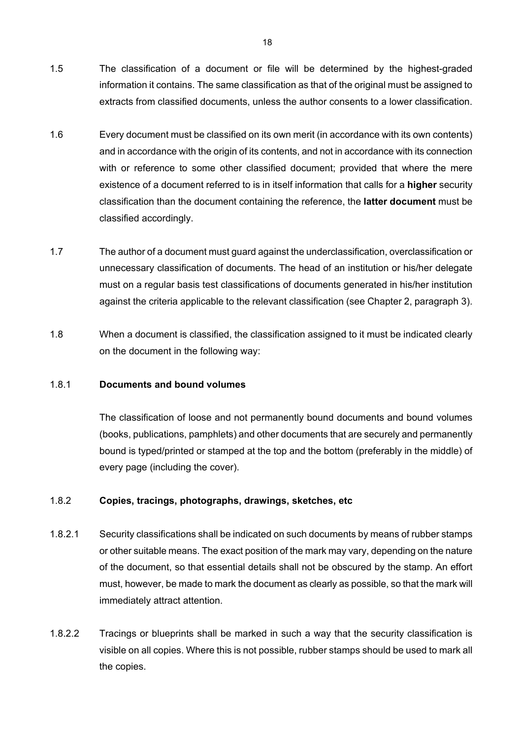1.5 The classification of a document or file will be determined by the highest-graded information it contains. The same classification as that of the original must be assigned to extracts from classified documents, unless the author consents to a lower classification.

1.6 Every document must be classified on its own merit (in accordance with its own contents) and in accordance with the origin of its contents, and not in accordance with its connection with or reference to some other classified document; provided that where the mere existence of a document referred to is in itself information that calls for a **higher** security classification than the document containing the reference, the **latter document** must be classified accordingly.

1.7 The author of a document must guard against the underclassification, overclassification or unnecessary classification of documents. The head of an institution or his/her delegate must on a regular basis test classifications of documents generated in his/her institution against the criteria applicable to the relevant classification (see Chapter 2, paragraph 3).

1.8 When a document is classified, the classification assigned to it must be indicated clearly on the document in the following way:

1.8.1 **Documents and bound volumes**

The classification of loose and not permanently bound documents and bound volumes (books, publications, pamphlets) and other documents that are securely and permanently bound is typed/printed or stamped at the top and the bottom (preferably in the middle) of every page (including the cover).

1.8.2 **Copies, tracings, photographs, drawings, sketches, etc**

1.8.2.1 Security classifications shall be indicated on such documents by means of rubber stamps or other suitable means. The exact position of the mark may vary, depending on the nature of the document, so that essential details shall not be obscured by the stamp. An effort must, however, be made to mark the document as clearly as possible, so that the mark will immediately attract attention.

1.8.2.2 Tracings or blueprints shall be marked in such a way that the security classification is visible on all copies. Where this is not possible, rubber stamps should be used to mark all the copies.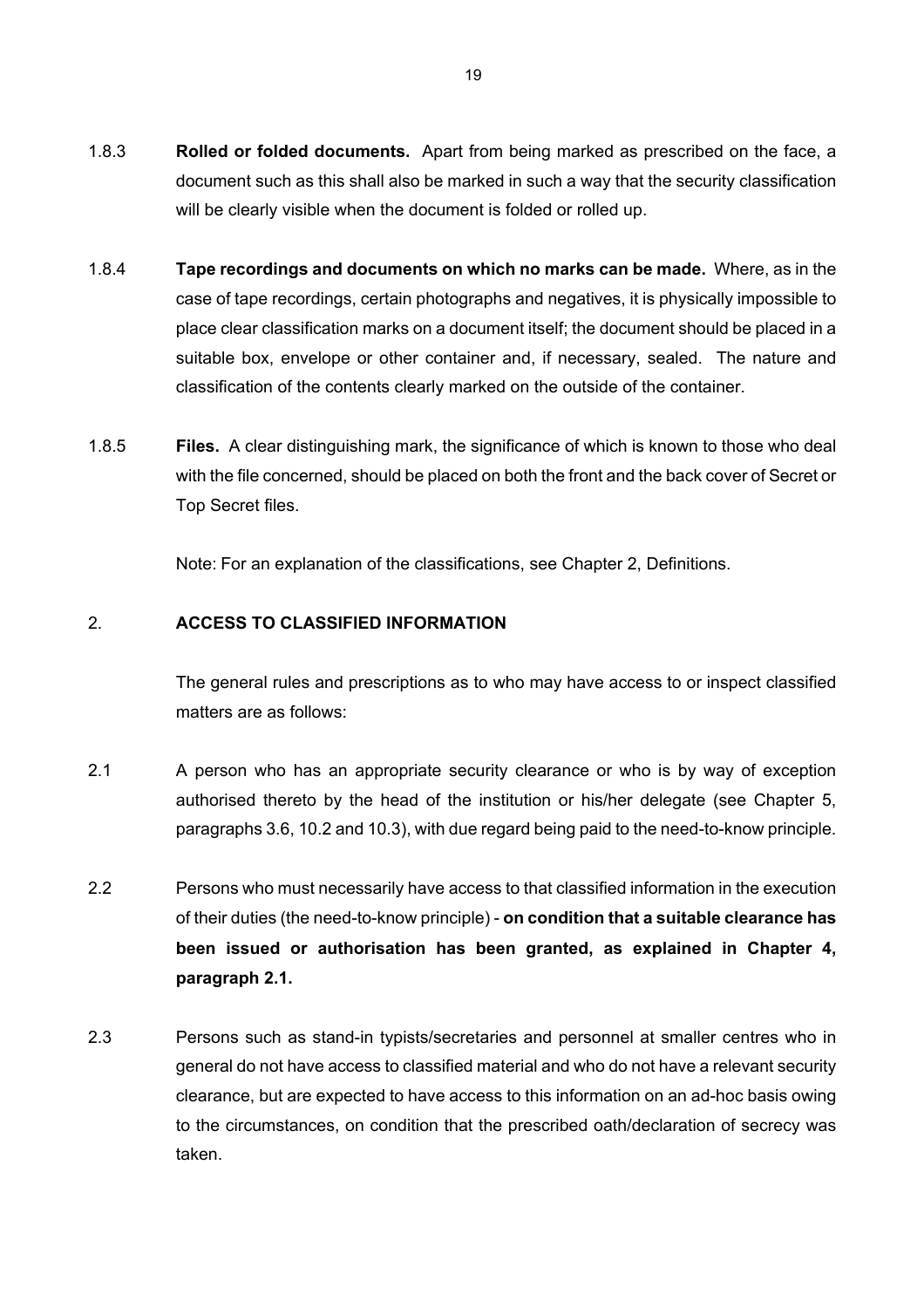1.8.3 **Rolled or folded documents.** Apart from being marked as prescribed on the face, a document such as this shall also be marked in such a way that the security classification will be clearly visible when the document is folded or rolled up.

1.8.4 **Tape recordings and documents on which no marks can be made.** Where, as in the case of tape recordings, certain photographs and negatives, it is physically impossible to place clear classification marks on a document itself; the document should be placed in a suitable box, envelope or other container and, if necessary, sealed. The nature and classification of the contents clearly marked on the outside of the container.

1.8.5 **Files.** A clear distinguishing mark, the significance of which is known to those who deal with the file concerned, should be placed on both the front and the back cover of Secret or Top Secret files.

Note: For an explanation of the classifications, see Chapter 2, Definitions.

## 2. ACCESS TO CLASSIFIED INFORMATION

The general rules and prescriptions as to who may have access to or inspect classified matters are as follows:

2.1 A person who has an appropriate security clearance or who is by way of exception authorised thereto by the head of the institution or his/her delegate (see Chapter 5, paragraphs 3.6, 10.2 and 10.3), with due regard being paid to the need-to-know principle.

2.2 Persons who must necessarily have access to that classified information in the execution of their duties (the need-to-know principle) - **on condition that a suitable clearance has been issued or authorisation has been granted, as explained in Chapter 4, paragraph 2.1.**

2.3 Persons such as stand-in typists/secretaries and personnel at smaller centres who in general do not have access to classified material and who do not have a relevant security clearance, but are expected to have access to this information on an ad-hoc basis owing to the circumstances, on condition that the prescribed oath/declaration of secrecy was taken.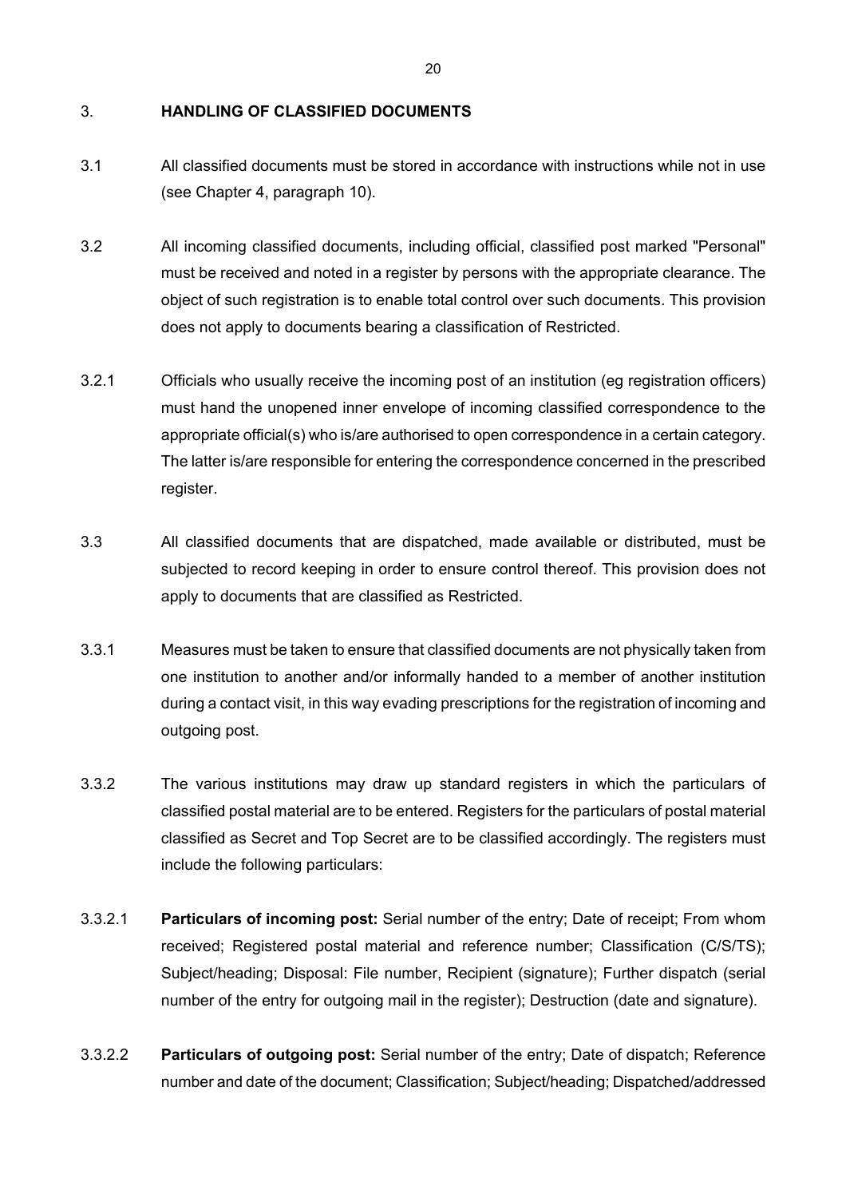## 3. HANDLING OF CLASSIFIED DOCUMENTS

3.1 All classified documents must be stored in accordance with instructions while not in use (see Chapter 4, paragraph 10).

3.2 All incoming classified documents, including official, classified post marked "Personal" must be received and noted in a register by persons with the appropriate clearance. The object of such registration is to enable total control over such documents. This provision does not apply to documents bearing a classification of Restricted.

3.2.1 Officials who usually receive the incoming post of an institution (eg registration officers) must hand the unopened inner envelope of incoming classified correspondence to the appropriate official(s) who is/are authorised to open correspondence in a certain category. The latter is/are responsible for entering the correspondence concerned in the prescribed register.

3.3 All classified documents that are dispatched, made available or distributed, must be subjected to record keeping in order to ensure control thereof. This provision does not apply to documents that are classified as Restricted.

3.3.1 Measures must be taken to ensure that classified documents are not physically taken from one institution to another and/or informally handed to a member of another institution during a contact visit, in this way evading prescriptions for the registration of incoming and outgoing post.

3.3.2 The various institutions may draw up standard registers in which the particulars of classified postal material are to be entered. Registers for the particulars of postal material classified as Secret and Top Secret are to be classified accordingly. The registers must include the following particulars:

3.3.2.1 **Particulars of incoming post:** Serial number of the entry; Date of receipt; From whom received; Registered postal material and reference number; Classification (C/S/TS); Subject/heading; Disposal: File number, Recipient (signature); Further dispatch (serial number of the entry for outgoing mail in the register); Destruction (date and signature).

3.3.2.2 **Particulars of outgoing post:** Serial number of the entry; Date of dispatch; Reference number and date of the document; Classification; Subject/heading; Dispatched/addressed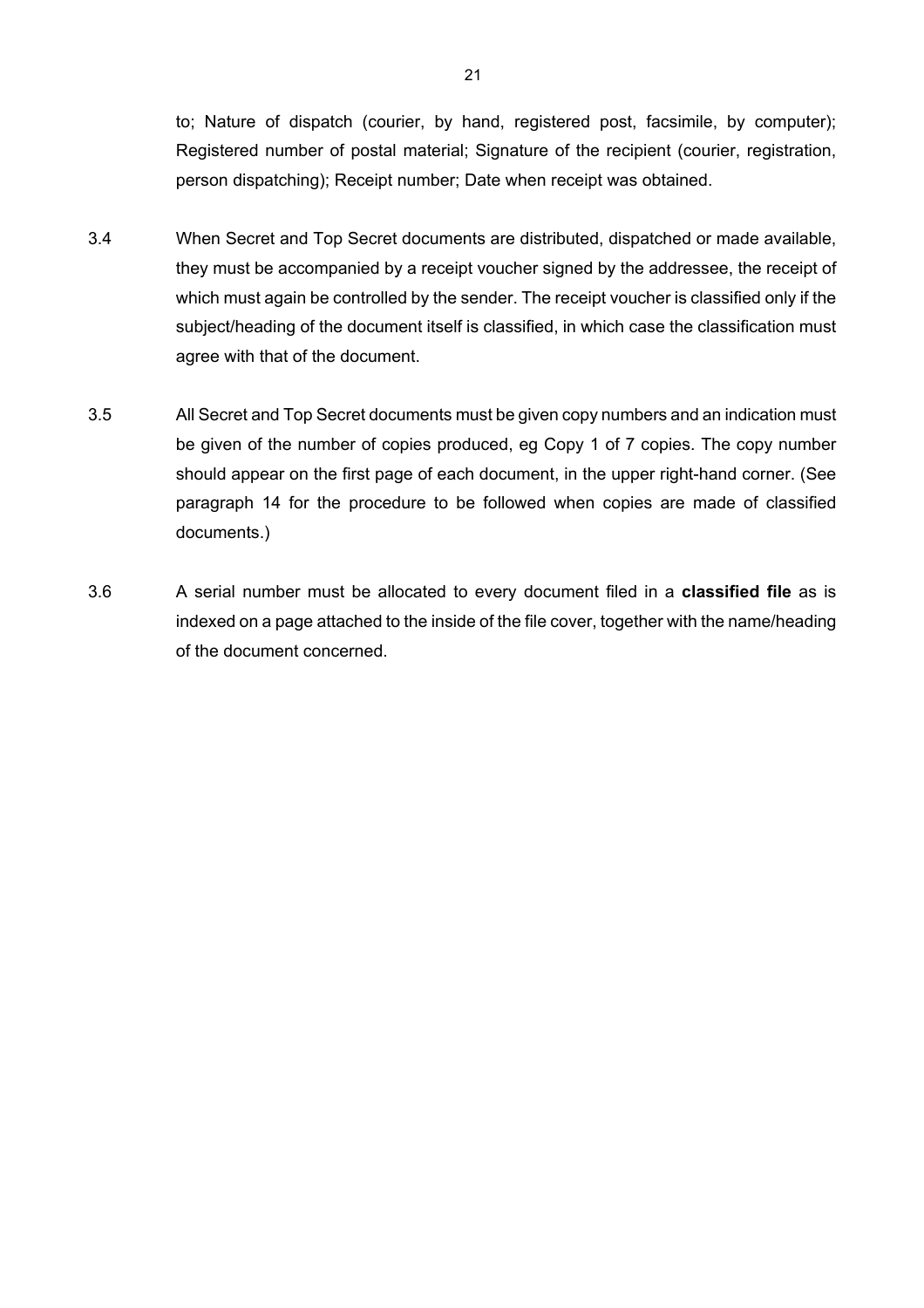to; Nature of dispatch (courier, by hand, registered post, facsimile, by computer); Registered number of postal material; Signature of the recipient (courier, registration, person dispatching); Receipt number; Date when receipt was obtained.

3.4 When Secret and Top Secret documents are distributed, dispatched or made available, they must be accompanied by a receipt voucher signed by the addressee, the receipt of which must again be controlled by the sender. The receipt voucher is classified only if the subject/heading of the document itself is classified, in which case the classification must agree with that of the document.

3.5 All Secret and Top Secret documents must be given copy numbers and an indication must be given of the number of copies produced, eg Copy 1 of 7 copies. The copy number should appear on the first page of each document, in the upper right-hand corner. (See paragraph 14 for the procedure to be followed when copies are made of classified documents.)

3.6 A serial number must be allocated to every document filed in a **classified file** as is indexed on a page attached to the inside of the file cover, together with the name/heading of the document concerned.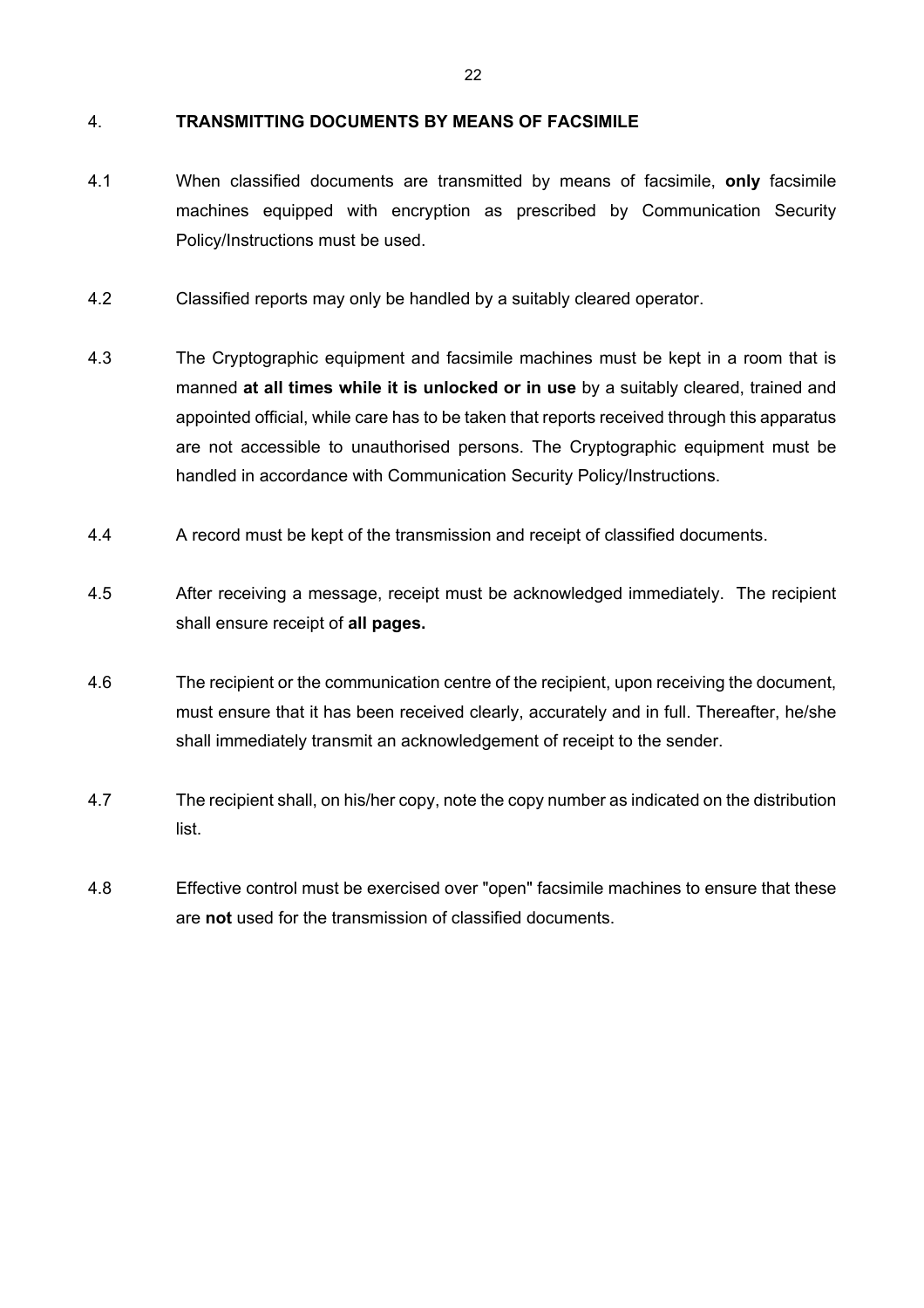## 4. TRANSMITTING DOCUMENTS BY MEANS OF FACSIMILE

4.1 When classified documents are transmitted by means of facsimile, **only** facsimile machines equipped with encryption as prescribed by Communication Security Policy/Instructions must be used.

4.2 Classified reports may only be handled by a suitably cleared operator.

4.3 The Cryptographic equipment and facsimile machines must be kept in a room that is manned **at all times while it is unlocked or in use** by a suitably cleared, trained and appointed official, while care has to be taken that reports received through this apparatus are not accessible to unauthorised persons. The Cryptographic equipment must be handled in accordance with Communication Security Policy/Instructions.

4.4 A record must be kept of the transmission and receipt of classified documents.

4.5 After receiving a message, receipt must be acknowledged immediately. The recipient shall ensure receipt of **all pages.**

4.6 The recipient or the communication centre of the recipient, upon receiving the document, must ensure that it has been received clearly, accurately and in full. Thereafter, he/she shall immediately transmit an acknowledgement of receipt to the sender.

4.7 The recipient shall, on his/her copy, note the copy number as indicated on the distribution list.

4.8 Effective control must be exercised over "open" facsimile machines to ensure that these are **not** used for the transmission of classified documents.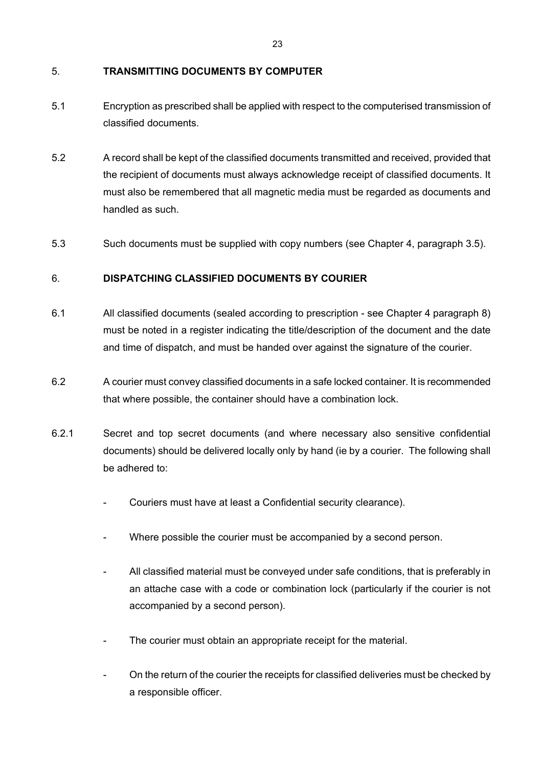## 5. TRANSMITTING DOCUMENTS BY COMPUTER

5.1 Encryption as prescribed shall be applied with respect to the computerised transmission of classified documents.

5.2 A record shall be kept of the classified documents transmitted and received, provided that the recipient of documents must always acknowledge receipt of classified documents. It must also be remembered that all magnetic media must be regarded as documents and handled as such.

5.3 Such documents must be supplied with copy numbers (see Chapter 4, paragraph 3.5).

## 6. DISPATCHING CLASSIFIED DOCUMENTS BY COURIER

6.1 All classified documents (sealed according to prescription - see Chapter 4 paragraph 8) must be noted in a register indicating the title/description of the document and the date and time of dispatch, and must be handed over against the signature of the courier.

6.2 A courier must convey classified documents in a safe locked container. It is recommended that where possible, the container should have a combination lock.

6.2.1 Secret and top secret documents (and where necessary also sensitive confidential documents) should be delivered locally only by hand (ie by a courier. The following shall be adhered to:

- Couriers must have at least a Confidential security clearance).
- Where possible the courier must be accompanied by a second person.
- All classified material must be conveyed under safe conditions, that is preferably in an attache case with a code or combination lock (particularly if the courier is not accompanied by a second person).
- The courier must obtain an appropriate receipt for the material.
- On the return of the courier the receipts for classified deliveries must be checked by a responsible officer.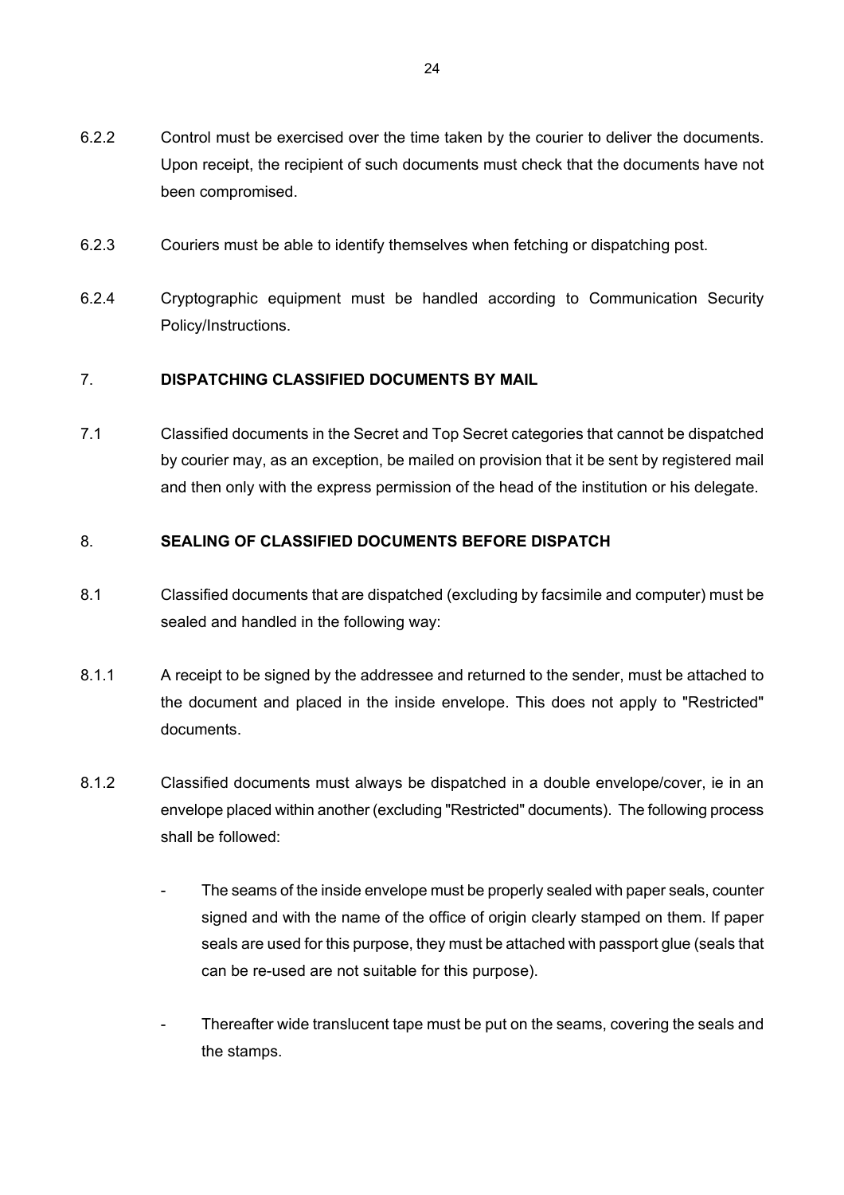6.2.2 Control must be exercised over the time taken by the courier to deliver the documents. Upon receipt, the recipient of such documents must check that the documents have not been compromised.

6.2.3 Couriers must be able to identify themselves when fetching or dispatching post.

6.2.4 Cryptographic equipment must be handled according to Communication Security Policy/Instructions.

## 7. DISPATCHING CLASSIFIED DOCUMENTS BY MAIL

7.1 Classified documents in the Secret and Top Secret categories that cannot be dispatched by courier may, as an exception, be mailed on provision that it be sent by registered mail and then only with the express permission of the head of the institution or his delegate.

## 8. SEALING OF CLASSIFIED DOCUMENTS BEFORE DISPATCH

8.1 Classified documents that are dispatched (excluding by facsimile and computer) must be sealed and handled in the following way:

8.1.1 A receipt to be signed by the addressee and returned to the sender, must be attached to the document and placed in the inside envelope. This does not apply to "Restricted" documents.

8.1.2 Classified documents must always be dispatched in a double envelope/cover, ie in an envelope placed within another (excluding "Restricted" documents). The following process shall be followed:

- The seams of the inside envelope must be properly sealed with paper seals, counter signed and with the name of the office of origin clearly stamped on them. If paper seals are used for this purpose, they must be attached with passport glue (seals that can be re-used are not suitable for this purpose).

- Thereafter wide translucent tape must be put on the seams, covering the seals and the stamps.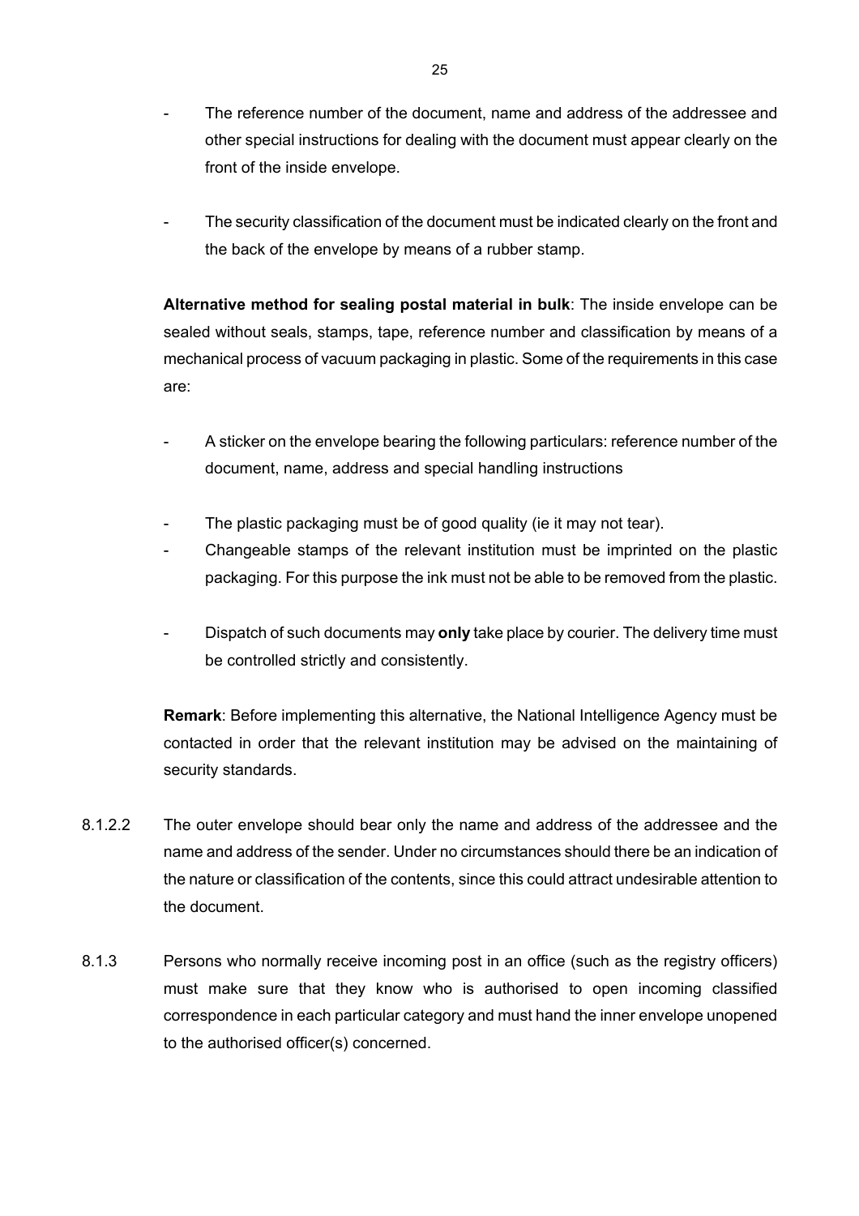- The reference number of the document, name and address of the addressee and other special instructions for dealing with the document must appear clearly on the front of the inside envelope.

- The security classification of the document must be indicated clearly on the front and the back of the envelope by means of a rubber stamp.

**Alternative method for sealing postal material in bulk**: The inside envelope can be sealed without seals, stamps, tape, reference number and classification by means of a mechanical process of vacuum packaging in plastic. Some of the requirements in this case are:

- A sticker on the envelope bearing the following particulars: reference number of the document, name, address and special handling instructions

- The plastic packaging must be of good quality (ie it may not tear).
- Changeable stamps of the relevant institution must be imprinted on the plastic packaging. For this purpose the ink must not be able to be removed from the plastic.

- Dispatch of such documents may **only** take place by courier. The delivery time must be controlled strictly and consistently.

**Remark**: Before implementing this alternative, the National Intelligence Agency must be contacted in order that the relevant institution may be advised on the maintaining of security standards.

8.1.2.2 The outer envelope should bear only the name and address of the addressee and the name and address of the sender. Under no circumstances should there be an indication of the nature or classification of the contents, since this could attract undesirable attention to the document.

8.1.3 Persons who normally receive incoming post in an office (such as the registry officers) must make sure that they know who is authorised to open incoming classified correspondence in each particular category and must hand the inner envelope unopened to the authorised officer(s) concerned.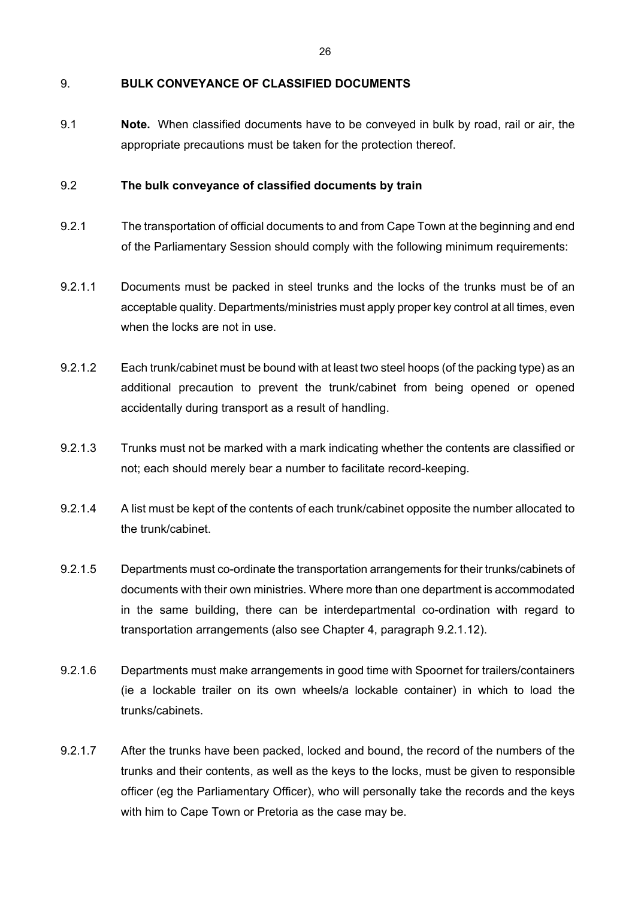## 9. BULK CONVEYANCE OF CLASSIFIED DOCUMENTS

9.1 **Note.** When classified documents have to be conveyed in bulk by road, rail or air, the appropriate precautions must be taken for the protection thereof.

### 9.2 The bulk conveyance of classified documents by train

9.2.1 The transportation of official documents to and from Cape Town at the beginning and end of the Parliamentary Session should comply with the following minimum requirements:

9.2.1.1 Documents must be packed in steel trunks and the locks of the trunks must be of an acceptable quality. Departments/ministries must apply proper key control at all times, even when the locks are not in use.

9.2.1.2 Each trunk/cabinet must be bound with at least two steel hoops (of the packing type) as an additional precaution to prevent the trunk/cabinet from being opened or opened accidentally during transport as a result of handling.

9.2.1.3 Trunks must not be marked with a mark indicating whether the contents are classified or not; each should merely bear a number to facilitate record-keeping.

9.2.1.4 A list must be kept of the contents of each trunk/cabinet opposite the number allocated to the trunk/cabinet.

9.2.1.5 Departments must co-ordinate the transportation arrangements for their trunks/cabinets of documents with their own ministries. Where more than one department is accommodated in the same building, there can be interdepartmental co-ordination with regard to transportation arrangements (also see Chapter 4, paragraph 9.2.1.12).

9.2.1.6 Departments must make arrangements in good time with Spoornet for trailers/containers (ie a lockable trailer on its own wheels/a lockable container) in which to load the trunks/cabinets.

9.2.1.7 After the trunks have been packed, locked and bound, the record of the numbers of the trunks and their contents, as well as the keys to the locks, must be given to responsible officer (eg the Parliamentary Officer), who will personally take the records and the keys with him to Cape Town or Pretoria as the case may be.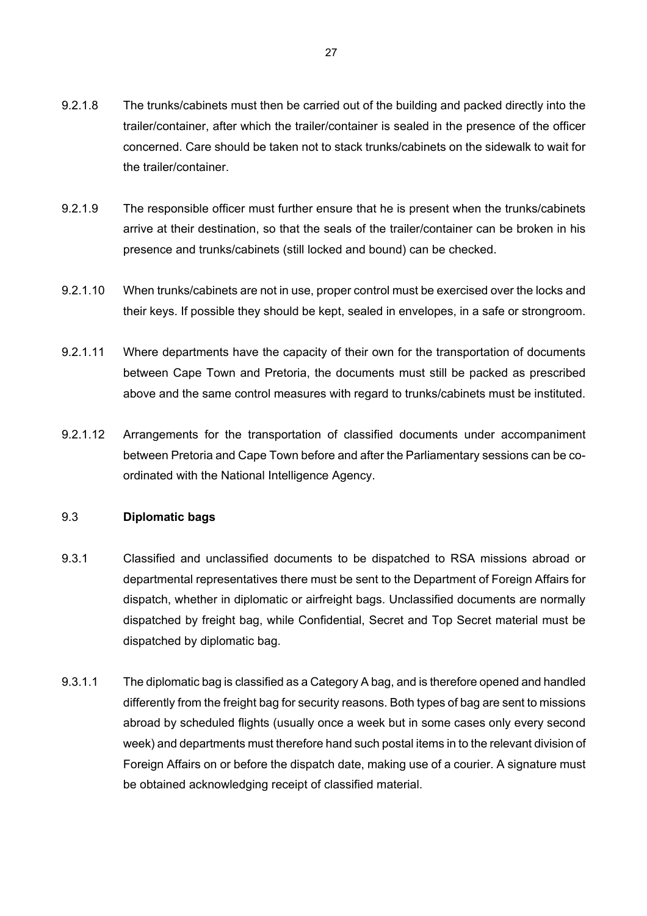9.2.1.8 The trunks/cabinets must then be carried out of the building and packed directly into the trailer/container, after which the trailer/container is sealed in the presence of the officer concerned. Care should be taken not to stack trunks/cabinets on the sidewalk to wait for the trailer/container.

9.2.1.9 The responsible officer must further ensure that he is present when the trunks/cabinets arrive at their destination, so that the seals of the trailer/container can be broken in his presence and trunks/cabinets (still locked and bound) can be checked.

9.2.1.10 When trunks/cabinets are not in use, proper control must be exercised over the locks and their keys. If possible they should be kept, sealed in envelopes, in a safe or strongroom.

9.2.1.11 Where departments have the capacity of their own for the transportation of documents between Cape Town and Pretoria, the documents must still be packed as prescribed above and the same control measures with regard to trunks/cabinets must be instituted.

9.2.1.12 Arrangements for the transportation of classified documents under accompaniment between Pretoria and Cape Town before and after the Parliamentary sessions can be co-ordinated with the National Intelligence Agency.

### 9.3 Diplomatic bags

9.3.1 Classified and unclassified documents to be dispatched to RSA missions abroad or departmental representatives there must be sent to the Department of Foreign Affairs for dispatch, whether in diplomatic or airfreight bags. Unclassified documents are normally dispatched by freight bag, while Confidential, Secret and Top Secret material must be dispatched by diplomatic bag.

9.3.1.1 The diplomatic bag is classified as a Category A bag, and is therefore opened and handled differently from the freight bag for security reasons. Both types of bag are sent to missions abroad by scheduled flights (usually once a week but in some cases only every second week) and departments must therefore hand such postal items in to the relevant division of Foreign Affairs on or before the dispatch date, making use of a courier. A signature must be obtained acknowledging receipt of classified material.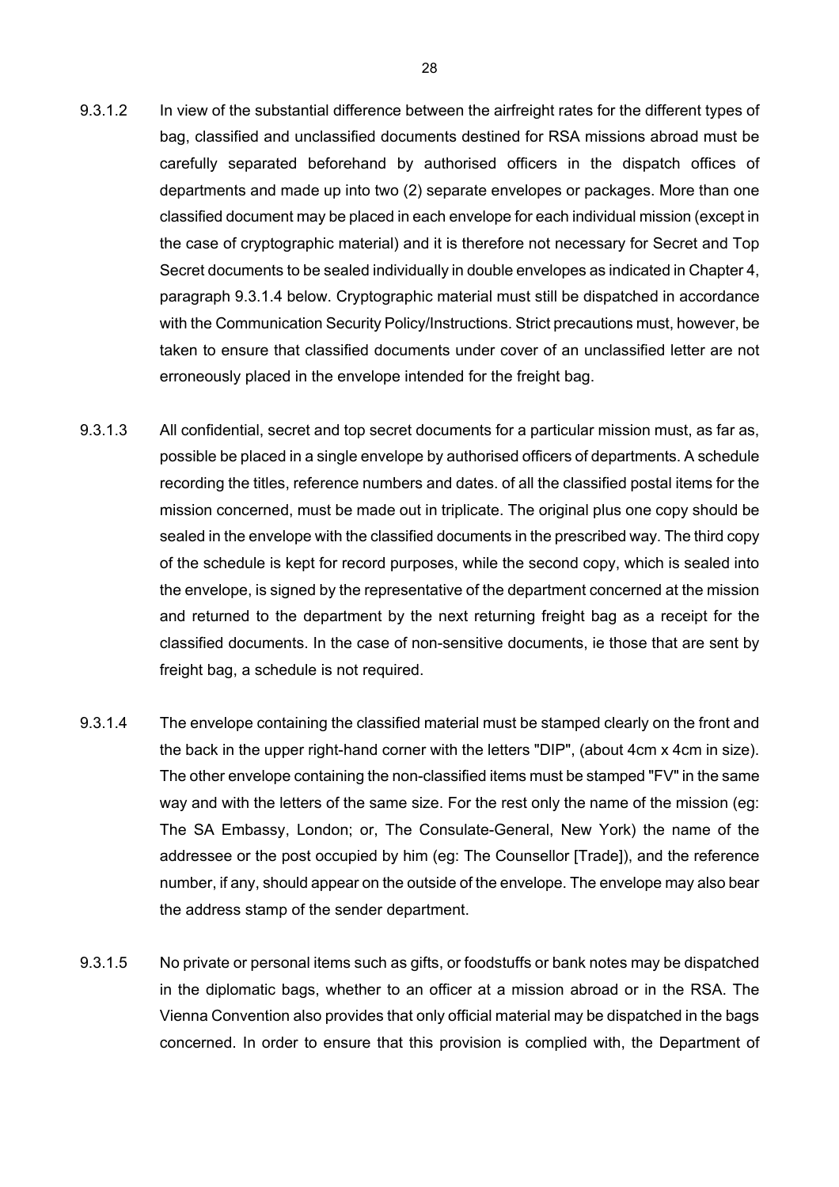9.3.1.2 In view of the substantial difference between the airfreight rates for the different types of bag, classified and unclassified documents destined for RSA missions abroad must be carefully separated beforehand by authorised officers in the dispatch offices of departments and made up into two (2) separate envelopes or packages. More than one classified document may be placed in each envelope for each individual mission (except in the case of cryptographic material) and it is therefore not necessary for Secret and Top Secret documents to be sealed individually in double envelopes as indicated in Chapter 4, paragraph 9.3.1.4 below. Cryptographic material must still be dispatched in accordance with the Communication Security Policy/Instructions. Strict precautions must, however, be taken to ensure that classified documents under cover of an unclassified letter are not erroneously placed in the envelope intended for the freight bag.

9.3.1.3 All confidential, secret and top secret documents for a particular mission must, as far as, possible be placed in a single envelope by authorised officers of departments. A schedule recording the titles, reference numbers and dates. of all the classified postal items for the mission concerned, must be made out in triplicate. The original plus one copy should be sealed in the envelope with the classified documents in the prescribed way. The third copy of the schedule is kept for record purposes, while the second copy, which is sealed into the envelope, is signed by the representative of the department concerned at the mission and returned to the department by the next returning freight bag as a receipt for the classified documents. In the case of non-sensitive documents, ie those that are sent by freight bag, a schedule is not required.

9.3.1.4 The envelope containing the classified material must be stamped clearly on the front and the back in the upper right-hand corner with the letters "DIP", (about 4cm x 4cm in size). The other envelope containing the non-classified items must be stamped "FV" in the same way and with the letters of the same size. For the rest only the name of the mission (eg: The SA Embassy, London; or, The Consulate-General, New York) the name of the addressee or the post occupied by him (eg: The Counsellor [Trade]), and the reference number, if any, should appear on the outside of the envelope. The envelope may also bear the address stamp of the sender department.

9.3.1.5 No private or personal items such as gifts, or foodstuffs or bank notes may be dispatched in the diplomatic bags, whether to an officer at a mission abroad or in the RSA. The Vienna Convention also provides that only official material may be dispatched in the bags concerned. In order to ensure that this provision is complied with, the Department of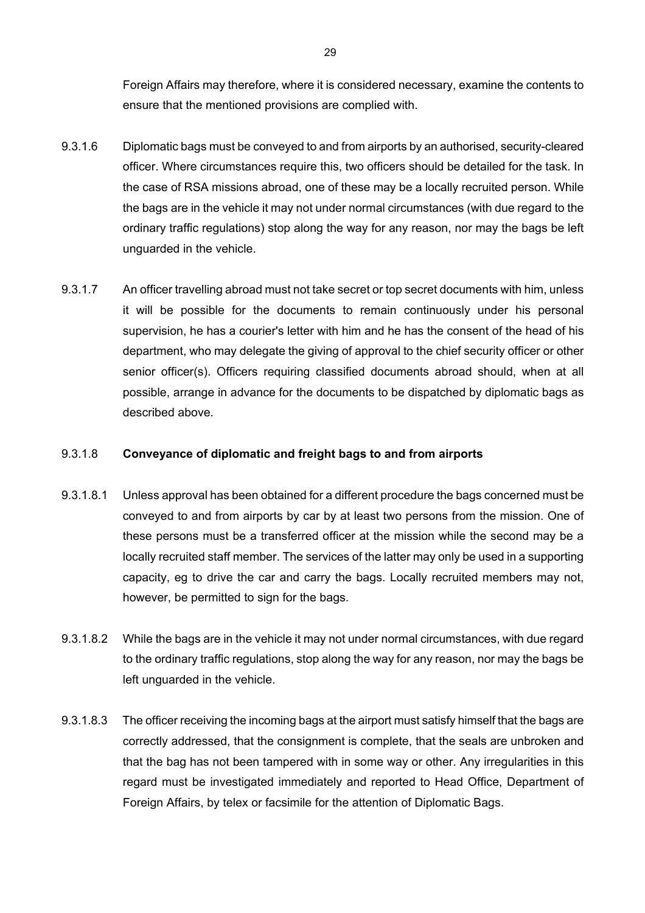Foreign Affairs may therefore, where it is considered necessary, examine the contents to ensure that the mentioned provisions are complied with.

9.3.1.6 Diplomatic bags must be conveyed to and from airports by an authorised, security-cleared officer. Where circumstances require this, two officers should be detailed for the task. In the case of RSA missions abroad, one of these may be a locally recruited person. While the bags are in the vehicle it may not under normal circumstances (with due regard to the ordinary traffic regulations) stop along the way for any reason, nor may the bags be left unguarded in the vehicle.

9.3.1.7 An officer travelling abroad must not take secret or top secret documents with him, unless it will be possible for the documents to remain continuously under his personal supervision, he has a courier's letter with him and he has the consent of the head of his department, who may delegate the giving of approval to the chief security officer or other senior officer(s). Officers requiring classified documents abroad should, when at all possible, arrange in advance for the documents to be dispatched by diplomatic bags as described above.

9.3.1.8 **Conveyance of diplomatic and freight bags to and from airports**

9.3.1.8.1 Unless approval has been obtained for a different procedure the bags concerned must be conveyed to and from airports by car by at least two persons from the mission. One of these persons must be a transferred officer at the mission while the second may be a locally recruited staff member. The services of the latter may only be used in a supporting capacity, eg to drive the car and carry the bags. Locally recruited members may not, however, be permitted to sign for the bags.

9.3.1.8.2 While the bags are in the vehicle it may not under normal circumstances, with due regard to the ordinary traffic regulations, stop along the way for any reason, nor may the bags be left unguarded in the vehicle.

9.3.1.8.3 The officer receiving the incoming bags at the airport must satisfy himself that the bags are correctly addressed, that the consignment is complete, that the seals are unbroken and that the bag has not been tampered with in some way or other. Any irregularities in this regard must be investigated immediately and reported to Head Office, Department of Foreign Affairs, by telex or facsimile for the attention of Diplomatic Bags.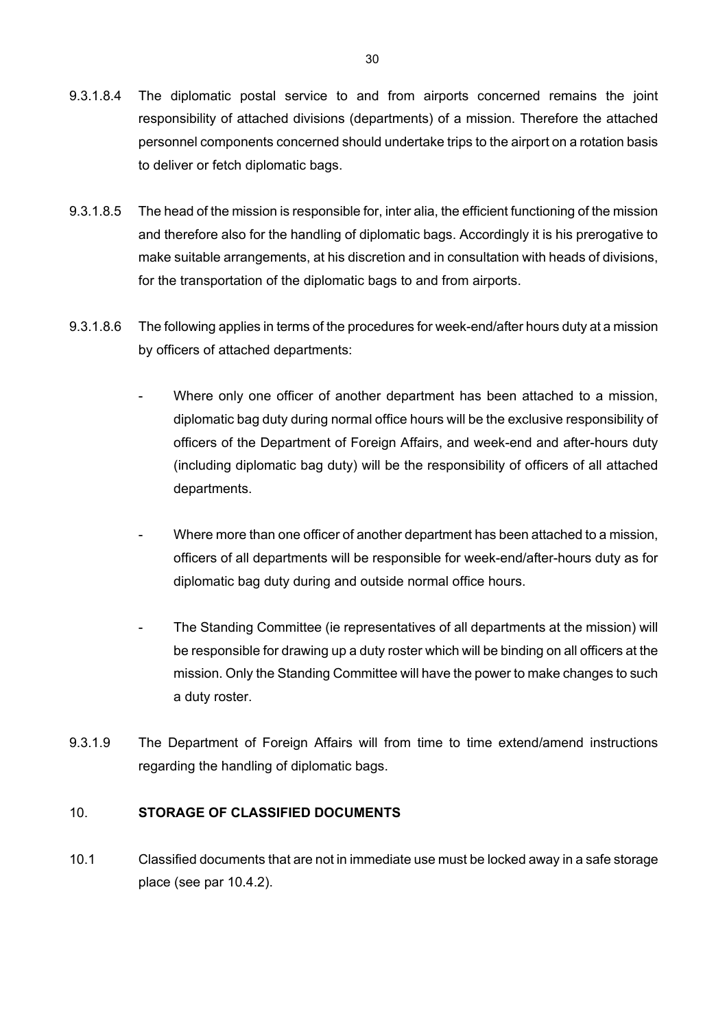9.3.1.8.4 The diplomatic postal service to and from airports concerned remains the joint responsibility of attached divisions (departments) of a mission. Therefore the attached personnel components concerned should undertake trips to the airport on a rotation basis to deliver or fetch diplomatic bags.

9.3.1.8.5 The head of the mission is responsible for, inter alia, the efficient functioning of the mission and therefore also for the handling of diplomatic bags. Accordingly it is his prerogative to make suitable arrangements, at his discretion and in consultation with heads of divisions, for the transportation of the diplomatic bags to and from airports.

9.3.1.8.6 The following applies in terms of the procedures for week-end/after hours duty at a mission by officers of attached departments:

- Where only one officer of another department has been attached to a mission, diplomatic bag duty during normal office hours will be the exclusive responsibility of officers of the Department of Foreign Affairs, and week-end and after-hours duty (including diplomatic bag duty) will be the responsibility of officers of all attached departments.

- Where more than one officer of another department has been attached to a mission, officers of all departments will be responsible for week-end/after-hours duty as for diplomatic bag duty during and outside normal office hours.

- The Standing Committee (ie representatives of all departments at the mission) will be responsible for drawing up a duty roster which will be binding on all officers at the mission. Only the Standing Committee will have the power to make changes to such a duty roster.

9.3.1.9 The Department of Foreign Affairs will from time to time extend/amend instructions regarding the handling of diplomatic bags.

## 10. STORAGE OF CLASSIFIED DOCUMENTS

10.1 Classified documents that are not in immediate use must be locked away in a safe storage place (see par 10.4.2).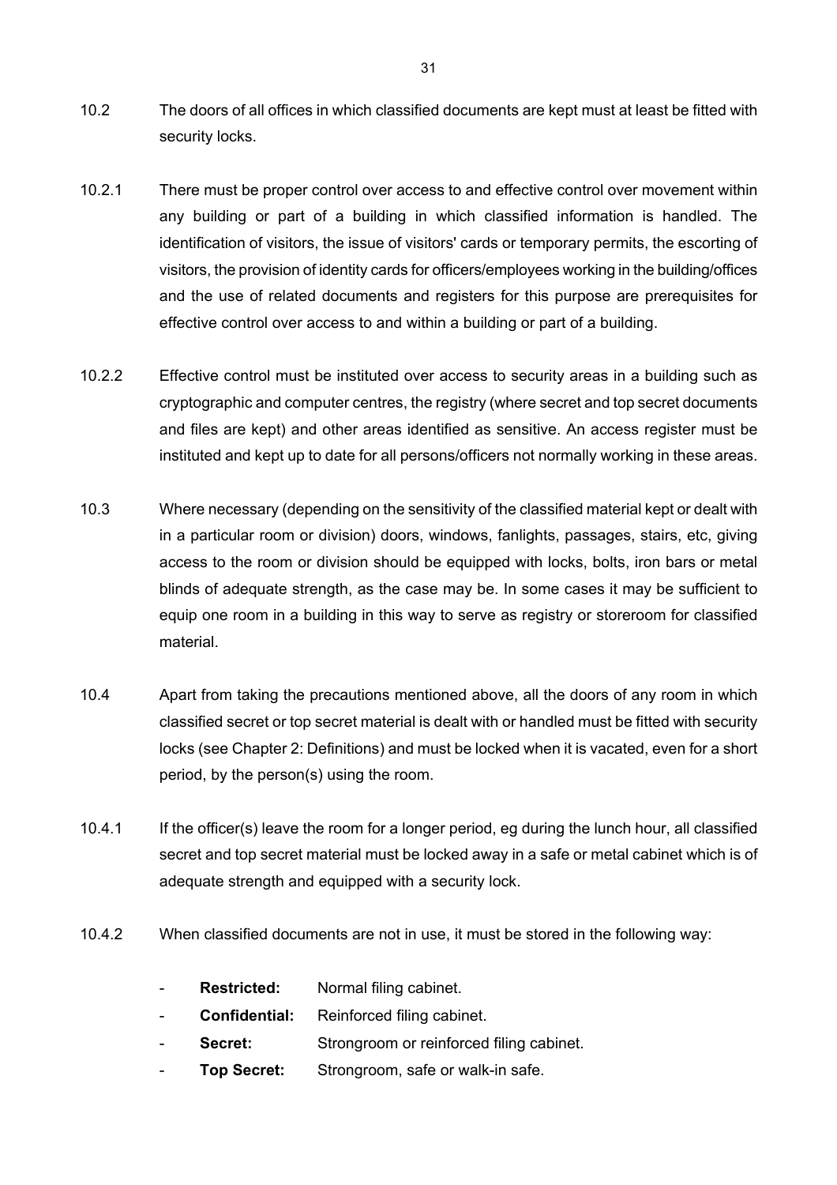10.2 The doors of all offices in which classified documents are kept must at least be fitted with security locks.

10.2.1 There must be proper control over access to and effective control over movement within any building or part of a building in which classified information is handled. The identification of visitors, the issue of visitors' cards or temporary permits, the escorting of visitors, the provision of identity cards for officers/employees working in the building/offices and the use of related documents and registers for this purpose are prerequisites for effective control over access to and within a building or part of a building.

10.2.2 Effective control must be instituted over access to security areas in a building such as cryptographic and computer centres, the registry (where secret and top secret documents and files are kept) and other areas identified as sensitive. An access register must be instituted and kept up to date for all persons/officers not normally working in these areas.

10.3 Where necessary (depending on the sensitivity of the classified material kept or dealt with in a particular room or division) doors, windows, fanlights, passages, stairs, etc, giving access to the room or division should be equipped with locks, bolts, iron bars or metal blinds of adequate strength, as the case may be. In some cases it may be sufficient to equip one room in a building in this way to serve as registry or storeroom for classified material.

10.4 Apart from taking the precautions mentioned above, all the doors of any room in which classified secret or top secret material is dealt with or handled must be fitted with security locks (see Chapter 2: Definitions) and must be locked when it is vacated, even for a short period, by the person(s) using the room.

10.4.1 If the officer(s) leave the room for a longer period, eg during the lunch hour, all classified secret and top secret material must be locked away in a safe or metal cabinet which is of adequate strength and equipped with a security lock.

10.4.2 When classified documents are not in use, it must be stored in the following way:

- **Restricted:** Normal filing cabinet.
- **Confidential:** Reinforced filing cabinet.
- **Secret:** Strongroom or reinforced filing cabinet.
- **Top Secret:** Strongroom, safe or walk-in safe.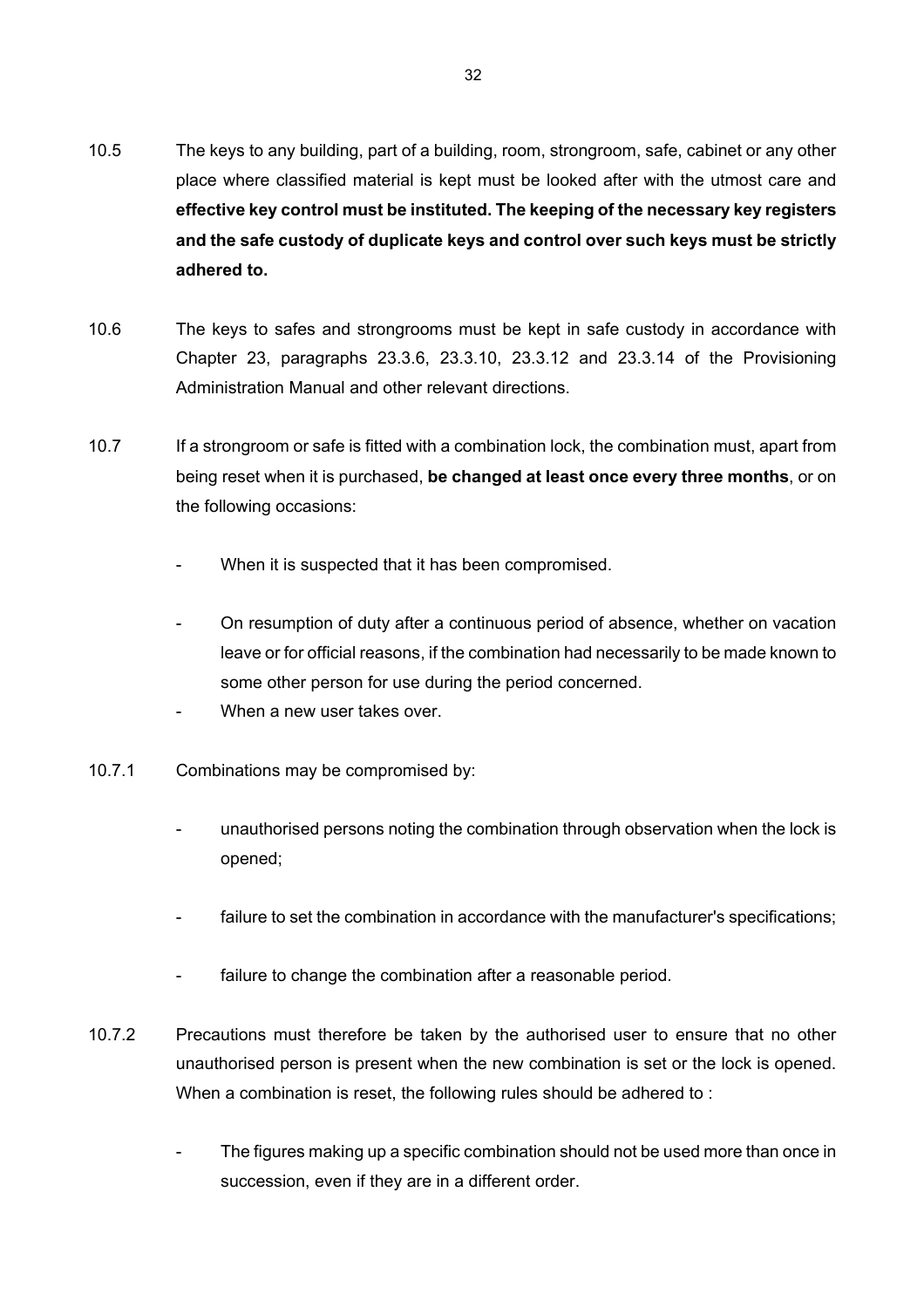10.5 The keys to any building, part of a building, room, strongroom, safe, cabinet or any other place where classified material is kept must be looked after with the utmost care and **effective key control must be instituted. The keeping of the necessary key registers and the safe custody of duplicate keys and control over such keys must be strictly adhered to.**

10.6 The keys to safes and strongrooms must be kept in safe custody in accordance with Chapter 23, paragraphs 23.3.6, 23.3.10, 23.3.12 and 23.3.14 of the Provisioning Administration Manual and other relevant directions.

10.7 If a strongroom or safe is fitted with a combination lock, the combination must, apart from being reset when it is purchased, **be changed at least once every three months**, or on the following occasions:

- When it is suspected that it has been compromised.
- On resumption of duty after a continuous period of absence, whether on vacation leave or for official reasons, if the combination had necessarily to be made known to some other person for use during the period concerned.
- When a new user takes over.

10.7.1 Combinations may be compromised by:

- unauthorised persons noting the combination through observation when the lock is opened;
- failure to set the combination in accordance with the manufacturer's specifications;
- failure to change the combination after a reasonable period.

10.7.2 Precautions must therefore be taken by the authorised user to ensure that no other unauthorised person is present when the new combination is set or the lock is opened. When a combination is reset, the following rules should be adhered to :

- The figures making up a specific combination should not be used more than once in succession, even if they are in a different order.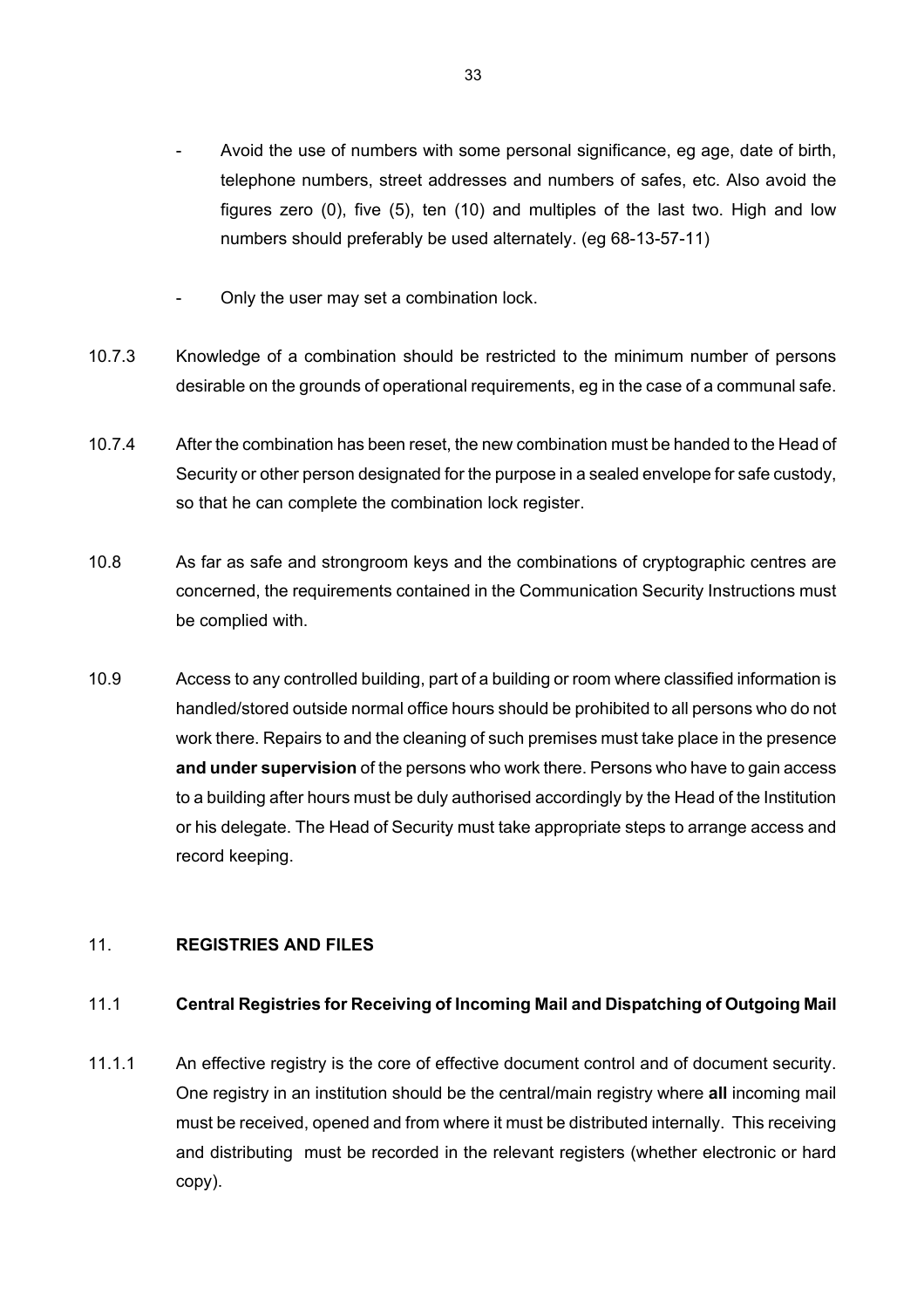- Avoid the use of numbers with some personal significance, eg age, date of birth, telephone numbers, street addresses and numbers of safes, etc. Also avoid the figures zero (0), five (5), ten (10) and multiples of the last two. High and low numbers should preferably be used alternately. (eg 68-13-57-11)

- Only the user may set a combination lock.

10.7.3 Knowledge of a combination should be restricted to the minimum number of persons desirable on the grounds of operational requirements, eg in the case of a communal safe.

10.7.4 After the combination has been reset, the new combination must be handed to the Head of Security or other person designated for the purpose in a sealed envelope for safe custody, so that he can complete the combination lock register.

10.8 As far as safe and strongroom keys and the combinations of cryptographic centres are concerned, the requirements contained in the Communication Security Instructions must be complied with.

10.9 Access to any controlled building, part of a building or room where classified information is handled/stored outside normal office hours should be prohibited to all persons who do not work there. Repairs to and the cleaning of such premises must take place in the presence **and under supervision** of the persons who work there. Persons who have to gain access to a building after hours must be duly authorised accordingly by the Head of the Institution or his delegate. The Head of Security must take appropriate steps to arrange access and record keeping.

## 11. REGISTRIES AND FILES

### 11.1 Central Registries for Receiving of Incoming Mail and Dispatching of Outgoing Mail

11.1.1 An effective registry is the core of effective document control and of document security. One registry in an institution should be the central/main registry where **all** incoming mail must be received, opened and from where it must be distributed internally. This receiving and distributing must be recorded in the relevant registers (whether electronic or hard copy).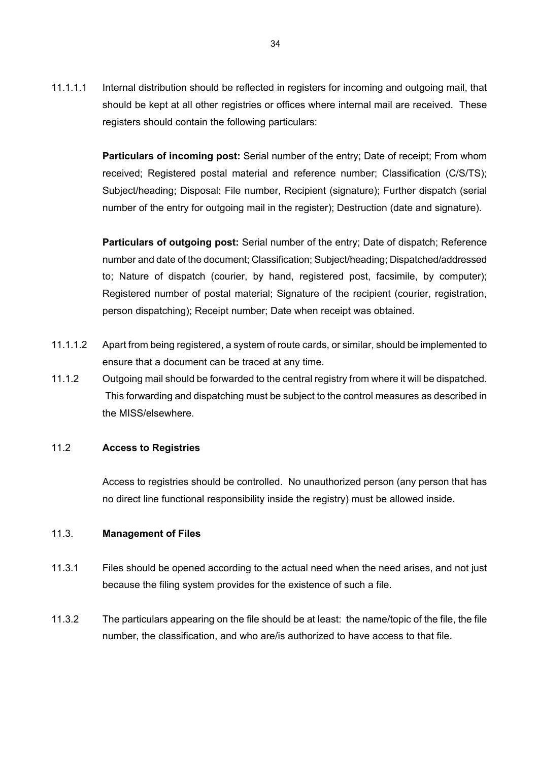11.1.1.1 Internal distribution should be reflected in registers for incoming and outgoing mail, that should be kept at all other registries or offices where internal mail are received. These registers should contain the following particulars:

**Particulars of incoming post:** Serial number of the entry; Date of receipt; From whom received; Registered postal material and reference number; Classification (C/S/TS); Subject/heading; Disposal: File number, Recipient (signature); Further dispatch (serial number of the entry for outgoing mail in the register); Destruction (date and signature).

**Particulars of outgoing post:** Serial number of the entry; Date of dispatch; Reference number and date of the document; Classification; Subject/heading; Dispatched/addressed to; Nature of dispatch (courier, by hand, registered post, facsimile, by computer); Registered number of postal material; Signature of the recipient (courier, registration, person dispatching); Receipt number; Date when receipt was obtained.

11.1.1.2 Apart from being registered, a system of route cards, or similar, should be implemented to ensure that a document can be traced at any time.

11.1.2 Outgoing mail should be forwarded to the central registry from where it will be dispatched. This forwarding and dispatching must be subject to the control measures as described in the MISS/elsewhere.

## 11.2 **Access to Registries**

Access to registries should be controlled. No unauthorized person (any person that has no direct line functional responsibility inside the registry) must be allowed inside.

## 11.3. **Management of Files**

11.3.1 Files should be opened according to the actual need when the need arises, and not just because the filing system provides for the existence of such a file.

11.3.2 The particulars appearing on the file should be at least: the name/topic of the file, the file number, the classification, and who are/is authorized to have access to that file.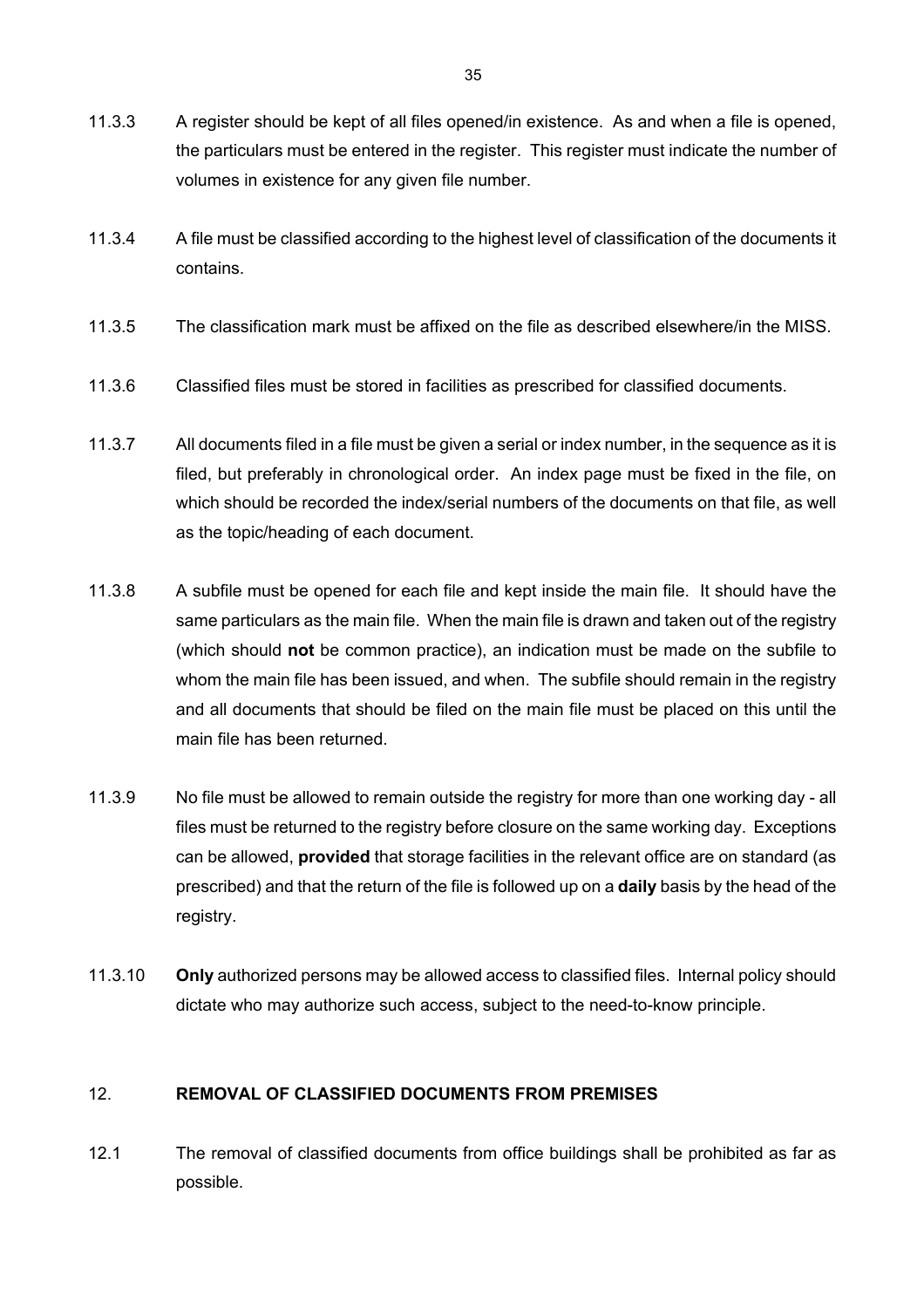11.3.3 A register should be kept of all files opened/in existence. As and when a file is opened, the particulars must be entered in the register. This register must indicate the number of volumes in existence for any given file number.

11.3.4 A file must be classified according to the highest level of classification of the documents it contains.

11.3.5 The classification mark must be affixed on the file as described elsewhere/in the MISS.

11.3.6 Classified files must be stored in facilities as prescribed for classified documents.

11.3.7 All documents filed in a file must be given a serial or index number, in the sequence as it is filed, but preferably in chronological order. An index page must be fixed in the file, on which should be recorded the index/serial numbers of the documents on that file, as well as the topic/heading of each document.

11.3.8 A subfile must be opened for each file and kept inside the main file. It should have the same particulars as the main file. When the main file is drawn and taken out of the registry (which should **not** be common practice), an indication must be made on the subfile to whom the main file has been issued, and when. The subfile should remain in the registry and all documents that should be filed on the main file must be placed on this until the main file has been returned.

11.3.9 No file must be allowed to remain outside the registry for more than one working day - all files must be returned to the registry before closure on the same working day. Exceptions can be allowed, **provided** that storage facilities in the relevant office are on standard (as prescribed) and that the return of the file is followed up on a **daily** basis by the head of the registry.

11.3.10 **Only** authorized persons may be allowed access to classified files. Internal policy should dictate who may authorize such access, subject to the need-to-know principle.

## 12. REMOVAL OF CLASSIFIED DOCUMENTS FROM PREMISES

12.1 The removal of classified documents from office buildings shall be prohibited as far as possible.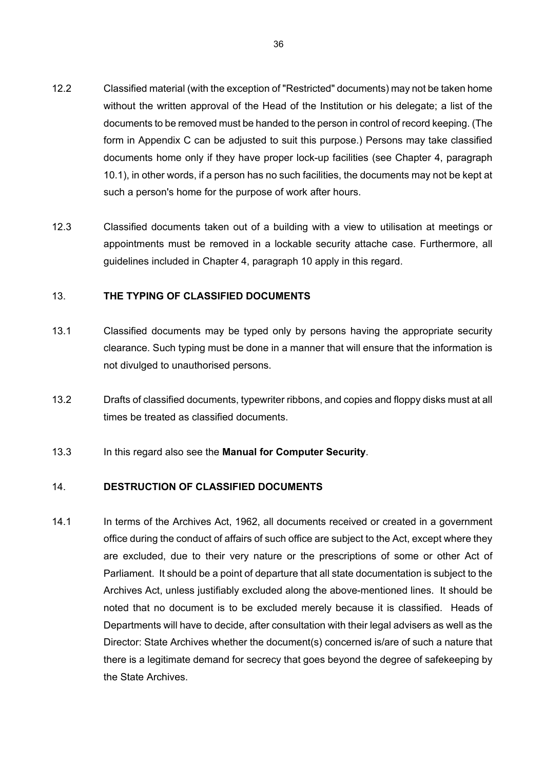12.2 Classified material (with the exception of "Restricted" documents) may not be taken home without the written approval of the Head of the Institution or his delegate; a list of the documents to be removed must be handed to the person in control of record keeping. (The form in Appendix C can be adjusted to suit this purpose.) Persons may take classified documents home only if they have proper lock-up facilities (see Chapter 4, paragraph 10.1), in other words, if a person has no such facilities, the documents may not be kept at such a person's home for the purpose of work after hours.

12.3 Classified documents taken out of a building with a view to utilisation at meetings or appointments must be removed in a lockable security attache case. Furthermore, all guidelines included in Chapter 4, paragraph 10 apply in this regard.

## 13. THE TYPING OF CLASSIFIED DOCUMENTS

13.1 Classified documents may be typed only by persons having the appropriate security clearance. Such typing must be done in a manner that will ensure that the information is not divulged to unauthorised persons.

13.2 Drafts of classified documents, typewriter ribbons, and copies and floppy disks must at all times be treated as classified documents.

13.3 In this regard also see the **Manual for Computer Security**.

## 14. DESTRUCTION OF CLASSIFIED DOCUMENTS

14.1 In terms of the Archives Act, 1962, all documents received or created in a government office during the conduct of affairs of such office are subject to the Act, except where they are excluded, due to their very nature or the prescriptions of some or other Act of Parliament. It should be a point of departure that all state documentation is subject to the Archives Act, unless justifiably excluded along the above-mentioned lines. It should be noted that no document is to be excluded merely because it is classified. Heads of Departments will have to decide, after consultation with their legal advisers as well as the Director: State Archives whether the document(s) concerned is/are of such a nature that there is a legitimate demand for secrecy that goes beyond the degree of safekeeping by the State Archives.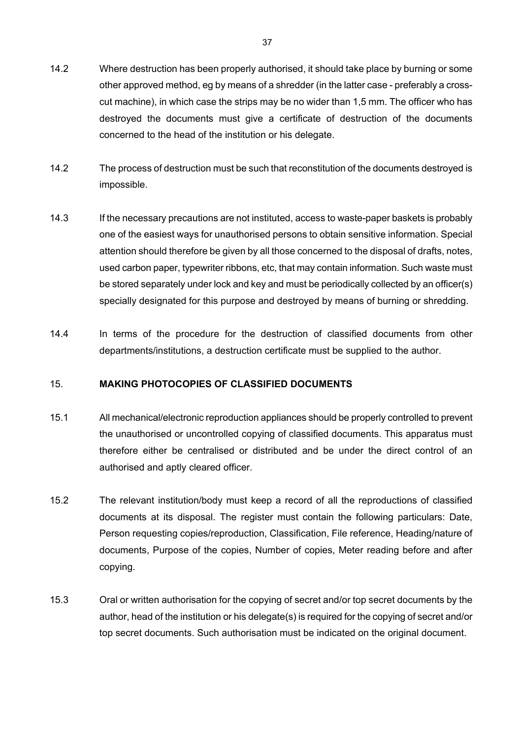14.2 Where destruction has been properly authorised, it should take place by burning or some other approved method, eg by means of a shredder (in the latter case - preferably a cross-cut machine), in which case the strips may be no wider than 1,5 mm. The officer who has destroyed the documents must give a certificate of destruction of the documents concerned to the head of the institution or his delegate.

14.2 The process of destruction must be such that reconstitution of the documents destroyed is impossible.

14.3 If the necessary precautions are not instituted, access to waste-paper baskets is probably one of the easiest ways for unauthorised persons to obtain sensitive information. Special attention should therefore be given by all those concerned to the disposal of drafts, notes, used carbon paper, typewriter ribbons, etc, that may contain information. Such waste must be stored separately under lock and key and must be periodically collected by an officer(s) specially designated for this purpose and destroyed by means of burning or shredding.

14.4 In terms of the procedure for the destruction of classified documents from other departments/institutions, a destruction certificate must be supplied to the author.

## 15. MAKING PHOTOCOPIES OF CLASSIFIED DOCUMENTS

15.1 All mechanical/electronic reproduction appliances should be properly controlled to prevent the unauthorised or uncontrolled copying of classified documents. This apparatus must therefore either be centralised or distributed and be under the direct control of an authorised and aptly cleared officer.

15.2 The relevant institution/body must keep a record of all the reproductions of classified documents at its disposal. The register must contain the following particulars: Date, Person requesting copies/reproduction, Classification, File reference, Heading/nature of documents, Purpose of the copies, Number of copies, Meter reading before and after copying.

15.3 Oral or written authorisation for the copying of secret and/or top secret documents by the author, head of the institution or his delegate(s) is required for the copying of secret and/or top secret documents. Such authorisation must be indicated on the original document.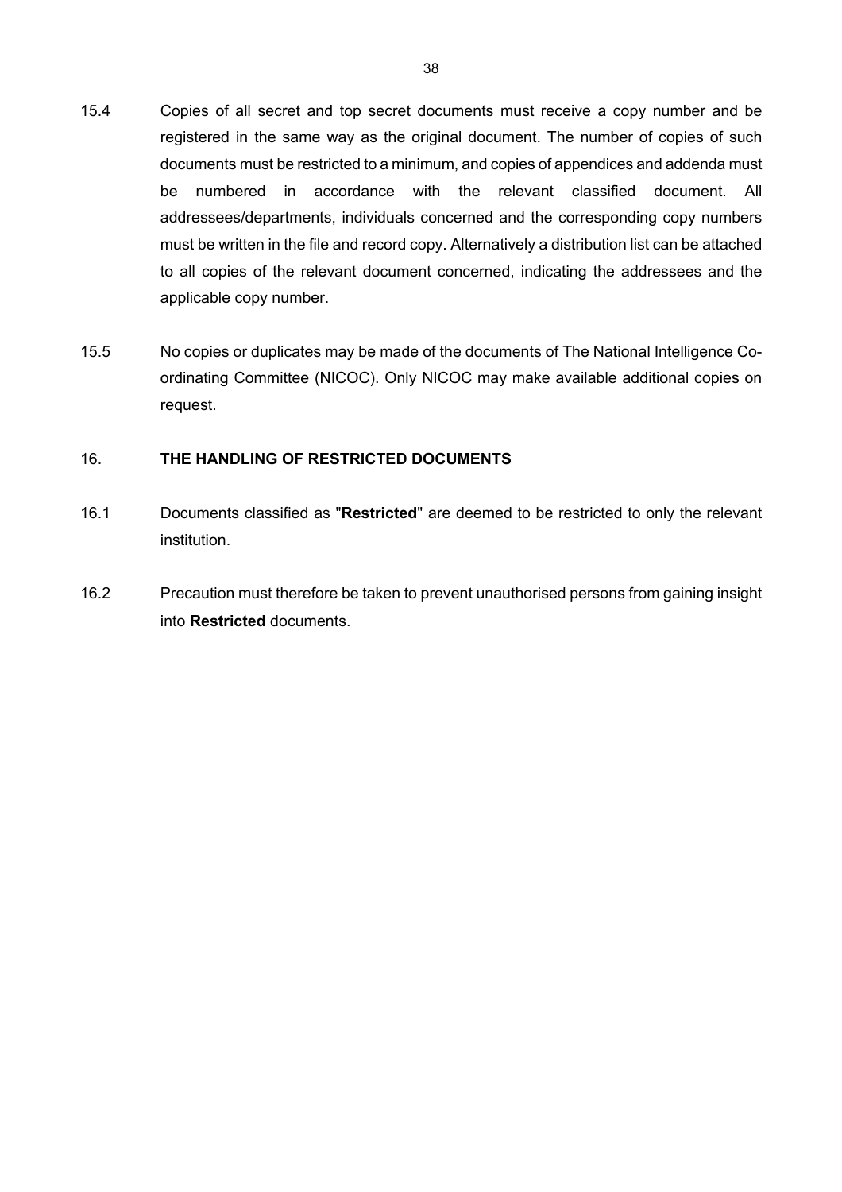15.4 Copies of all secret and top secret documents must receive a copy number and be registered in the same way as the original document. The number of copies of such documents must be restricted to a minimum, and copies of appendices and addenda must be numbered in accordance with the relevant classified document. All addressees/departments, individuals concerned and the corresponding copy numbers must be written in the file and record copy. Alternatively a distribution list can be attached to all copies of the relevant document concerned, indicating the addressees and the applicable copy number.

15.5 No copies or duplicates may be made of the documents of The National Intelligence Co-ordinating Committee (NICOC). Only NICOC may make available additional copies on request.

## 16. THE HANDLING OF RESTRICTED DOCUMENTS

16.1 Documents classified as "**Restricted**" are deemed to be restricted to only the relevant institution.

16.2 Precaution must therefore be taken to prevent unauthorised persons from gaining insight into **Restricted** documents.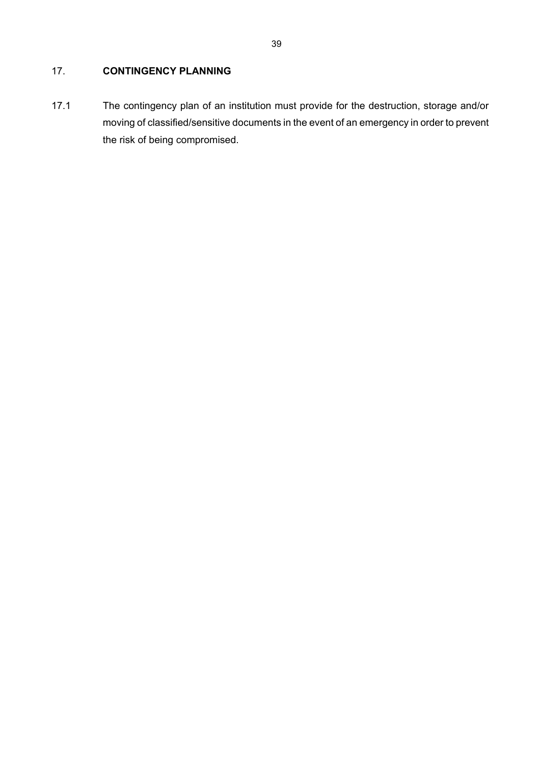## 17. CONTINGENCY PLANNING

17.1 The contingency plan of an institution must provide for the destruction, storage and/or moving of classified/sensitive documents in the event of an emergency in order to prevent the risk of being compromised.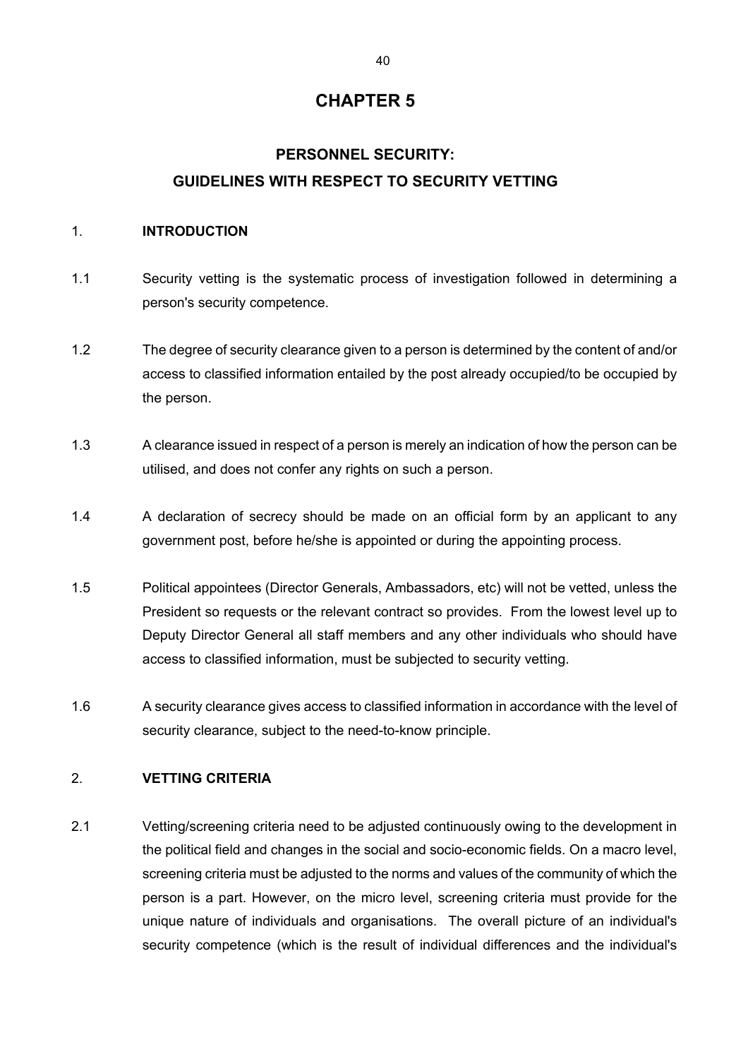# CHAPTER 5

## PERSONNEL SECURITY:
## GUIDELINES WITH RESPECT TO SECURITY VETTING

### 1. INTRODUCTION

1.1 Security vetting is the systematic process of investigation followed in determining a person's security competence.

1.2 The degree of security clearance given to a person is determined by the content of and/or access to classified information entailed by the post already occupied/to be occupied by the person.

1.3 A clearance issued in respect of a person is merely an indication of how the person can be utilised, and does not confer any rights on such a person.

1.4 A declaration of secrecy should be made on an official form by an applicant to any government post, before he/she is appointed or during the appointing process.

1.5 Political appointees (Director Generals, Ambassadors, etc) will not be vetted, unless the President so requests or the relevant contract so provides. From the lowest level up to Deputy Director General all staff members and any other individuals who should have access to classified information, must be subjected to security vetting.

1.6 A security clearance gives access to classified information in accordance with the level of security clearance, subject to the need-to-know principle.

### 2. VETTING CRITERIA

2.1 Vetting/screening criteria need to be adjusted continuously owing to the development in the political field and changes in the social and socio-economic fields. On a macro level, screening criteria must be adjusted to the norms and values of the community of which the person is a part. However, on the micro level, screening criteria must provide for the unique nature of individuals and organisations. The overall picture of an individual's security competence (which is the result of individual differences and the individual's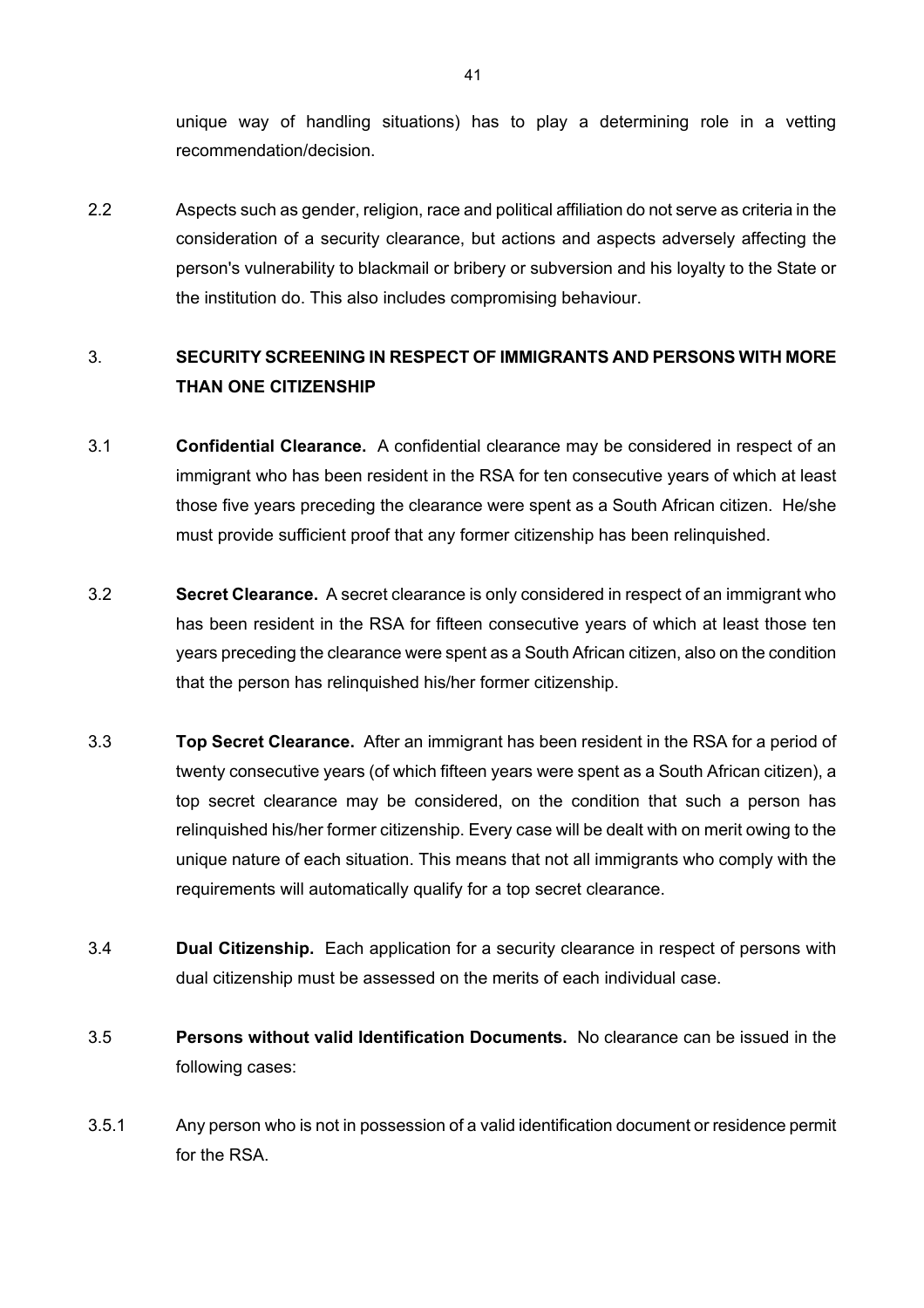unique way of handling situations) has to play a determining role in a vetting recommendation/decision.

2.2 Aspects such as gender, religion, race and political affiliation do not serve as criteria in the consideration of a security clearance, but actions and aspects adversely affecting the person's vulnerability to blackmail or bribery or subversion and his loyalty to the State or the institution do. This also includes compromising behaviour.

## 3. SECURITY SCREENING IN RESPECT OF IMMIGRANTS AND PERSONS WITH MORE THAN ONE CITIZENSHIP

3.1 **Confidential Clearance.** A confidential clearance may be considered in respect of an immigrant who has been resident in the RSA for ten consecutive years of which at least those five years preceding the clearance were spent as a South African citizen. He/she must provide sufficient proof that any former citizenship has been relinquished.

3.2 **Secret Clearance.** A secret clearance is only considered in respect of an immigrant who has been resident in the RSA for fifteen consecutive years of which at least those ten years preceding the clearance were spent as a South African citizen, also on the condition that the person has relinquished his/her former citizenship.

3.3 **Top Secret Clearance.** After an immigrant has been resident in the RSA for a period of twenty consecutive years (of which fifteen years were spent as a South African citizen), a top secret clearance may be considered, on the condition that such a person has relinquished his/her former citizenship. Every case will be dealt with on merit owing to the unique nature of each situation. This means that not all immigrants who comply with the requirements will automatically qualify for a top secret clearance.

3.4 **Dual Citizenship.** Each application for a security clearance in respect of persons with dual citizenship must be assessed on the merits of each individual case.

3.5 **Persons without valid Identification Documents.** No clearance can be issued in the following cases:

3.5.1 Any person who is not in possession of a valid identification document or residence permit for the RSA.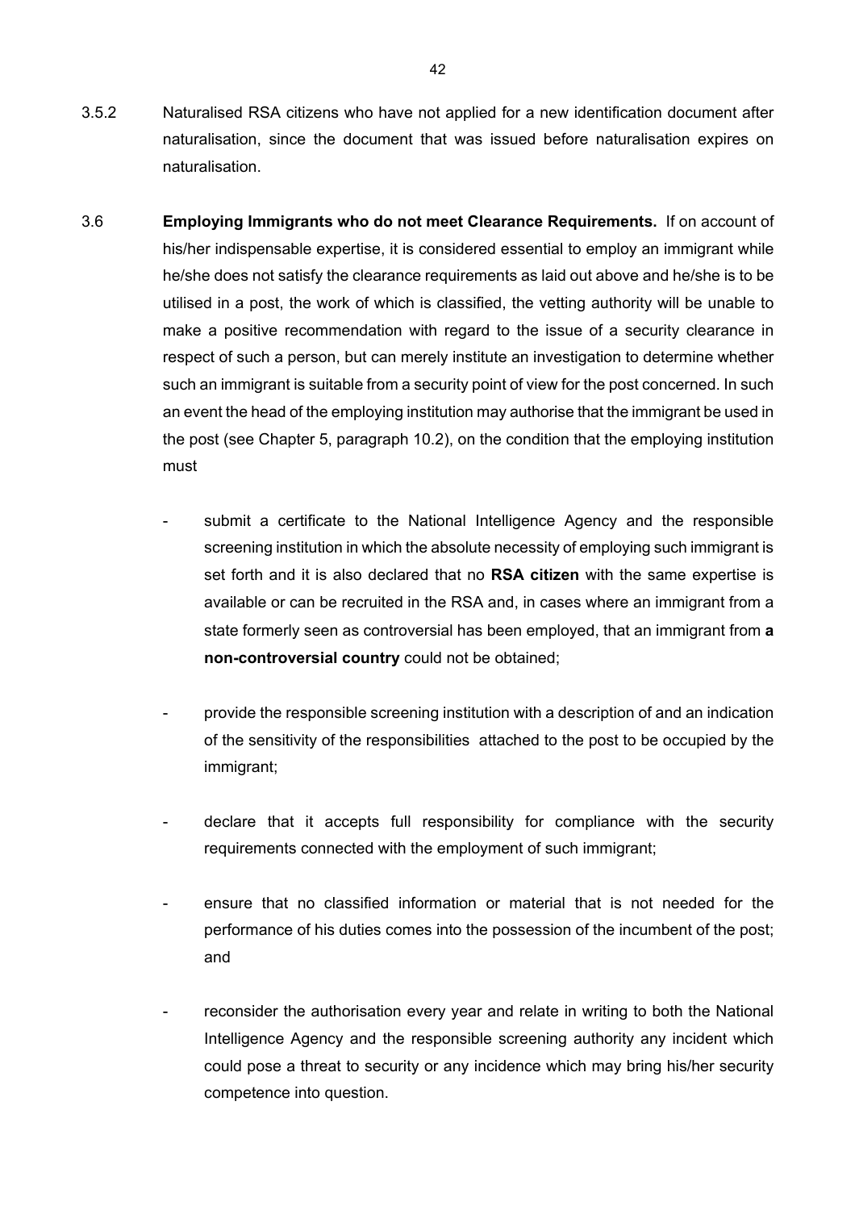3.5.2 Naturalised RSA citizens who have not applied for a new identification document after naturalisation, since the document that was issued before naturalisation expires on naturalisation.

3.6 **Employing Immigrants who do not meet Clearance Requirements.** If on account of his/her indispensable expertise, it is considered essential to employ an immigrant while he/she does not satisfy the clearance requirements as laid out above and he/she is to be utilised in a post, the work of which is classified, the vetting authority will be unable to make a positive recommendation with regard to the issue of a security clearance in respect of such a person, but can merely institute an investigation to determine whether such an immigrant is suitable from a security point of view for the post concerned. In such an event the head of the employing institution may authorise that the immigrant be used in the post (see Chapter 5, paragraph 10.2), on the condition that the employing institution must

- submit a certificate to the National Intelligence Agency and the responsible screening institution in which the absolute necessity of employing such immigrant is set forth and it is also declared that no **RSA citizen** with the same expertise is available or can be recruited in the RSA and, in cases where an immigrant from a state formerly seen as controversial has been employed, that an immigrant from **a non-controversial country** could not be obtained;

- provide the responsible screening institution with a description of and an indication of the sensitivity of the responsibilities attached to the post to be occupied by the immigrant;

- declare that it accepts full responsibility for compliance with the security requirements connected with the employment of such immigrant;

- ensure that no classified information or material that is not needed for the performance of his duties comes into the possession of the incumbent of the post; and

- reconsider the authorisation every year and relate in writing to both the National Intelligence Agency and the responsible screening authority any incident which could pose a threat to security or any incidence which may bring his/her security competence into question.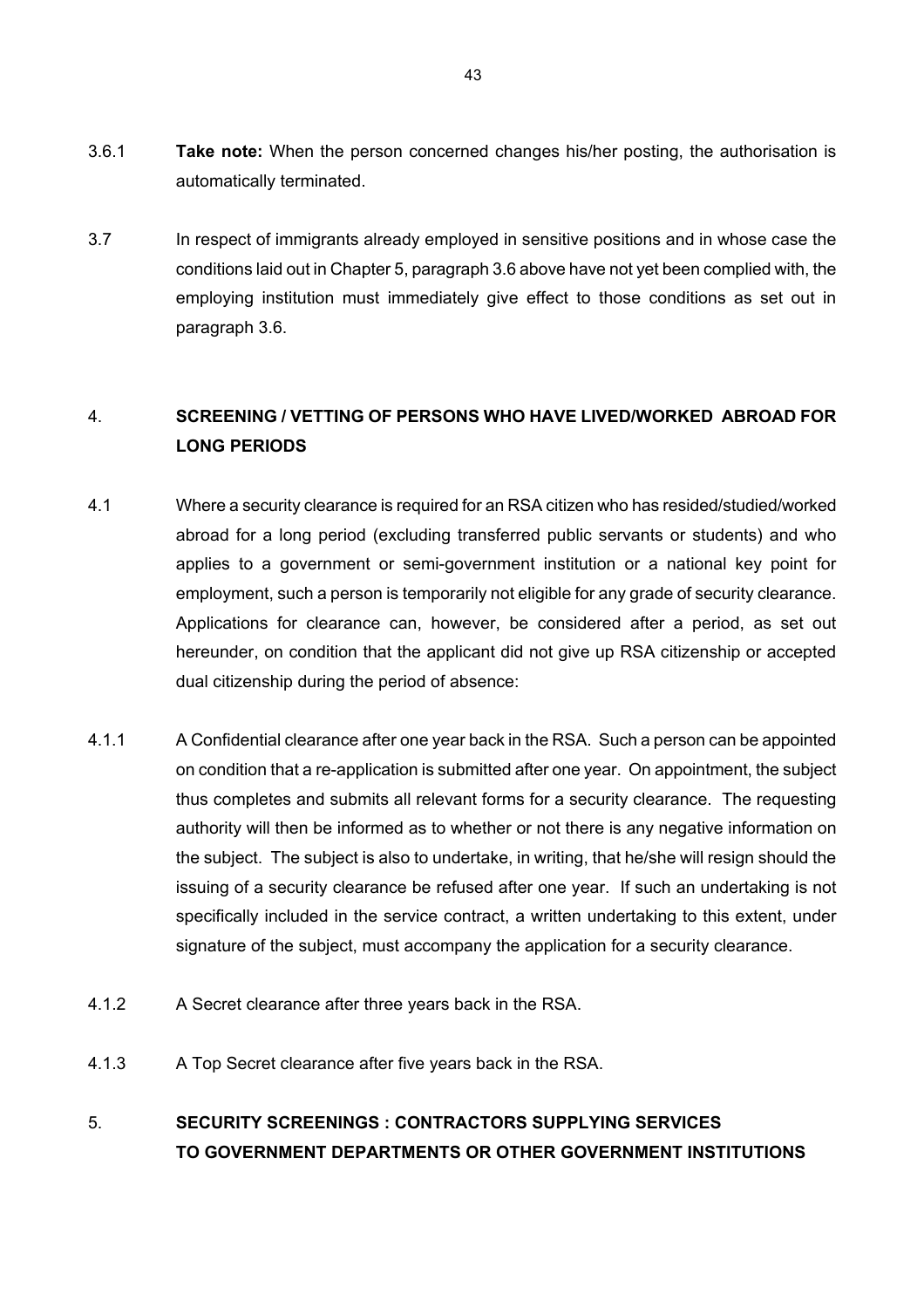3.6.1 **Take note:** When the person concerned changes his/her posting, the authorisation is automatically terminated.

3.7 In respect of immigrants already employed in sensitive positions and in whose case the conditions laid out in Chapter 5, paragraph 3.6 above have not yet been complied with, the employing institution must immediately give effect to those conditions as set out in paragraph 3.6.

## 4. SCREENING / VETTING OF PERSONS WHO HAVE LIVED/WORKED ABROAD FOR LONG PERIODS

4.1 Where a security clearance is required for an RSA citizen who has resided/studied/worked abroad for a long period (excluding transferred public servants or students) and who applies to a government or semi-government institution or a national key point for employment, such a person is temporarily not eligible for any grade of security clearance. Applications for clearance can, however, be considered after a period, as set out hereunder, on condition that the applicant did not give up RSA citizenship or accepted dual citizenship during the period of absence:

4.1.1 A Confidential clearance after one year back in the RSA. Such a person can be appointed on condition that a re-application is submitted after one year. On appointment, the subject thus completes and submits all relevant forms for a security clearance. The requesting authority will then be informed as to whether or not there is any negative information on the subject. The subject is also to undertake, in writing, that he/she will resign should the issuing of a security clearance be refused after one year. If such an undertaking is not specifically included in the service contract, a written undertaking to this extent, under signature of the subject, must accompany the application for a security clearance.

4.1.2 A Secret clearance after three years back in the RSA.

4.1.3 A Top Secret clearance after five years back in the RSA.

## 5. SECURITY SCREENINGS : CONTRACTORS SUPPLYING SERVICES TO GOVERNMENT DEPARTMENTS OR OTHER GOVERNMENT INSTITUTIONS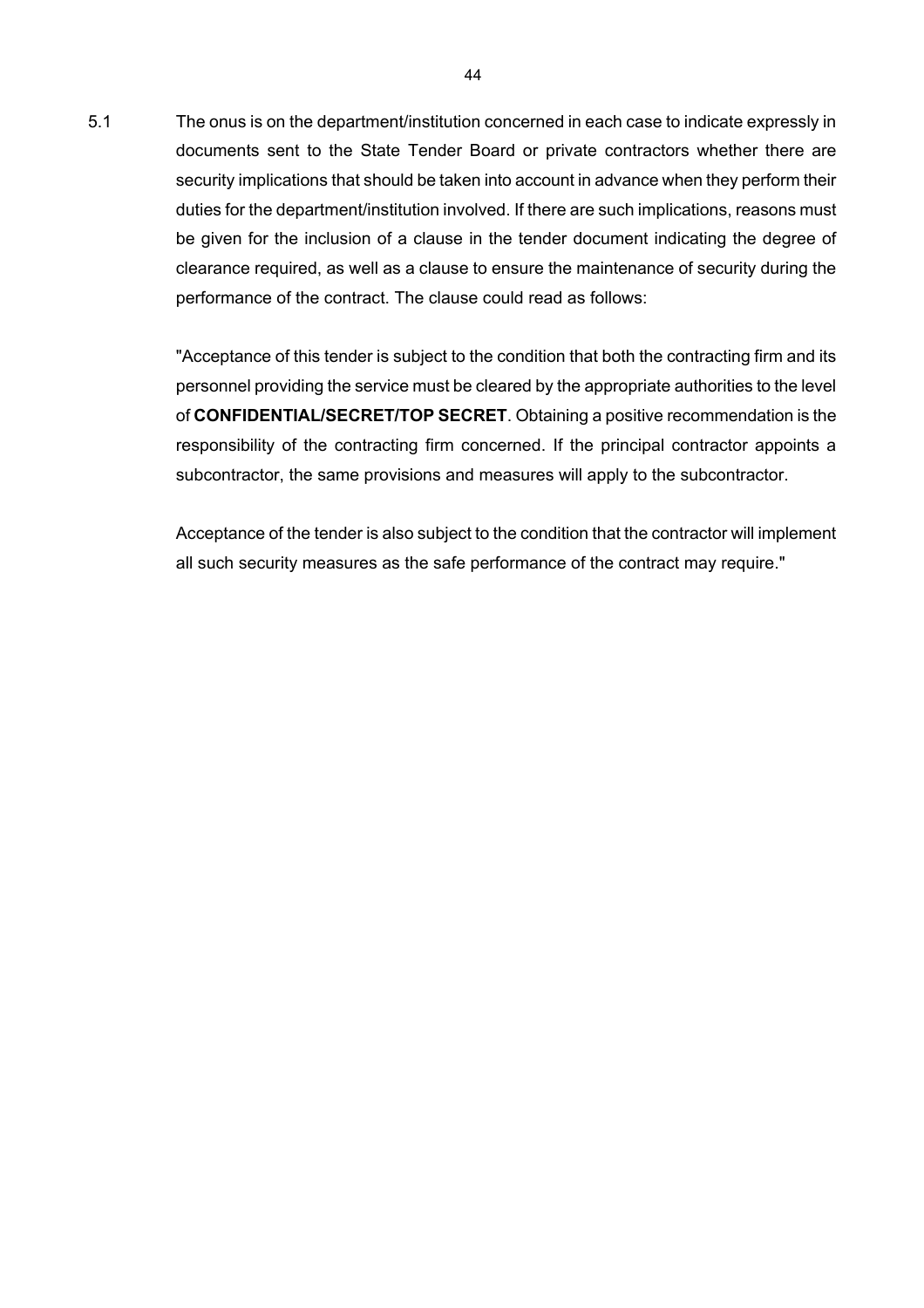5.1 The onus is on the department/institution concerned in each case to indicate expressly in documents sent to the State Tender Board or private contractors whether there are security implications that should be taken into account in advance when they perform their duties for the department/institution involved. If there are such implications, reasons must be given for the inclusion of a clause in the tender document indicating the degree of clearance required, as well as a clause to ensure the maintenance of security during the performance of the contract. The clause could read as follows:

"Acceptance of this tender is subject to the condition that both the contracting firm and its personnel providing the service must be cleared by the appropriate authorities to the level of **CONFIDENTIAL/SECRET/TOP SECRET**. Obtaining a positive recommendation is the responsibility of the contracting firm concerned. If the principal contractor appoints a subcontractor, the same provisions and measures will apply to the subcontractor.

Acceptance of the tender is also subject to the condition that the contractor will implement all such security measures as the safe performance of the contract may require."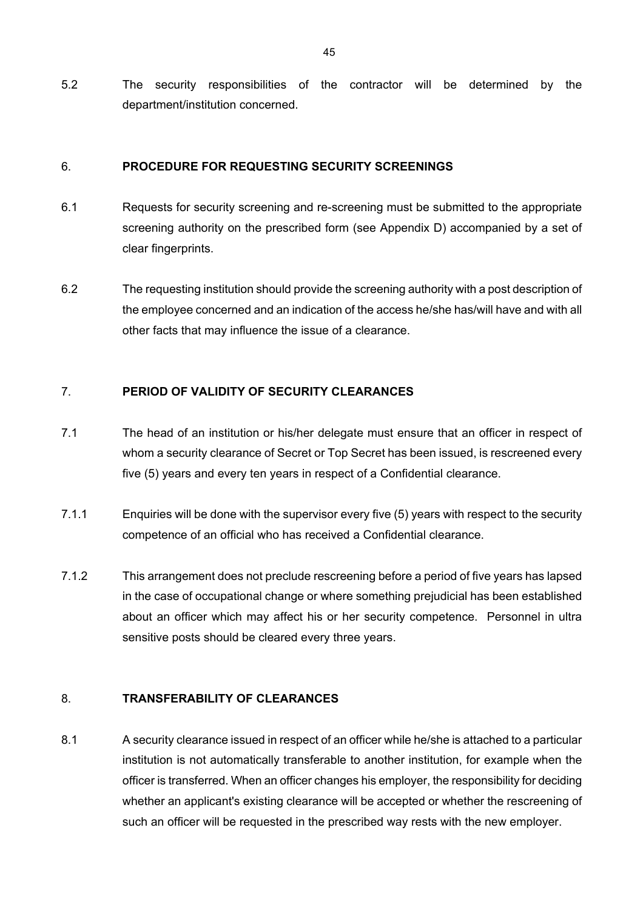5.2 The security responsibilities of the contractor will be determined by the department/institution concerned.

## 6. PROCEDURE FOR REQUESTING SECURITY SCREENINGS

6.1 Requests for security screening and re-screening must be submitted to the appropriate screening authority on the prescribed form (see Appendix D) accompanied by a set of clear fingerprints.

6.2 The requesting institution should provide the screening authority with a post description of the employee concerned and an indication of the access he/she has/will have and with all other facts that may influence the issue of a clearance.

## 7. PERIOD OF VALIDITY OF SECURITY CLEARANCES

7.1 The head of an institution or his/her delegate must ensure that an officer in respect of whom a security clearance of Secret or Top Secret has been issued, is rescreened every five (5) years and every ten years in respect of a Confidential clearance.

7.1.1 Enquiries will be done with the supervisor every five (5) years with respect to the security competence of an official who has received a Confidential clearance.

7.1.2 This arrangement does not preclude rescreening before a period of five years has lapsed in the case of occupational change or where something prejudicial has been established about an officer which may affect his or her security competence. Personnel in ultra sensitive posts should be cleared every three years.

## 8. TRANSFERABILITY OF CLEARANCES

8.1 A security clearance issued in respect of an officer while he/she is attached to a particular institution is not automatically transferable to another institution, for example when the officer is transferred. When an officer changes his employer, the responsibility for deciding whether an applicant's existing clearance will be accepted or whether the rescreening of such an officer will be requested in the prescribed way rests with the new employer.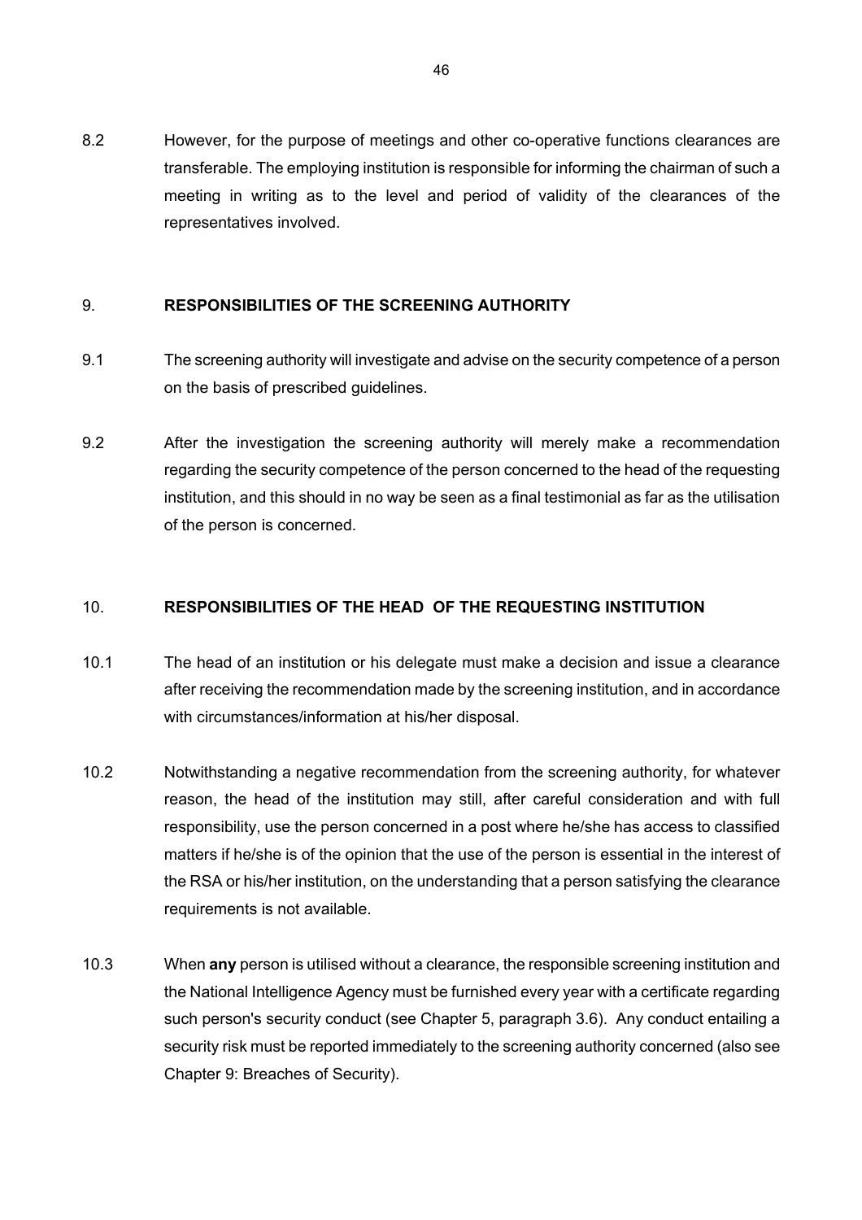8.2 However, for the purpose of meetings and other co-operative functions clearances are transferable. The employing institution is responsible for informing the chairman of such a meeting in writing as to the level and period of validity of the clearances of the representatives involved.

## 9. RESPONSIBILITIES OF THE SCREENING AUTHORITY

9.1 The screening authority will investigate and advise on the security competence of a person on the basis of prescribed guidelines.

9.2 After the investigation the screening authority will merely make a recommendation regarding the security competence of the person concerned to the head of the requesting institution, and this should in no way be seen as a final testimonial as far as the utilisation of the person is concerned.

## 10. RESPONSIBILITIES OF THE HEAD OF THE REQUESTING INSTITUTION

10.1 The head of an institution or his delegate must make a decision and issue a clearance after receiving the recommendation made by the screening institution, and in accordance with circumstances/information at his/her disposal.

10.2 Notwithstanding a negative recommendation from the screening authority, for whatever reason, the head of the institution may still, after careful consideration and with full responsibility, use the person concerned in a post where he/she has access to classified matters if he/she is of the opinion that the use of the person is essential in the interest of the RSA or his/her institution, on the understanding that a person satisfying the clearance requirements is not available.

10.3 When **any** person is utilised without a clearance, the responsible screening institution and the National Intelligence Agency must be furnished every year with a certificate regarding such person's security conduct (see Chapter 5, paragraph 3.6). Any conduct entailing a security risk must be reported immediately to the screening authority concerned (also see Chapter 9: Breaches of Security).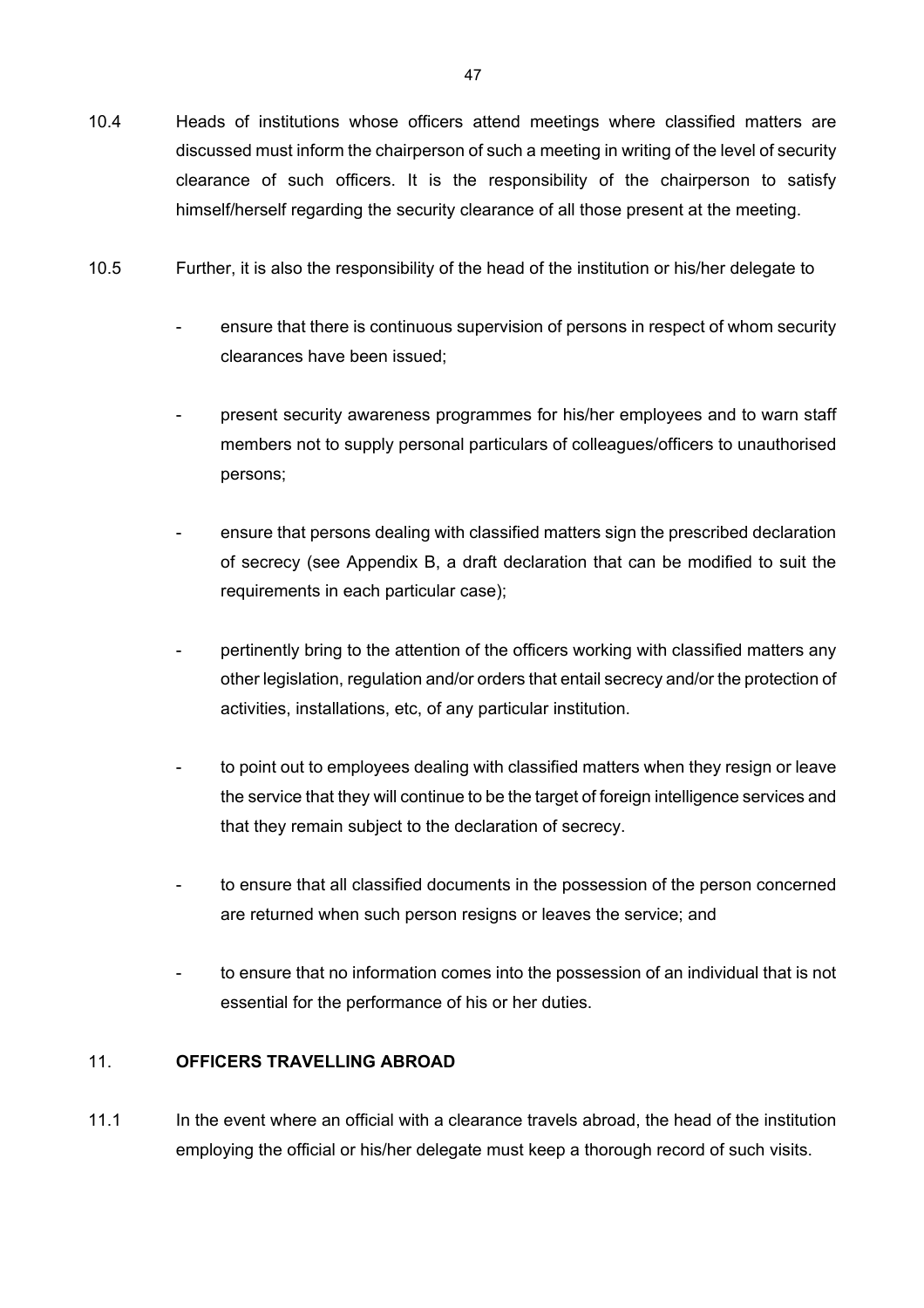10.4 Heads of institutions whose officers attend meetings where classified matters are discussed must inform the chairperson of such a meeting in writing of the level of security clearance of such officers. It is the responsibility of the chairperson to satisfy himself/herself regarding the security clearance of all those present at the meeting.

10.5 Further, it is also the responsibility of the head of the institution or his/her delegate to

- ensure that there is continuous supervision of persons in respect of whom security clearances have been issued;

- present security awareness programmes for his/her employees and to warn staff members not to supply personal particulars of colleagues/officers to unauthorised persons;

- ensure that persons dealing with classified matters sign the prescribed declaration of secrecy (see Appendix B, a draft declaration that can be modified to suit the requirements in each particular case);

- pertinently bring to the attention of the officers working with classified matters any other legislation, regulation and/or orders that entail secrecy and/or the protection of activities, installations, etc, of any particular institution.

- to point out to employees dealing with classified matters when they resign or leave the service that they will continue to be the target of foreign intelligence services and that they remain subject to the declaration of secrecy.

- to ensure that all classified documents in the possession of the person concerned are returned when such person resigns or leaves the service; and

- to ensure that no information comes into the possession of an individual that is not essential for the performance of his or her duties.

## 11. OFFICERS TRAVELLING ABROAD

11.1 In the event where an official with a clearance travels abroad, the head of the institution employing the official or his/her delegate must keep a thorough record of such visits.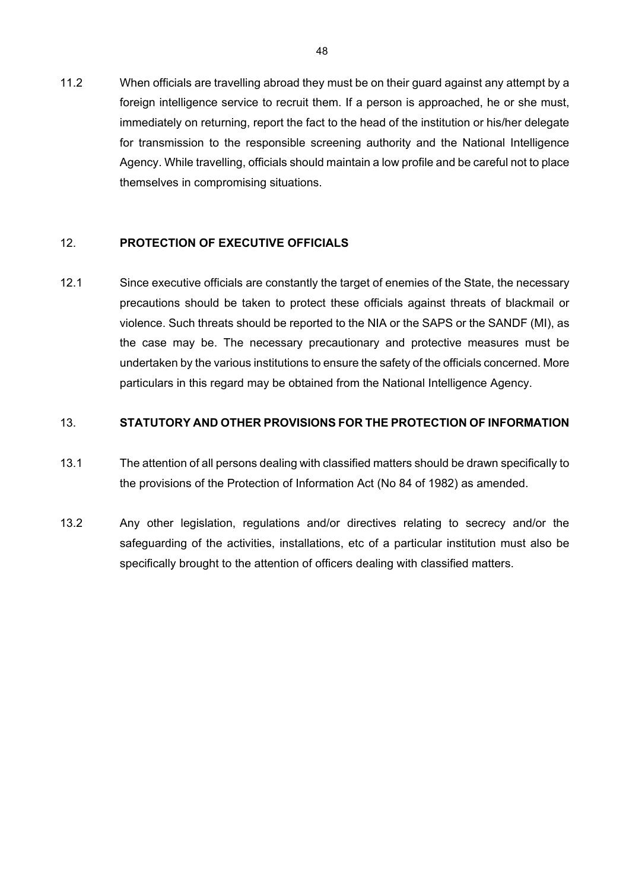11.2 When officials are travelling abroad they must be on their guard against any attempt by a foreign intelligence service to recruit them. If a person is approached, he or she must, immediately on returning, report the fact to the head of the institution or his/her delegate for transmission to the responsible screening authority and the National Intelligence Agency. While travelling, officials should maintain a low profile and be careful not to place themselves in compromising situations.

## 12. PROTECTION OF EXECUTIVE OFFICIALS

12.1 Since executive officials are constantly the target of enemies of the State, the necessary precautions should be taken to protect these officials against threats of blackmail or violence. Such threats should be reported to the NIA or the SAPS or the SANDF (MI), as the case may be. The necessary precautionary and protective measures must be undertaken by the various institutions to ensure the safety of the officials concerned. More particulars in this regard may be obtained from the National Intelligence Agency.

## 13. STATUTORY AND OTHER PROVISIONS FOR THE PROTECTION OF INFORMATION

13.1 The attention of all persons dealing with classified matters should be drawn specifically to the provisions of the Protection of Information Act (No 84 of 1982) as amended.

13.2 Any other legislation, regulations and/or directives relating to secrecy and/or the safeguarding of the activities, installations, etc of a particular institution must also be specifically brought to the attention of officers dealing with classified matters.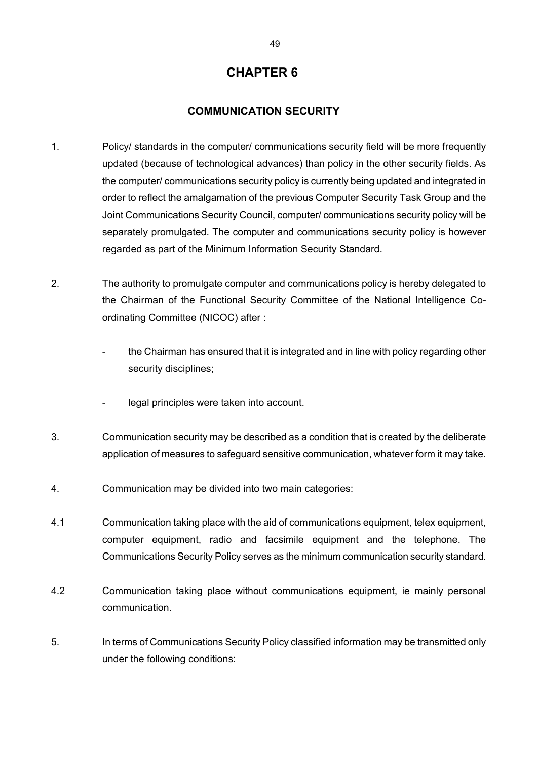# CHAPTER 6

## COMMUNICATION SECURITY

1. Policy/ standards in the computer/ communications security field will be more frequently updated (because of technological advances) than policy in the other security fields. As the computer/ communications security policy is currently being updated and integrated in order to reflect the amalgamation of the previous Computer Security Task Group and the Joint Communications Security Council, computer/ communications security policy will be separately promulgated. The computer and communications security policy is however regarded as part of the Minimum Information Security Standard.

2. The authority to promulgate computer and communications policy is hereby delegated to the Chairman of the Functional Security Committee of the National Intelligence Co-ordinating Committee (NICOC) after :

   - the Chairman has ensured that it is integrated and in line with policy regarding other security disciplines;

   - legal principles were taken into account.

3. Communication security may be described as a condition that is created by the deliberate application of measures to safeguard sensitive communication, whatever form it may take.

4. Communication may be divided into two main categories:

4.1 Communication taking place with the aid of communications equipment, telex equipment, computer equipment, radio and facsimile equipment and the telephone. The Communications Security Policy serves as the minimum communication security standard.

4.2 Communication taking place without communications equipment, ie mainly personal communication.

5. In terms of Communications Security Policy classified information may be transmitted only under the following conditions: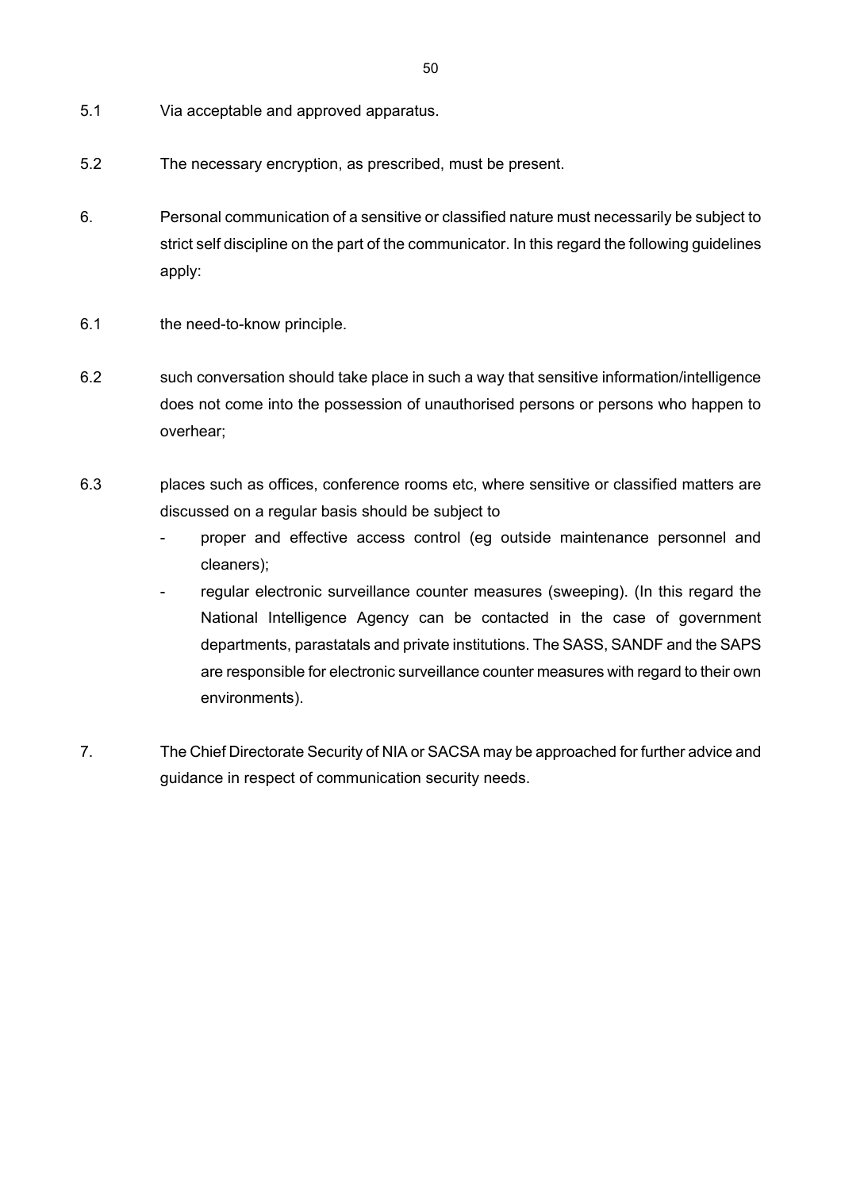5.1 Via acceptable and approved apparatus.

5.2 The necessary encryption, as prescribed, must be present.

6. Personal communication of a sensitive or classified nature must necessarily be subject to strict self discipline on the part of the communicator. In this regard the following guidelines apply:

6.1 the need-to-know principle.

6.2 such conversation should take place in such a way that sensitive information/intelligence does not come into the possession of unauthorised persons or persons who happen to overhear;

6.3 places such as offices, conference rooms etc, where sensitive or classified matters are discussed on a regular basis should be subject to

- proper and effective access control (eg outside maintenance personnel and cleaners);
- regular electronic surveillance counter measures (sweeping). (In this regard the National Intelligence Agency can be contacted in the case of government departments, parastatals and private institutions. The SASS, SANDF and the SAPS are responsible for electronic surveillance counter measures with regard to their own environments).

7. The Chief Directorate Security of NIA or SACSA may be approached for further advice and guidance in respect of communication security needs.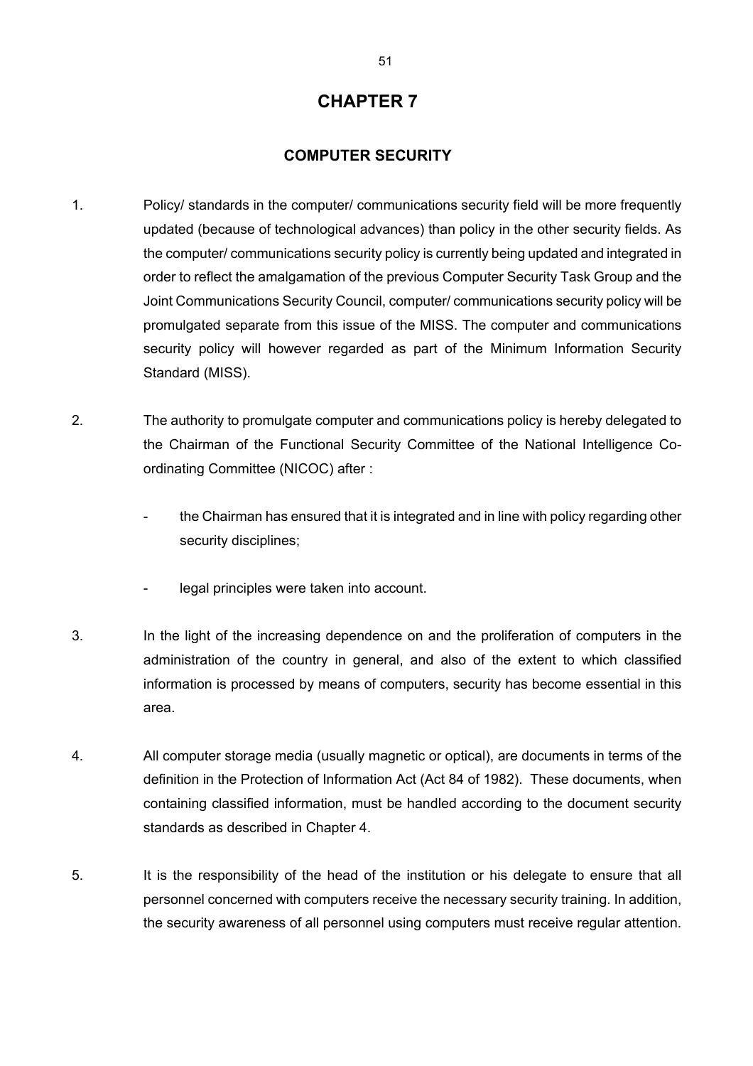# CHAPTER 7

## COMPUTER SECURITY

1. Policy/ standards in the computer/ communications security field will be more frequently updated (because of technological advances) than policy in the other security fields. As the computer/ communications security policy is currently being updated and integrated in order to reflect the amalgamation of the previous Computer Security Task Group and the Joint Communications Security Council, computer/ communications security policy will be promulgated separate from this issue of the MISS. The computer and communications security policy will however regarded as part of the Minimum Information Security Standard (MISS).

2. The authority to promulgate computer and communications policy is hereby delegated to the Chairman of the Functional Security Committee of the National Intelligence Co-ordinating Committee (NICOC) after :

   - the Chairman has ensured that it is integrated and in line with policy regarding other security disciplines;

   - legal principles were taken into account.

3. In the light of the increasing dependence on and the proliferation of computers in the administration of the country in general, and also of the extent to which classified information is processed by means of computers, security has become essential in this area.

4. All computer storage media (usually magnetic or optical), are documents in terms of the definition in the Protection of Information Act (Act 84 of 1982). These documents, when containing classified information, must be handled according to the document security standards as described in Chapter 4.

5. It is the responsibility of the head of the institution or his delegate to ensure that all personnel concerned with computers receive the necessary security training. In addition, the security awareness of all personnel using computers must receive regular attention.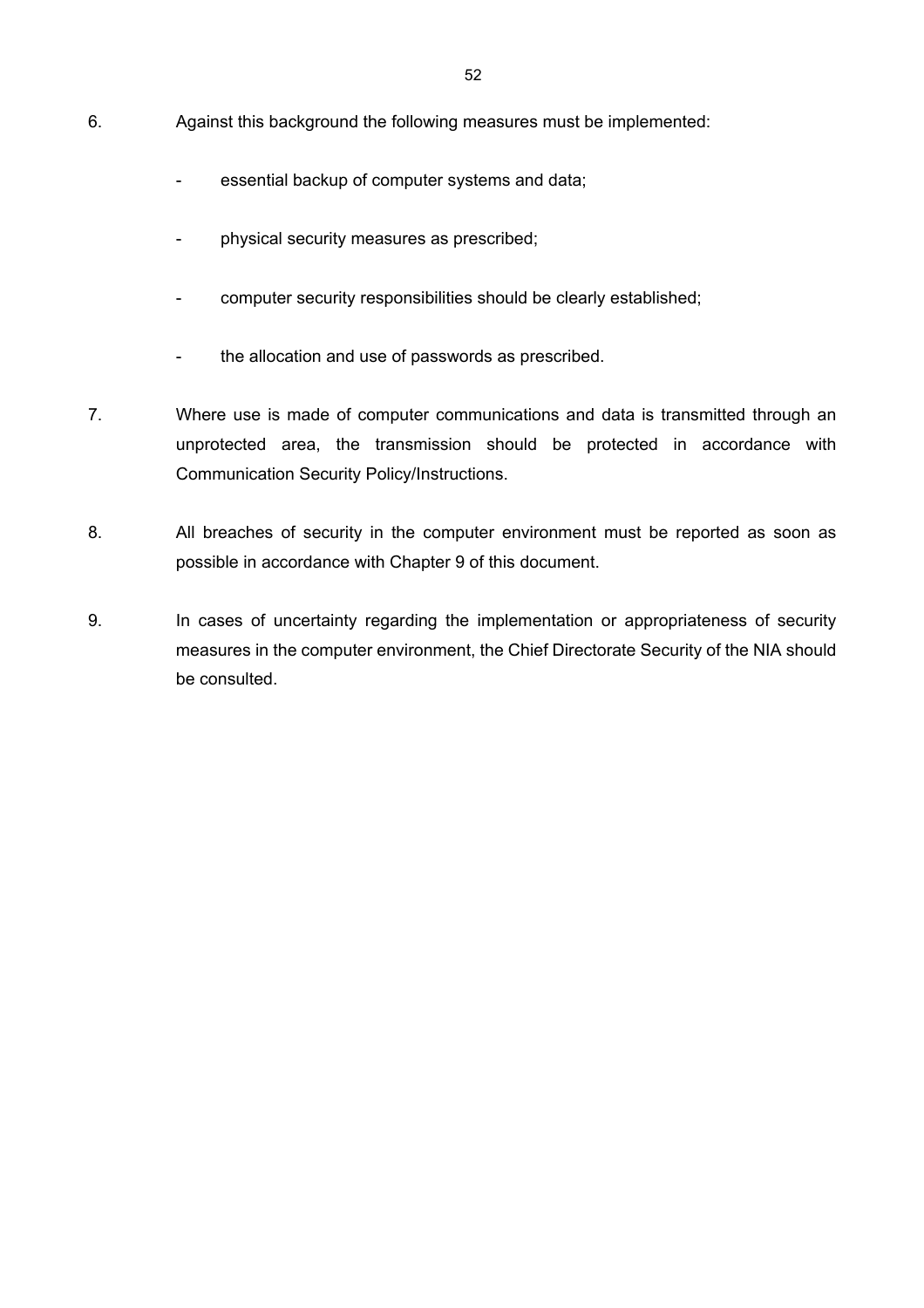6. Against this background the following measures must be implemented:

   - essential backup of computer systems and data;

   - physical security measures as prescribed;

   - computer security responsibilities should be clearly established;

   - the allocation and use of passwords as prescribed.

7. Where use is made of computer communications and data is transmitted through an unprotected area, the transmission should be protected in accordance with Communication Security Policy/Instructions.

8. All breaches of security in the computer environment must be reported as soon as possible in accordance with Chapter 9 of this document.

9. In cases of uncertainty regarding the implementation or appropriateness of security measures in the computer environment, the Chief Directorate Security of the NIA should be consulted.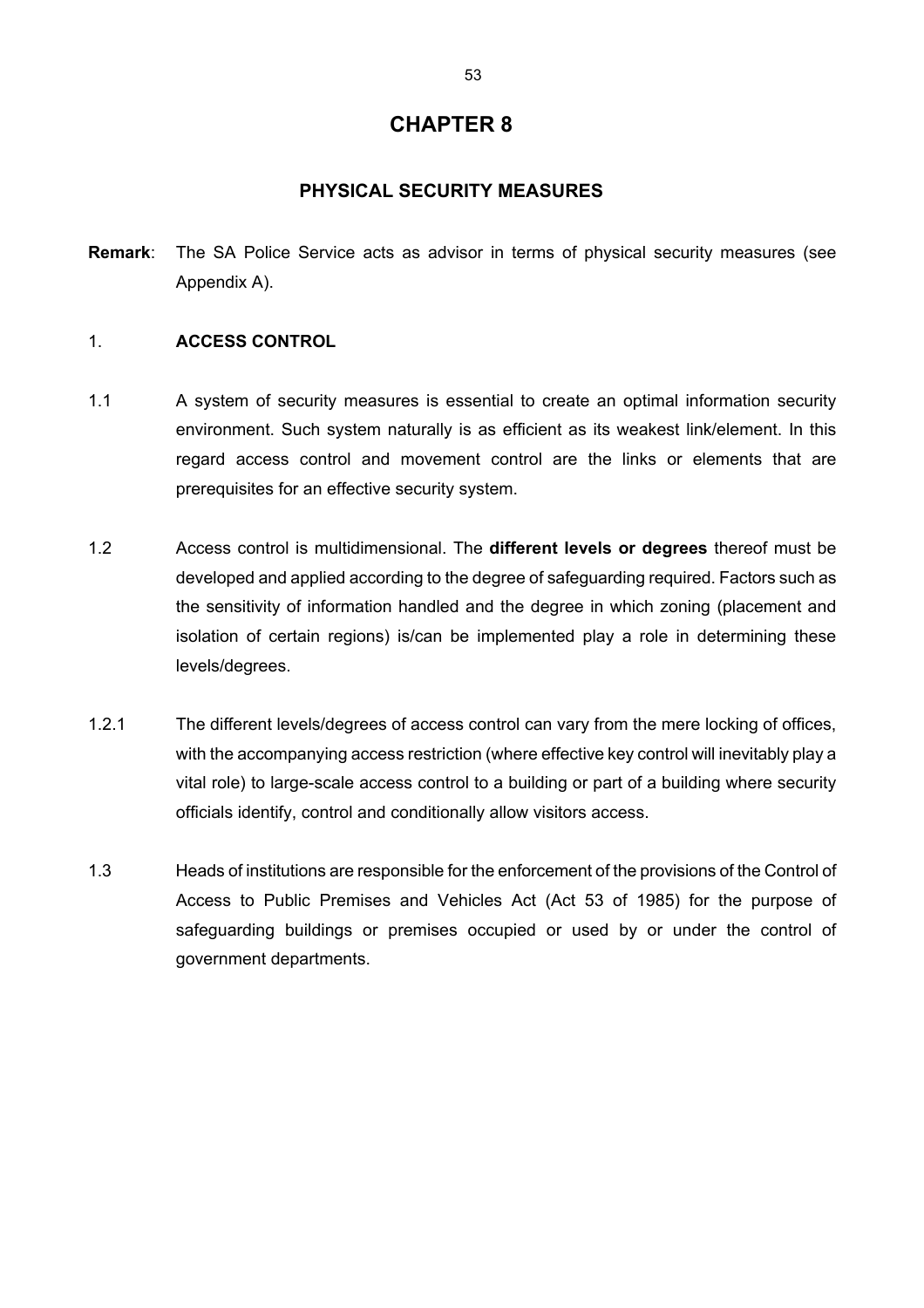# CHAPTER 8

## PHYSICAL SECURITY MEASURES

**Remark**: The SA Police Service acts as advisor in terms of physical security measures (see Appendix A).

### 1. ACCESS CONTROL

1.1 A system of security measures is essential to create an optimal information security environment. Such system naturally is as efficient as its weakest link/element. In this regard access control and movement control are the links or elements that are prerequisites for an effective security system.

1.2 Access control is multidimensional. The **different levels or degrees** thereof must be developed and applied according to the degree of safeguarding required. Factors such as the sensitivity of information handled and the degree in which zoning (placement and isolation of certain regions) is/can be implemented play a role in determining these levels/degrees.

1.2.1 The different levels/degrees of access control can vary from the mere locking of offices, with the accompanying access restriction (where effective key control will inevitably play a vital role) to large-scale access control to a building or part of a building where security officials identify, control and conditionally allow visitors access.

1.3 Heads of institutions are responsible for the enforcement of the provisions of the Control of Access to Public Premises and Vehicles Act (Act 53 of 1985) for the purpose of safeguarding buildings or premises occupied or used by or under the control of government departments.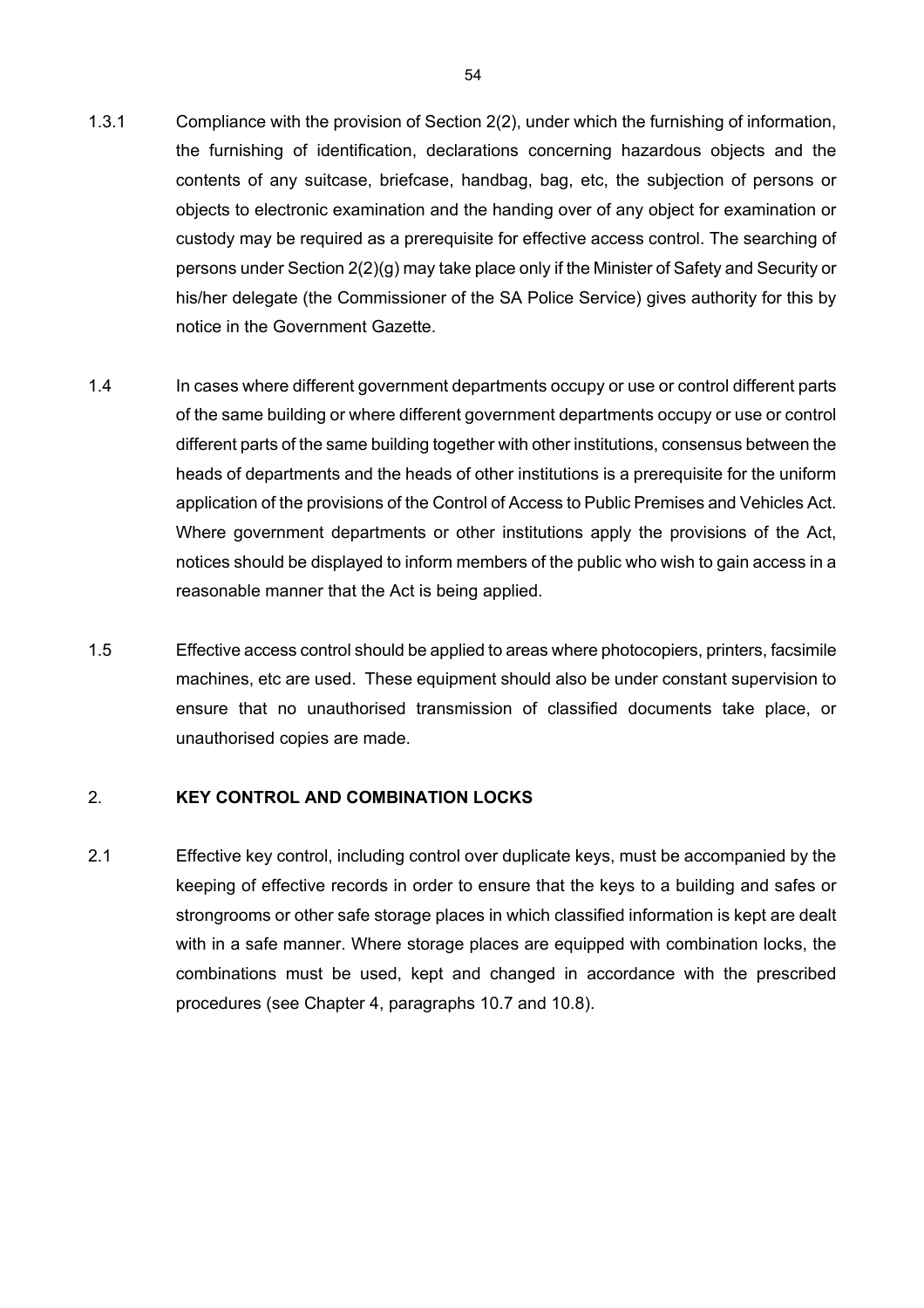1.3.1 Compliance with the provision of Section 2(2), under which the furnishing of information, the furnishing of identification, declarations concerning hazardous objects and the contents of any suitcase, briefcase, handbag, bag, etc, the subjection of persons or objects to electronic examination and the handing over of any object for examination or custody may be required as a prerequisite for effective access control. The searching of persons under Section 2(2)(g) may take place only if the Minister of Safety and Security or his/her delegate (the Commissioner of the SA Police Service) gives authority for this by notice in the Government Gazette.

1.4 In cases where different government departments occupy or use or control different parts of the same building or where different government departments occupy or use or control different parts of the same building together with other institutions, consensus between the heads of departments and the heads of other institutions is a prerequisite for the uniform application of the provisions of the Control of Access to Public Premises and Vehicles Act. Where government departments or other institutions apply the provisions of the Act, notices should be displayed to inform members of the public who wish to gain access in a reasonable manner that the Act is being applied.

1.5 Effective access control should be applied to areas where photocopiers, printers, facsimile machines, etc are used. These equipment should also be under constant supervision to ensure that no unauthorised transmission of classified documents take place, or unauthorised copies are made.

## 2. KEY CONTROL AND COMBINATION LOCKS

2.1 Effective key control, including control over duplicate keys, must be accompanied by the keeping of effective records in order to ensure that the keys to a building and safes or strongrooms or other safe storage places in which classified information is kept are dealt with in a safe manner. Where storage places are equipped with combination locks, the combinations must be used, kept and changed in accordance with the prescribed procedures (see Chapter 4, paragraphs 10.7 and 10.8).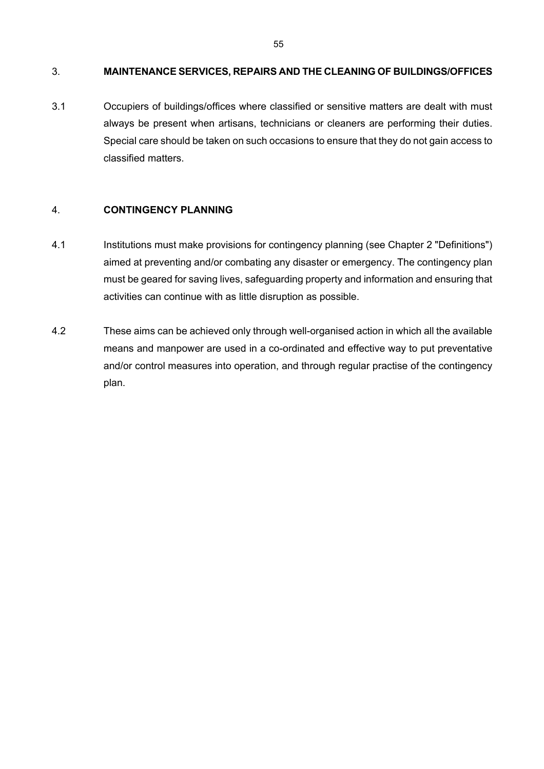## 3. MAINTENANCE SERVICES, REPAIRS AND THE CLEANING OF BUILDINGS/OFFICES

3.1 Occupiers of buildings/offices where classified or sensitive matters are dealt with must always be present when artisans, technicians or cleaners are performing their duties. Special care should be taken on such occasions to ensure that they do not gain access to classified matters.

## 4. CONTINGENCY PLANNING

4.1 Institutions must make provisions for contingency planning (see Chapter 2 "Definitions") aimed at preventing and/or combating any disaster or emergency. The contingency plan must be geared for saving lives, safeguarding property and information and ensuring that activities can continue with as little disruption as possible.

4.2 These aims can be achieved only through well-organised action in which all the available means and manpower are used in a co-ordinated and effective way to put preventative and/or control measures into operation, and through regular practise of the contingency plan.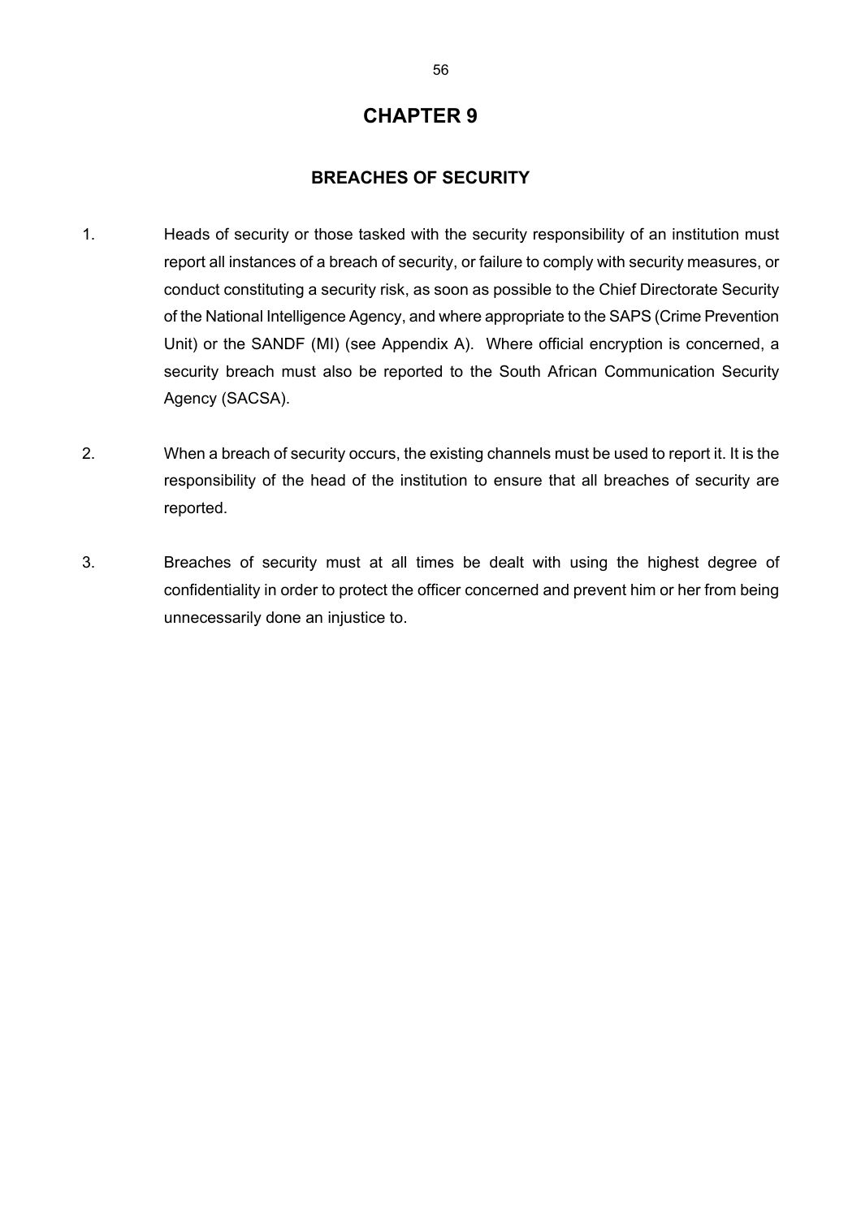# CHAPTER 9

## BREACHES OF SECURITY

1. Heads of security or those tasked with the security responsibility of an institution must report all instances of a breach of security, or failure to comply with security measures, or conduct constituting a security risk, as soon as possible to the Chief Directorate Security of the National Intelligence Agency, and where appropriate to the SAPS (Crime Prevention Unit) or the SANDF (MI) (see Appendix A). Where official encryption is concerned, a security breach must also be reported to the South African Communication Security Agency (SACSA).

2. When a breach of security occurs, the existing channels must be used to report it. It is the responsibility of the head of the institution to ensure that all breaches of security are reported.

3. Breaches of security must at all times be dealt with using the highest degree of confidentiality in order to protect the officer concerned and prevent him or her from being unnecessarily done an injustice to.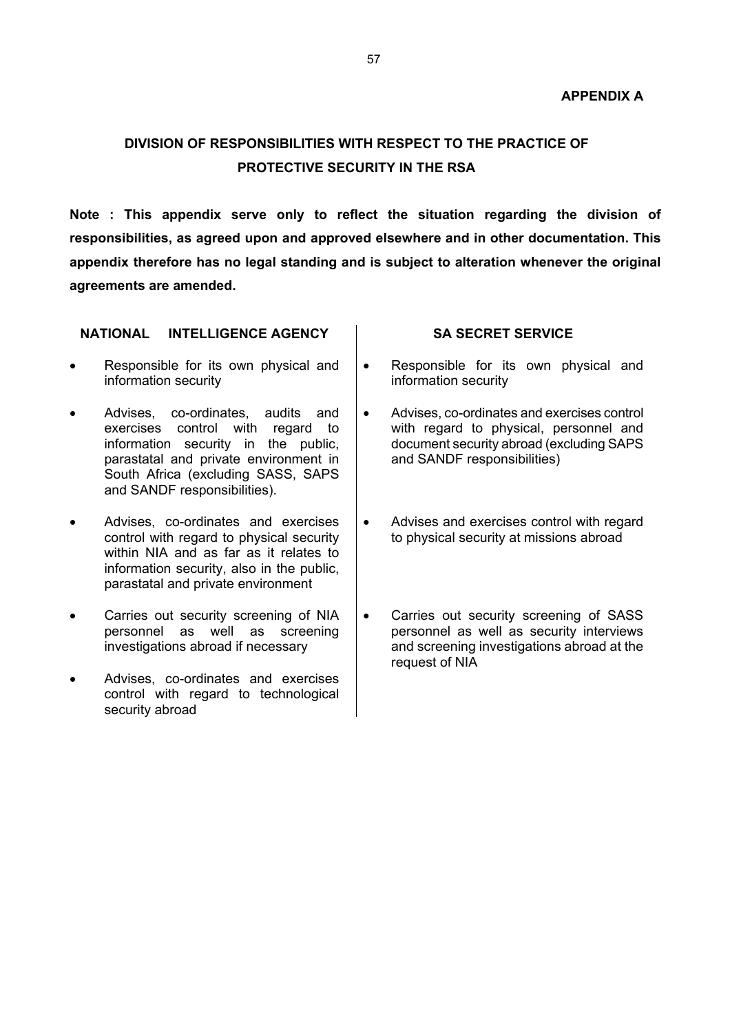**APPENDIX A**

## DIVISION OF RESPONSIBILITIES WITH RESPECT TO THE PRACTICE OF PROTECTIVE SECURITY IN THE RSA

**Note : This appendix serve only to reflect the situation regarding the division of responsibilities, as agreed upon and approved elsewhere and in other documentation. This appendix therefore has no legal standing and is subject to alteration whenever the original agreements are amended.**

| NATIONAL INTELLIGENCE AGENCY | SA SECRET SERVICE |
| --- | --- |
| • Responsible for its own physical and information security | • Responsible for its own physical and information security |
| • Advises, co-ordinates, audits and exercises control with regard to information security in the public, parastatal and private environment in South Africa (excluding SASS, SAPS and SANDF responsibilities). | • Advises, co-ordinates and exercises control with regard to physical, personnel and document security abroad (excluding SAPS and SANDF responsibilities) |
| • Advises, co-ordinates and exercises control with regard to physical security within NIA and as far as it relates to information security, also in the public, parastatal and private environment | • Advises and exercises control with regard to physical security at missions abroad |
| • Carries out security screening of NIA personnel as well as screening investigations abroad if necessary | • Carries out security screening of SASS personnel as well as security interviews and screening investigations abroad at the request of NIA |
| • Advises, co-ordinates and exercises control with regard to technological security abroad | |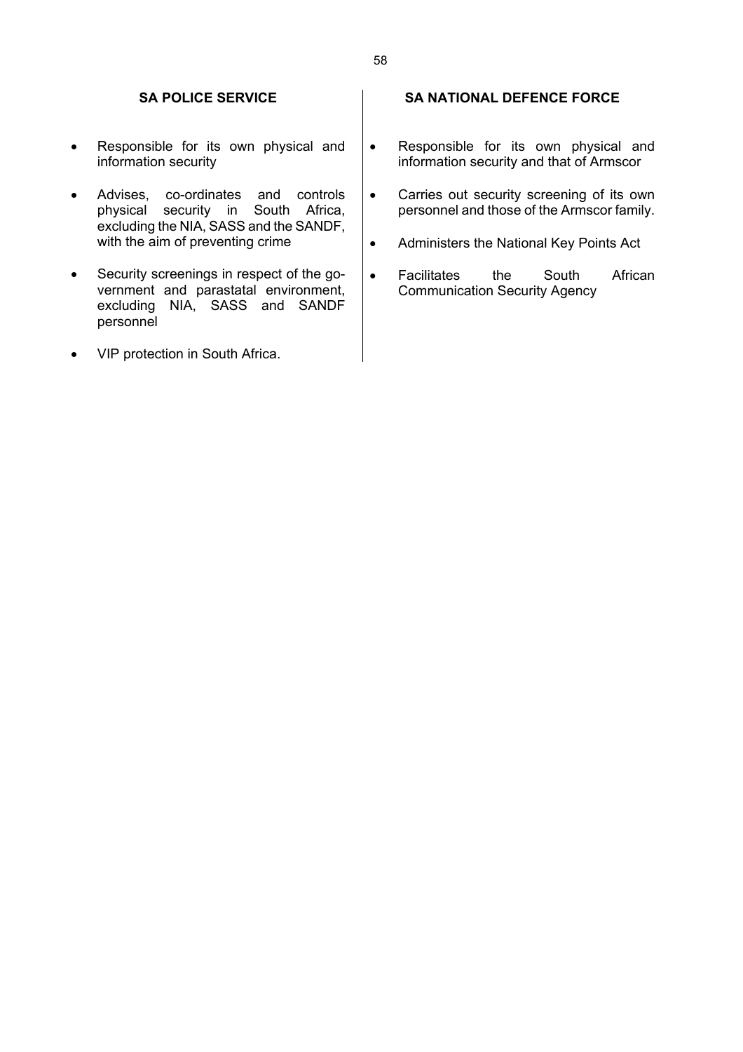**SA POLICE SERVICE**

- Responsible for its own physical and information security
- Advises, co-ordinates and controls physical security in South Africa, excluding the NIA, SASS and the SANDF, with the aim of preventing crime
- Security screenings in respect of the government and parastatal environment, excluding NIA, SASS and SANDF personnel
- VIP protection in South Africa.

**SA NATIONAL DEFENCE FORCE**

- Responsible for its own physical and information security and that of Armscor
- Carries out security screening of its own personnel and those of the Armscor family.
- Administers the National Key Points Act
- Facilitates the South African Communication Security Agency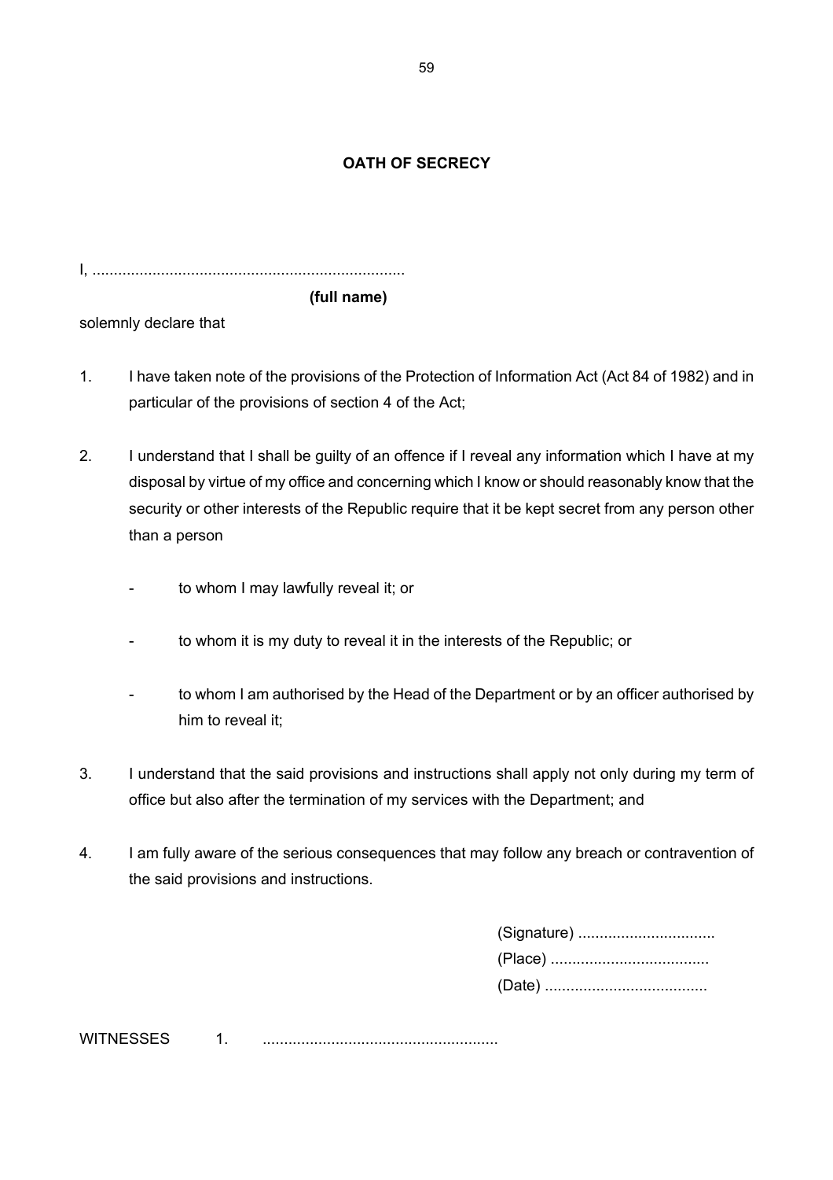## OATH OF SECRECY

I, .........................................................................

**(full name)**

solemnly declare that

1. I have taken note of the provisions of the Protection of Information Act (Act 84 of 1982) and in particular of the provisions of section 4 of the Act;

2. I understand that I shall be guilty of an offence if I reveal any information which I have at my disposal by virtue of my office and concerning which I know or should reasonably know that the security or other interests of the Republic require that it be kept secret from any person other than a person

   - to whom I may lawfully reveal it; or

   - to whom it is my duty to reveal it in the interests of the Republic; or

   - to whom I am authorised by the Head of the Department or by an officer authorised by him to reveal it;

3. I understand that the said provisions and instructions shall apply not only during my term of office but also after the termination of my services with the Department; and

4. I am fully aware of the serious consequences that may follow any breach or contravention of the said provisions and instructions.

(Signature) ................................
(Place) .....................................
(Date) ......................................

WITNESSES 1. ......................................................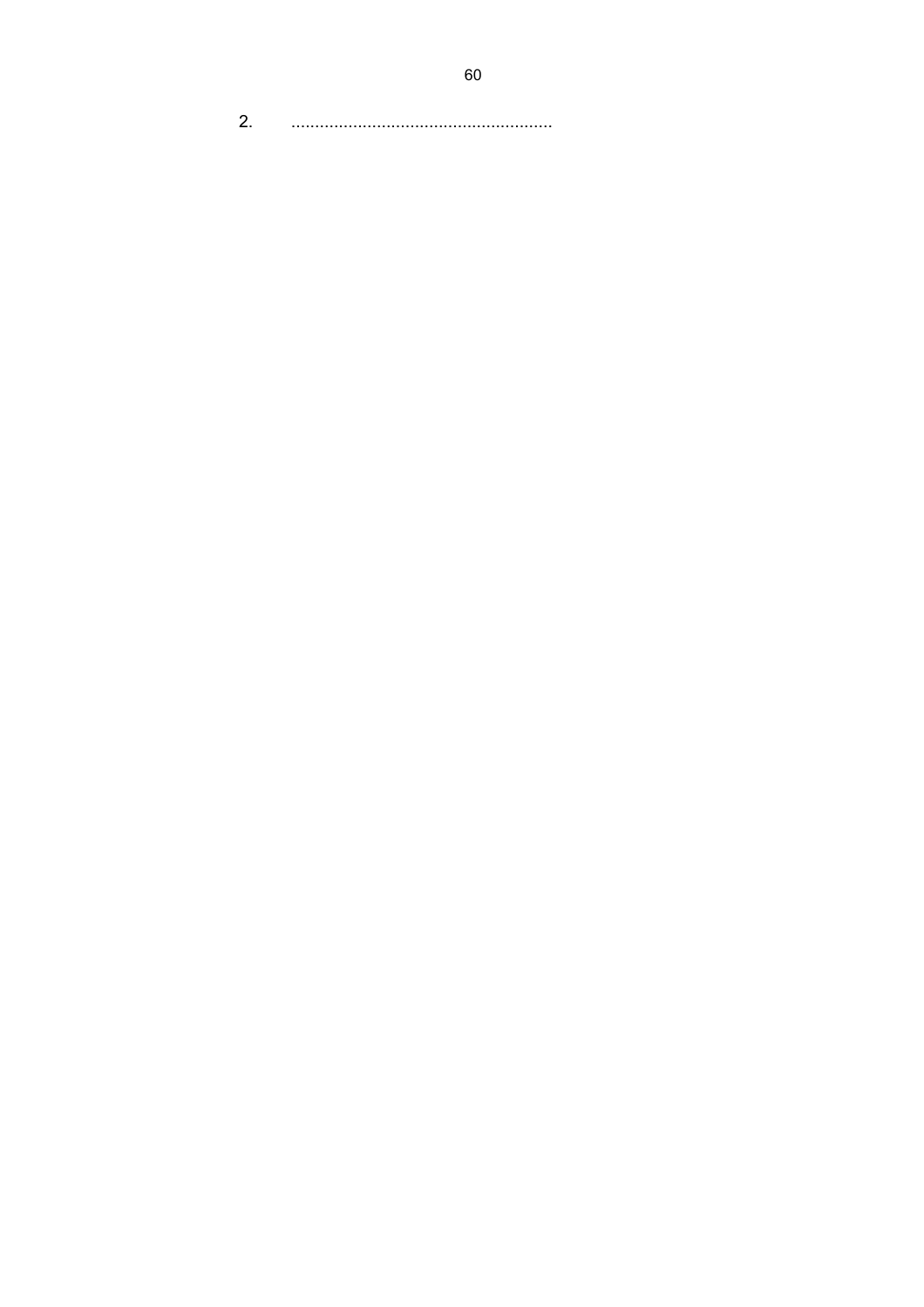2. .......................................................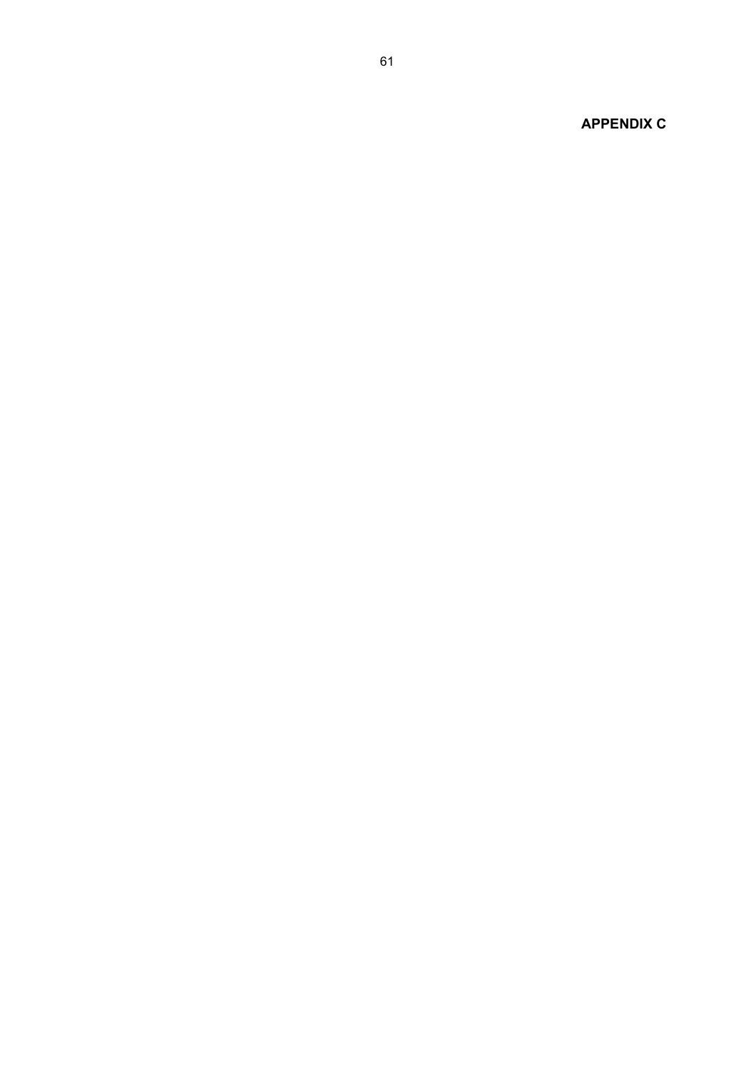**APPENDIX C**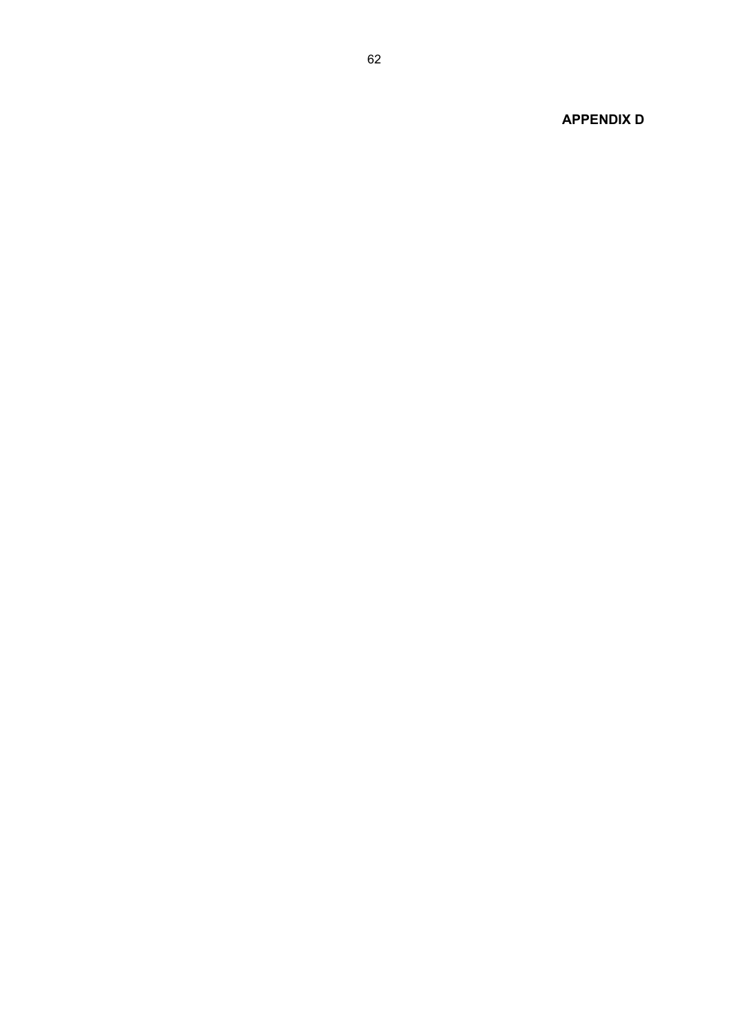**APPENDIX D**